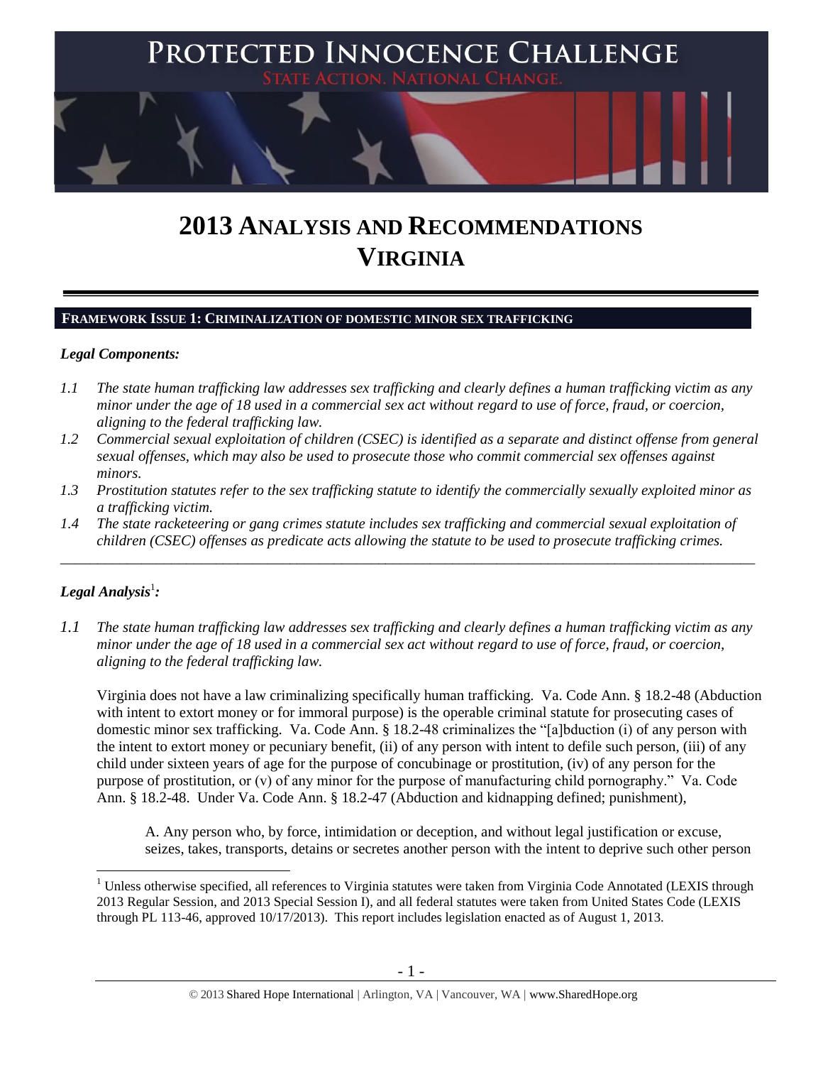# 2013 ANALYSIS AND RECOMMENDATIONS VIRGINIA

## FRAMEWORK ISSUE 1: CRIMINALIZATION OF DOMESTIC MINOR SEX TRAFFICKING

### *Legal Components:*

*1.1 The state human trafficking law addresses sex trafficking and clearly defines a human trafficking victim as any minor under the age of 18 used in a commercial sex act without regard to use of force, fraud, or coercion, aligning to the federal trafficking law.*

*1.2 Commercial sexual exploitation of children (CSEC) is identified as a separate and distinct offense from general sexual offenses, which may also be used to prosecute those who commit commercial sex offenses against minors.*

*1.3 Prostitution statutes refer to the sex trafficking statute to identify the commercially sexually exploited minor as a trafficking victim.*

*1.4 The state racketeering or gang crimes statute includes sex trafficking and commercial sexual exploitation of children (CSEC) offenses as predicate acts allowing the statute to be used to prosecute trafficking crimes.*

---

### *Legal Analysis*[1]*:*

*1.1 The state human trafficking law addresses sex trafficking and clearly defines a human trafficking victim as any minor under the age of 18 used in a commercial sex act without regard to use of force, fraud, or coercion, aligning to the federal trafficking law.*

Virginia does not have a law criminalizing specifically human trafficking. Va. Code Ann. § 18.2-48 (Abduction with intent to extort money or for immoral purpose) is the operable criminal statute for prosecuting cases of domestic minor sex trafficking. Va. Code Ann. § 18.2-48 criminalizes the "[a]bduction (i) of any person with the intent to extort money or pecuniary benefit, (ii) of any person with intent to defile such person, (iii) of any child under sixteen years of age for the purpose of concubinage or prostitution, (iv) of any person for the purpose of prostitution, or (v) of any minor for the purpose of manufacturing child pornography." Va. Code Ann. § 18.2-48. Under Va. Code Ann. § 18.2-47 (Abduction and kidnapping defined; punishment),

> A. Any person who, by force, intimidation or deception, and without legal justification or excuse, seizes, takes, transports, detains or secretes another person with the intent to deprive such other person

[1] Unless otherwise specified, all references to Virginia statutes were taken from Virginia Code Annotated (LEXIS through 2013 Regular Session, and 2013 Special Session I), and all federal statutes were taken from United States Code (LEXIS through PL 113-46, approved 10/17/2013). This report includes legislation enacted as of August 1, 2013.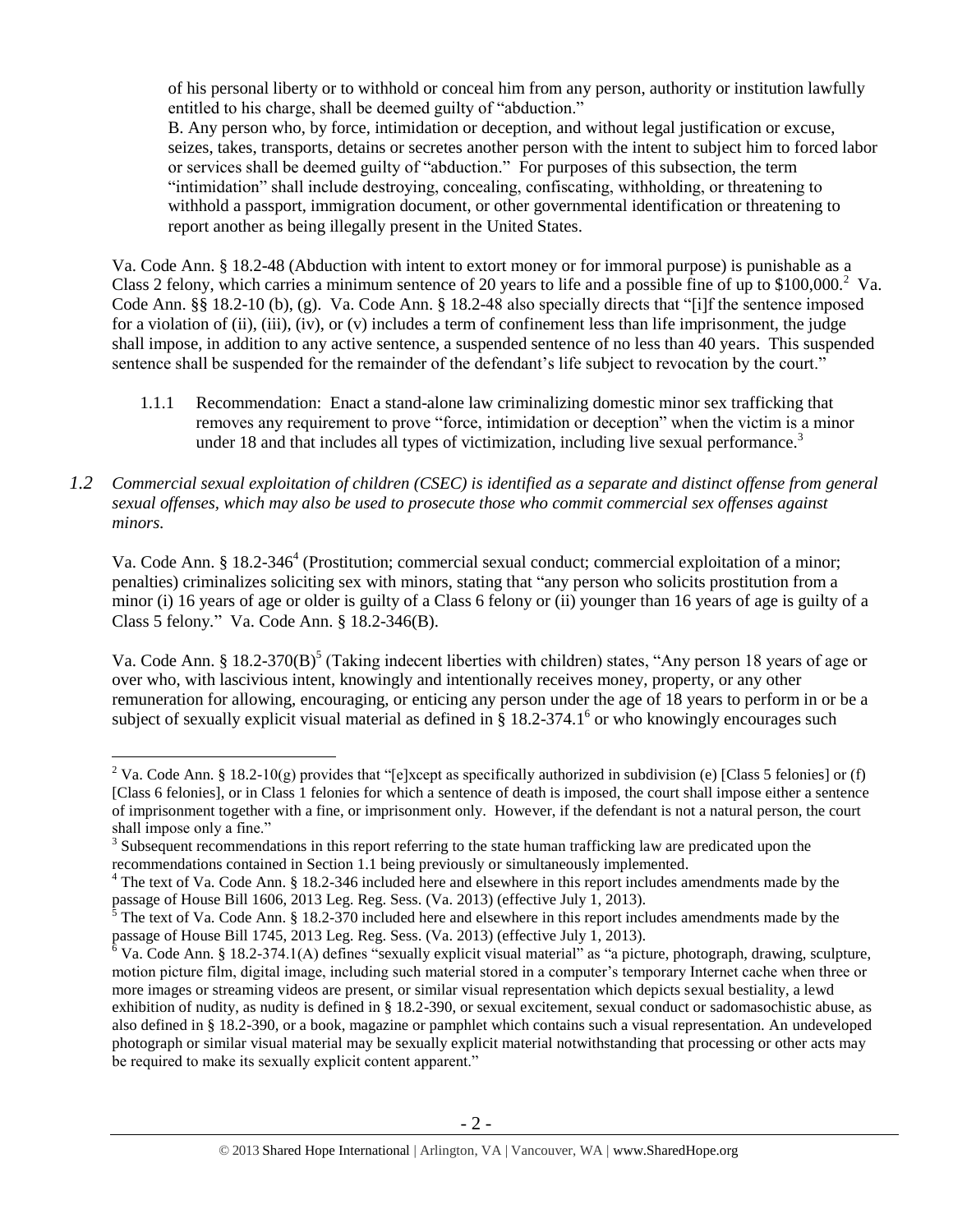of his personal liberty or to withhold or conceal him from any person, authority or institution lawfully entitled to his charge, shall be deemed guilty of "abduction."

B. Any person who, by force, intimidation or deception, and without legal justification or excuse, seizes, takes, transports, detains or secretes another person with the intent to subject him to forced labor or services shall be deemed guilty of "abduction." For purposes of this subsection, the term "intimidation" shall include destroying, concealing, confiscating, withholding, or threatening to withhold a passport, immigration document, or other governmental identification or threatening to report another as being illegally present in the United States.

Va. Code Ann. § 18.2-48 (Abduction with intent to extort money or for immoral purpose) is punishable as a Class 2 felony, which carries a minimum sentence of 20 years to life and a possible fine of up to $100,000.[2] Va. Code Ann. §§ 18.2-10 (b), (g). Va. Code Ann. § 18.2-48 also specially directs that "[i]f the sentence imposed for a violation of (ii), (iii), (iv), or (v) includes a term of confinement less than life imprisonment, the judge shall impose, in addition to any active sentence, a suspended sentence of no less than 40 years. This suspended sentence shall be suspended for the remainder of the defendant's life subject to revocation by the court."

1.1.1 Recommendation: Enact a stand-alone law criminalizing domestic minor sex trafficking that removes any requirement to prove "force, intimidation or deception" when the victim is a minor under 18 and that includes all types of victimization, including live sexual performance.[3]

*1.2 Commercial sexual exploitation of children (CSEC) is identified as a separate and distinct offense from general sexual offenses, which may also be used to prosecute those who commit commercial sex offenses against minors.*

Va. Code Ann. § 18.2-346[4] (Prostitution; commercial sexual conduct; commercial exploitation of a minor; penalties) criminalizes soliciting sex with minors, stating that "any person who solicits prostitution from a minor (i) 16 years of age or older is guilty of a Class 6 felony or (ii) younger than 16 years of age is guilty of a Class 5 felony." Va. Code Ann. § 18.2-346(B).

Va. Code Ann. § 18.2-370(B)[5] (Taking indecent liberties with children) states, "Any person 18 years of age or over who, with lascivious intent, knowingly and intentionally receives money, property, or any other remuneration for allowing, encouraging, or enticing any person under the age of 18 years to perform in or be a subject of sexually explicit visual material as defined in § 18.2-374.1[6] or who knowingly encourages such

---

[2] Va. Code Ann. § 18.2-10(g) provides that "[e]xcept as specifically authorized in subdivision (e) [Class 5 felonies] or (f) [Class 6 felonies], or in Class 1 felonies for which a sentence of death is imposed, the court shall impose either a sentence of imprisonment together with a fine, or imprisonment only. However, if the defendant is not a natural person, the court shall impose only a fine."

[3] Subsequent recommendations in this report referring to the state human trafficking law are predicated upon the recommendations contained in Section 1.1 being previously or simultaneously implemented.

[4] The text of Va. Code Ann. § 18.2-346 included here and elsewhere in this report includes amendments made by the passage of House Bill 1606, 2013 Leg. Reg. Sess. (Va. 2013) (effective July 1, 2013).

[5] The text of Va. Code Ann. § 18.2-370 included here and elsewhere in this report includes amendments made by the passage of House Bill 1745, 2013 Leg. Reg. Sess. (Va. 2013) (effective July 1, 2013).

[6] Va. Code Ann. § 18.2-374.1(A) defines "sexually explicit visual material" as "a picture, photograph, drawing, sculpture, motion picture film, digital image, including such material stored in a computer's temporary Internet cache when three or more images or streaming videos are present, or similar visual representation which depicts sexual bestiality, a lewd exhibition of nudity, as nudity is defined in § 18.2-390, or sexual excitement, sexual conduct or sadomasochistic abuse, as also defined in § 18.2-390, or a book, magazine or pamphlet which contains such a visual representation. An undeveloped photograph or similar visual material may be sexually explicit material notwithstanding that processing or other acts may be required to make its sexually explicit content apparent."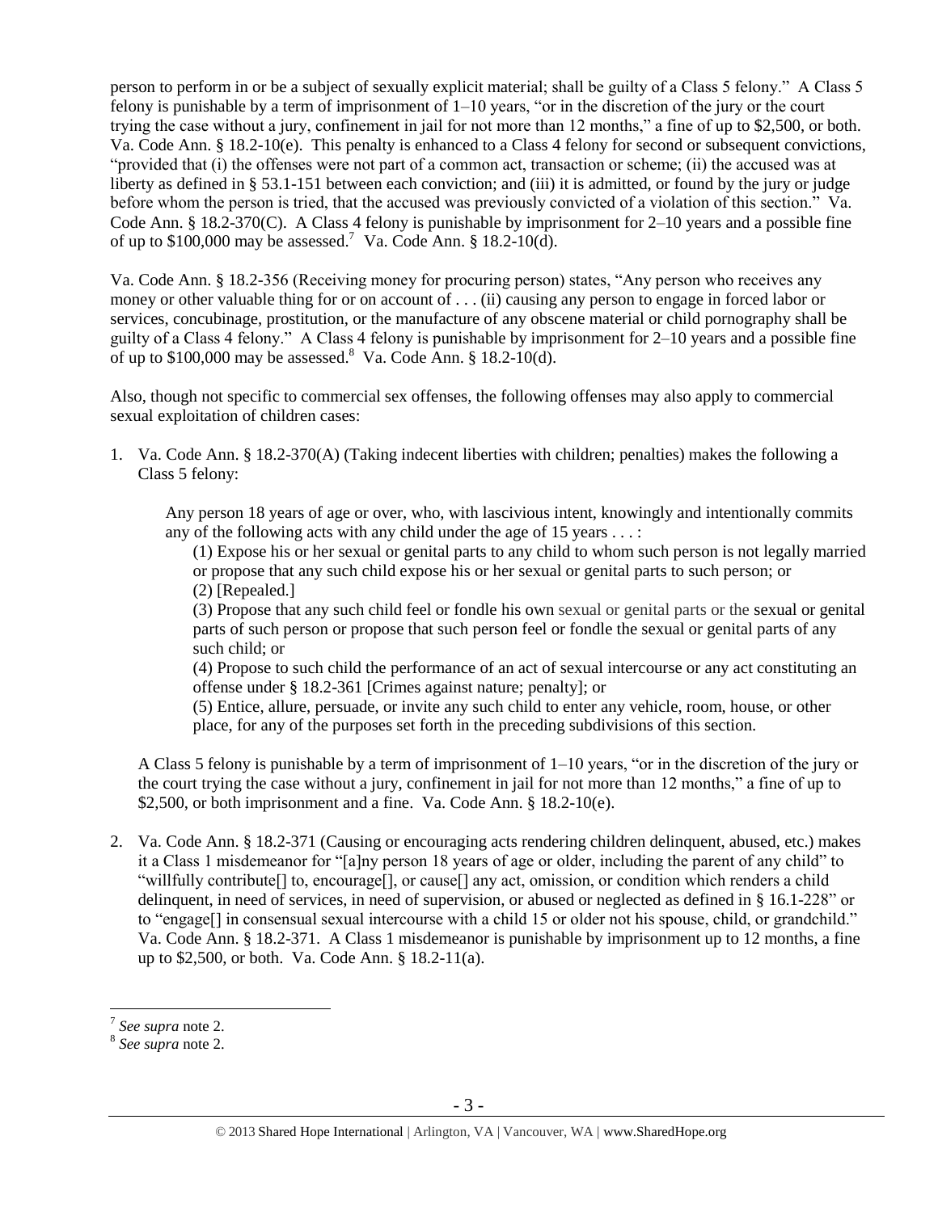person to perform in or be a subject of sexually explicit material; shall be guilty of a Class 5 felony." A Class 5 felony is punishable by a term of imprisonment of 1–10 years, "or in the discretion of the jury or the court trying the case without a jury, confinement in jail for not more than 12 months," a fine of up to $2,500, or both. Va. Code Ann. § 18.2-10(e). This penalty is enhanced to a Class 4 felony for second or subsequent convictions, "provided that (i) the offenses were not part of a common act, transaction or scheme; (ii) the accused was at liberty as defined in § 53.1-151 between each conviction; and (iii) it is admitted, or found by the jury or judge before whom the person is tried, that the accused was previously convicted of a violation of this section." Va. Code Ann. § 18.2-370(C). A Class 4 felony is punishable by imprisonment for 2–10 years and a possible fine of up to $100,000 may be assessed.[7] Va. Code Ann. § 18.2-10(d).

Va. Code Ann. § 18.2-356 (Receiving money for procuring person) states, "Any person who receives any money or other valuable thing for or on account of . . . (ii) causing any person to engage in forced labor or services, concubinage, prostitution, or the manufacture of any obscene material or child pornography shall be guilty of a Class 4 felony." A Class 4 felony is punishable by imprisonment for 2–10 years and a possible fine of up to $100,000 may be assessed.[8] Va. Code Ann. § 18.2-10(d).

Also, though not specific to commercial sex offenses, the following offenses may also apply to commercial sexual exploitation of children cases:

1. Va. Code Ann. § 18.2-370(A) (Taking indecent liberties with children; penalties) makes the following a Class 5 felony:

   Any person 18 years of age or over, who, with lascivious intent, knowingly and intentionally commits any of the following acts with any child under the age of 15 years . . . :

   (1) Expose his or her sexual or genital parts to any child to whom such person is not legally married or propose that any such child expose his or her sexual or genital parts to such person; or
   (2) [Repealed.]
   (3) Propose that any such child feel or fondle his own sexual or genital parts or the sexual or genital parts of such person or propose that such person feel or fondle the sexual or genital parts of any such child; or
   (4) Propose to such child the performance of an act of sexual intercourse or any act constituting an offense under § 18.2-361 [Crimes against nature; penalty]; or
   (5) Entice, allure, persuade, or invite any such child to enter any vehicle, room, house, or other place, for any of the purposes set forth in the preceding subdivisions of this section.

   A Class 5 felony is punishable by a term of imprisonment of 1–10 years, "or in the discretion of the jury or the court trying the case without a jury, confinement in jail for not more than 12 months," a fine of up to $2,500, or both imprisonment and a fine. Va. Code Ann. § 18.2-10(e).

2. Va. Code Ann. § 18.2-371 (Causing or encouraging acts rendering children delinquent, abused, etc.) makes it a Class 1 misdemeanor for "[a]ny person 18 years of age or older, including the parent of any child" to "willfully contribute[] to, encourage[], or cause[] any act, omission, or condition which renders a child delinquent, in need of services, in need of supervision, or abused or neglected as defined in § 16.1-228" or to "engage[] in consensual sexual intercourse with a child 15 or older not his spouse, child, or grandchild." Va. Code Ann. § 18.2-371. A Class 1 misdemeanor is punishable by imprisonment up to 12 months, a fine up to $2,500, or both. Va. Code Ann. § 18.2-11(a).

[7] *See supra* note 2.
[8] *See supra* note 2.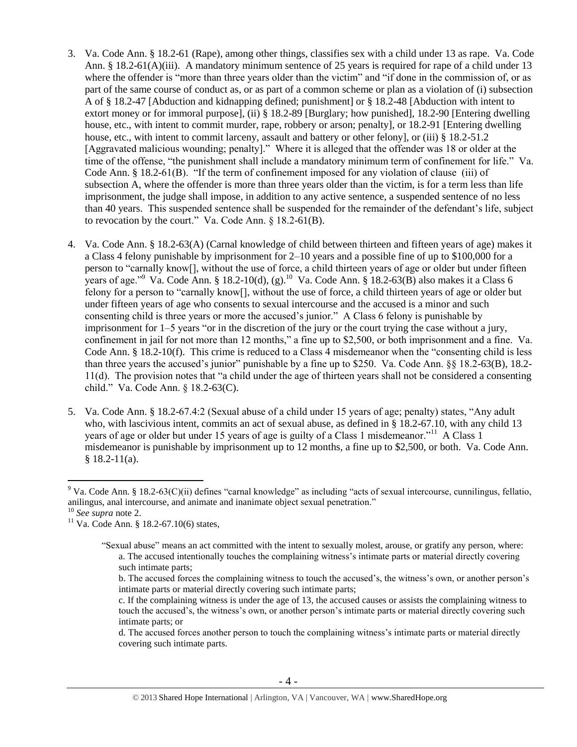3. Va. Code Ann. § 18.2-61 (Rape), among other things, classifies sex with a child under 13 as rape. Va. Code Ann. § 18.2-61(A)(iii). A mandatory minimum sentence of 25 years is required for rape of a child under 13 where the offender is "more than three years older than the victim" and "if done in the commission of, or as part of the same course of conduct as, or as part of a common scheme or plan as a violation of (i) subsection A of § 18.2-47 [Abduction and kidnapping defined; punishment] or § 18.2-48 [Abduction with intent to extort money or for immoral purpose], (ii) § 18.2-89 [Burglary; how punished], 18.2-90 [Entering dwelling house, etc., with intent to commit murder, rape, robbery or arson; penalty], or 18.2-91 [Entering dwelling house, etc., with intent to commit larceny, assault and battery or other felony], or (iii) § 18.2-51.2 [Aggravated malicious wounding; penalty]." Where it is alleged that the offender was 18 or older at the time of the offense, "the punishment shall include a mandatory minimum term of confinement for life." Va. Code Ann. § 18.2-61(B). "If the term of confinement imposed for any violation of clause (iii) of subsection A, where the offender is more than three years older than the victim, is for a term less than life imprisonment, the judge shall impose, in addition to any active sentence, a suspended sentence of no less than 40 years. This suspended sentence shall be suspended for the remainder of the defendant's life, subject to revocation by the court." Va. Code Ann. § 18.2-61(B).

4. Va. Code Ann. § 18.2-63(A) (Carnal knowledge of child between thirteen and fifteen years of age) makes it a Class 4 felony punishable by imprisonment for 2–10 years and a possible fine of up to $100,000 for a person to "carnally know[], without the use of force, a child thirteen years of age or older but under fifteen years of age."[9] Va. Code Ann. § 18.2-10(d), (g).[10] Va. Code Ann. § 18.2-63(B) also makes it a Class 6 felony for a person to "carnally know[], without the use of force, a child thirteen years of age or older but under fifteen years of age who consents to sexual intercourse and the accused is a minor and such consenting child is three years or more the accused's junior." A Class 6 felony is punishable by imprisonment for 1–5 years "or in the discretion of the jury or the court trying the case without a jury, confinement in jail for not more than 12 months," a fine up to $2,500, or both imprisonment and a fine. Va. Code Ann. § 18.2-10(f). This crime is reduced to a Class 4 misdemeanor when the "consenting child is less than three years the accused's junior" punishable by a fine up to $250. Va. Code Ann. §§ 18.2-63(B), 18.2-11(d). The provision notes that "a child under the age of thirteen years shall not be considered a consenting child." Va. Code Ann. § 18.2-63(C).

5. Va. Code Ann. § 18.2-67.4:2 (Sexual abuse of a child under 15 years of age; penalty) states, "Any adult who, with lascivious intent, commits an act of sexual abuse, as defined in § 18.2-67.10, with any child 13 years of age or older but under 15 years of age is guilty of a Class 1 misdemeanor."[11] A Class 1 misdemeanor is punishable by imprisonment up to 12 months, a fine up to $2,500, or both. Va. Code Ann. § 18.2-11(a).

---

[9] Va. Code Ann. § 18.2-63(C)(ii) defines "carnal knowledge" as including "acts of sexual intercourse, cunnilingus, fellatio, anilingus, anal intercourse, and animate and inanimate object sexual penetration."

[10] *See supra* note 2.

[11] Va. Code Ann. § 18.2-67.10(6) states,

> "Sexual abuse" means an act committed with the intent to sexually molest, arouse, or gratify any person, where:
> a. The accused intentionally touches the complaining witness's intimate parts or material directly covering such intimate parts;
> b. The accused forces the complaining witness to touch the accused's, the witness's own, or another person's intimate parts or material directly covering such intimate parts;
> c. If the complaining witness is under the age of 13, the accused causes or assists the complaining witness to touch the accused's, the witness's own, or another person's intimate parts or material directly covering such intimate parts; or
> d. The accused forces another person to touch the complaining witness's intimate parts or material directly covering such intimate parts.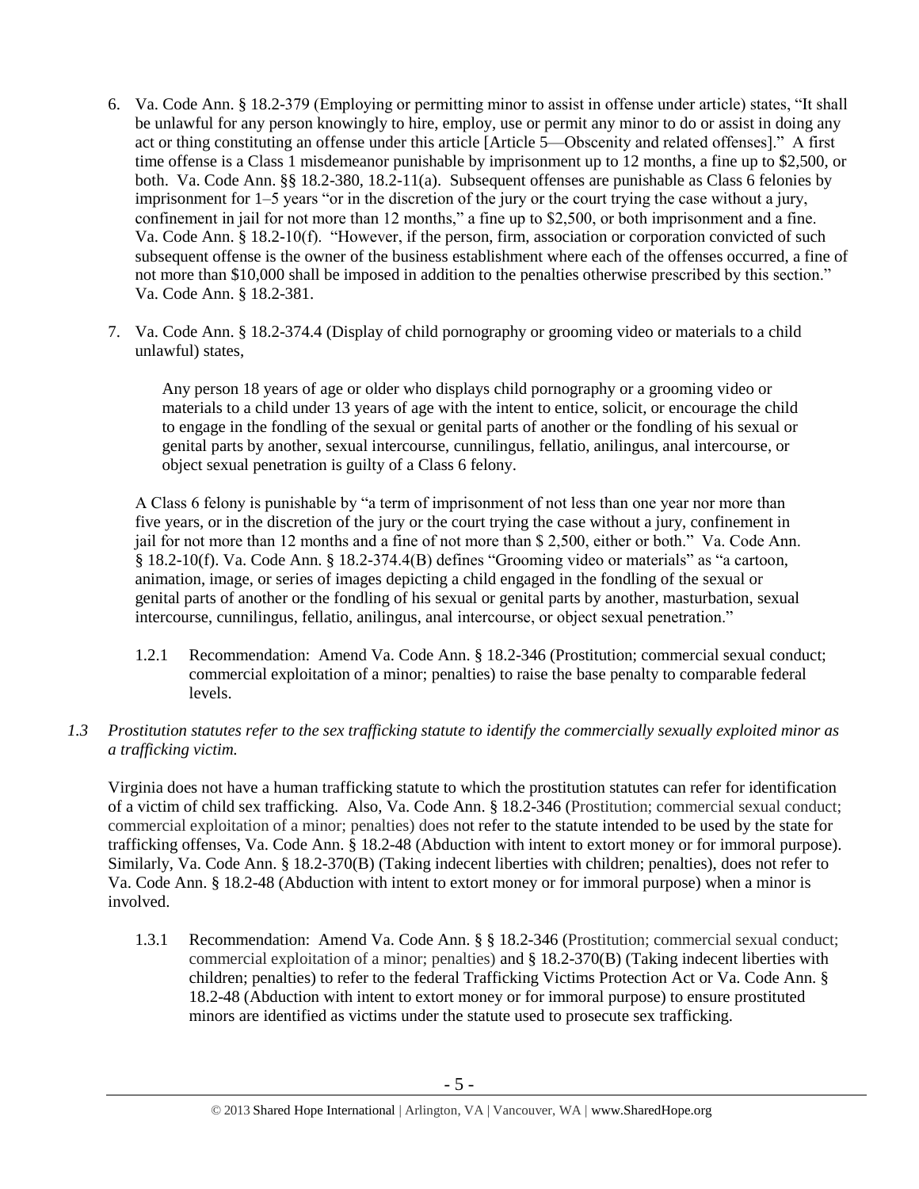6. Va. Code Ann. § 18.2-379 (Employing or permitting minor to assist in offense under article) states, "It shall be unlawful for any person knowingly to hire, employ, use or permit any minor to do or assist in doing any act or thing constituting an offense under this article [Article 5—Obscenity and related offenses]." A first time offense is a Class 1 misdemeanor punishable by imprisonment up to 12 months, a fine up to $2,500, or both. Va. Code Ann. §§ 18.2-380, 18.2-11(a). Subsequent offenses are punishable as Class 6 felonies by imprisonment for 1–5 years "or in the discretion of the jury or the court trying the case without a jury, confinement in jail for not more than 12 months," a fine up to $2,500, or both imprisonment and a fine. Va. Code Ann. § 18.2-10(f). "However, if the person, firm, association or corporation convicted of such subsequent offense is the owner of the business establishment where each of the offenses occurred, a fine of not more than $10,000 shall be imposed in addition to the penalties otherwise prescribed by this section." Va. Code Ann. § 18.2-381.

7. Va. Code Ann. § 18.2-374.4 (Display of child pornography or grooming video or materials to a child unlawful) states,

   > Any person 18 years of age or older who displays child pornography or a grooming video or materials to a child under 13 years of age with the intent to entice, solicit, or encourage the child to engage in the fondling of the sexual or genital parts of another or the fondling of his sexual or genital parts by another, sexual intercourse, cunnilingus, fellatio, anilingus, anal intercourse, or object sexual penetration is guilty of a Class 6 felony.

   A Class 6 felony is punishable by "a term of imprisonment of not less than one year nor more than five years, or in the discretion of the jury or the court trying the case without a jury, confinement in jail for not more than 12 months and a fine of not more than $ 2,500, either or both." Va. Code Ann. § 18.2-10(f). Va. Code Ann. § 18.2-374.4(B) defines "Grooming video or materials" as "a cartoon, animation, image, or series of images depicting a child engaged in the fondling of the sexual or genital parts of another or the fondling of his sexual or genital parts by another, masturbation, sexual intercourse, cunnilingus, fellatio, anilingus, anal intercourse, or object sexual penetration."

   1.2.1 Recommendation: Amend Va. Code Ann. § 18.2-346 (Prostitution; commercial sexual conduct; commercial exploitation of a minor; penalties) to raise the base penalty to comparable federal levels.

*1.3 Prostitution statutes refer to the sex trafficking statute to identify the commercially sexually exploited minor as a trafficking victim.*

Virginia does not have a human trafficking statute to which the prostitution statutes can refer for identification of a victim of child sex trafficking. Also, Va. Code Ann. § 18.2-346 (Prostitution; commercial sexual conduct; commercial exploitation of a minor; penalties) does not refer to the statute intended to be used by the state for trafficking offenses, Va. Code Ann. § 18.2-48 (Abduction with intent to extort money or for immoral purpose). Similarly, Va. Code Ann. § 18.2-370(B) (Taking indecent liberties with children; penalties), does not refer to Va. Code Ann. § 18.2-48 (Abduction with intent to extort money or for immoral purpose) when a minor is involved.

1.3.1 Recommendation: Amend Va. Code Ann. § § 18.2-346 (Prostitution; commercial sexual conduct; commercial exploitation of a minor; penalties) and § 18.2-370(B) (Taking indecent liberties with children; penalties) to refer to the federal Trafficking Victims Protection Act or Va. Code Ann. § 18.2-48 (Abduction with intent to extort money or for immoral purpose) to ensure prostituted minors are identified as victims under the statute used to prosecute sex trafficking.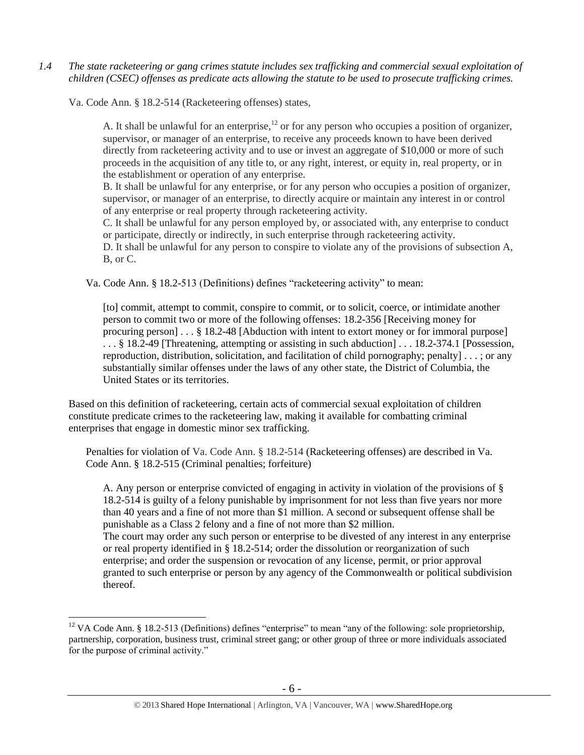*1.4 The state racketeering or gang crimes statute includes sex trafficking and commercial sexual exploitation of children (CSEC) offenses as predicate acts allowing the statute to be used to prosecute trafficking crimes.*

Va. Code Ann. § 18.2-514 (Racketeering offenses) states,

> A. It shall be unlawful for an enterprise,[12] or for any person who occupies a position of organizer, supervisor, or manager of an enterprise, to receive any proceeds known to have been derived directly from racketeering activity and to use or invest an aggregate of $10,000 or more of such proceeds in the acquisition of any title to, or any right, interest, or equity in, real property, or in the establishment or operation of any enterprise.
> B. It shall be unlawful for any enterprise, or for any person who occupies a position of organizer, supervisor, or manager of an enterprise, to directly acquire or maintain any interest in or control of any enterprise or real property through racketeering activity.
> C. It shall be unlawful for any person employed by, or associated with, any enterprise to conduct or participate, directly or indirectly, in such enterprise through racketeering activity.
> D. It shall be unlawful for any person to conspire to violate any of the provisions of subsection A, B, or C.

Va. Code Ann. § 18.2-513 (Definitions) defines "racketeering activity" to mean:

> [to] commit, attempt to commit, conspire to commit, or to solicit, coerce, or intimidate another person to commit two or more of the following offenses: 18.2-356 [Receiving money for procuring person] . . . § 18.2-48 [Abduction with intent to extort money or for immoral purpose] . . . § 18.2-49 [Threatening, attempting or assisting in such abduction] . . . 18.2-374.1 [Possession, reproduction, distribution, solicitation, and facilitation of child pornography; penalty] . . . ; or any substantially similar offenses under the laws of any other state, the District of Columbia, the United States or its territories.

Based on this definition of racketeering, certain acts of commercial sexual exploitation of children constitute predicate crimes to the racketeering law, making it available for combatting criminal enterprises that engage in domestic minor sex trafficking.

Penalties for violation of Va. Code Ann. § 18.2-514 (Racketeering offenses) are described in Va. Code Ann. § 18.2-515 (Criminal penalties; forfeiture)

> A. Any person or enterprise convicted of engaging in activity in violation of the provisions of § 18.2-514 is guilty of a felony punishable by imprisonment for not less than five years nor more than 40 years and a fine of not more than $1 million. A second or subsequent offense shall be punishable as a Class 2 felony and a fine of not more than $2 million.
> The court may order any such person or enterprise to be divested of any interest in any enterprise or real property identified in § 18.2-514; order the dissolution or reorganization of such enterprise; and order the suspension or revocation of any license, permit, or prior approval granted to such enterprise or person by any agency of the Commonwealth or political subdivision thereof.

---

[12] VA Code Ann. § 18.2-513 (Definitions) defines "enterprise" to mean "any of the following: sole proprietorship, partnership, corporation, business trust, criminal street gang; or other group of three or more individuals associated for the purpose of criminal activity."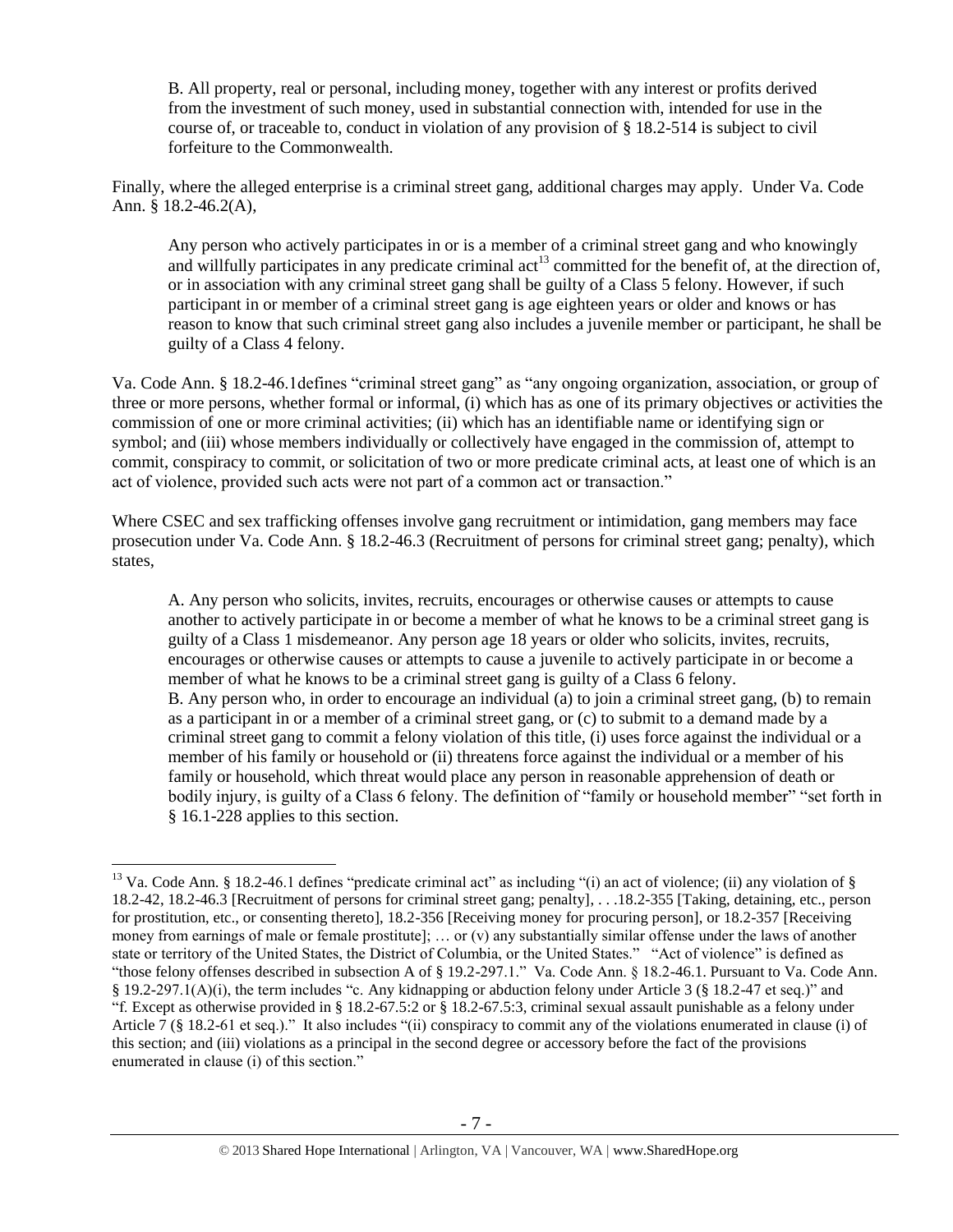> B. All property, real or personal, including money, together with any interest or profits derived from the investment of such money, used in substantial connection with, intended for use in the course of, or traceable to, conduct in violation of any provision of § 18.2-514 is subject to civil forfeiture to the Commonwealth.

Finally, where the alleged enterprise is a criminal street gang, additional charges may apply. Under Va. Code Ann. § 18.2-46.2(A),

> Any person who actively participates in or is a member of a criminal street gang and who knowingly and willfully participates in any predicate criminal act[13] committed for the benefit of, at the direction of, or in association with any criminal street gang shall be guilty of a Class 5 felony. However, if such participant in or member of a criminal street gang is age eighteen years or older and knows or has reason to know that such criminal street gang also includes a juvenile member or participant, he shall be guilty of a Class 4 felony.

Va. Code Ann. § 18.2-46.1defines "criminal street gang" as "any ongoing organization, association, or group of three or more persons, whether formal or informal, (i) which has as one of its primary objectives or activities the commission of one or more criminal activities; (ii) which has an identifiable name or identifying sign or symbol; and (iii) whose members individually or collectively have engaged in the commission of, attempt to commit, conspiracy to commit, or solicitation of two or more predicate criminal acts, at least one of which is an act of violence, provided such acts were not part of a common act or transaction."

Where CSEC and sex trafficking offenses involve gang recruitment or intimidation, gang members may face prosecution under Va. Code Ann. § 18.2-46.3 (Recruitment of persons for criminal street gang; penalty), which states,

> A. Any person who solicits, invites, recruits, encourages or otherwise causes or attempts to cause another to actively participate in or become a member of what he knows to be a criminal street gang is guilty of a Class 1 misdemeanor. Any person age 18 years or older who solicits, invites, recruits, encourages or otherwise causes or attempts to cause a juvenile to actively participate in or become a member of what he knows to be a criminal street gang is guilty of a Class 6 felony.
> B. Any person who, in order to encourage an individual (a) to join a criminal street gang, (b) to remain as a participant in or a member of a criminal street gang, or (c) to submit to a demand made by a criminal street gang to commit a felony violation of this title, (i) uses force against the individual or a member of his family or household or (ii) threatens force against the individual or a member of his family or household, which threat would place any person in reasonable apprehension of death or bodily injury, is guilty of a Class 6 felony. The definition of "family or household member" "set forth in § 16.1-228 applies to this section.

---

[13] Va. Code Ann. § 18.2-46.1 defines "predicate criminal act" as including "(i) an act of violence; (ii) any violation of § 18.2-42, 18.2-46.3 [Recruitment of persons for criminal street gang; penalty], . . .18.2-355 [Taking, detaining, etc., person for prostitution, etc., or consenting thereto], 18.2-356 [Receiving money for procuring person], or 18.2-357 [Receiving money from earnings of male or female prostitute]; … or (v) any substantially similar offense under the laws of another state or territory of the United States, the District of Columbia, or the United States." "Act of violence" is defined as "those felony offenses described in subsection A of § 19.2-297.1." Va. Code Ann. § 18.2-46.1. Pursuant to Va. Code Ann. § 19.2-297.1(A)(i), the term includes "c. Any kidnapping or abduction felony under Article 3 (§ 18.2-47 et seq.)" and "f. Except as otherwise provided in § 18.2-67.5:2 or § 18.2-67.5:3, criminal sexual assault punishable as a felony under Article 7 (§ 18.2-61 et seq.)." It also includes "(ii) conspiracy to commit any of the violations enumerated in clause (i) of this section; and (iii) violations as a principal in the second degree or accessory before the fact of the provisions enumerated in clause (i) of this section."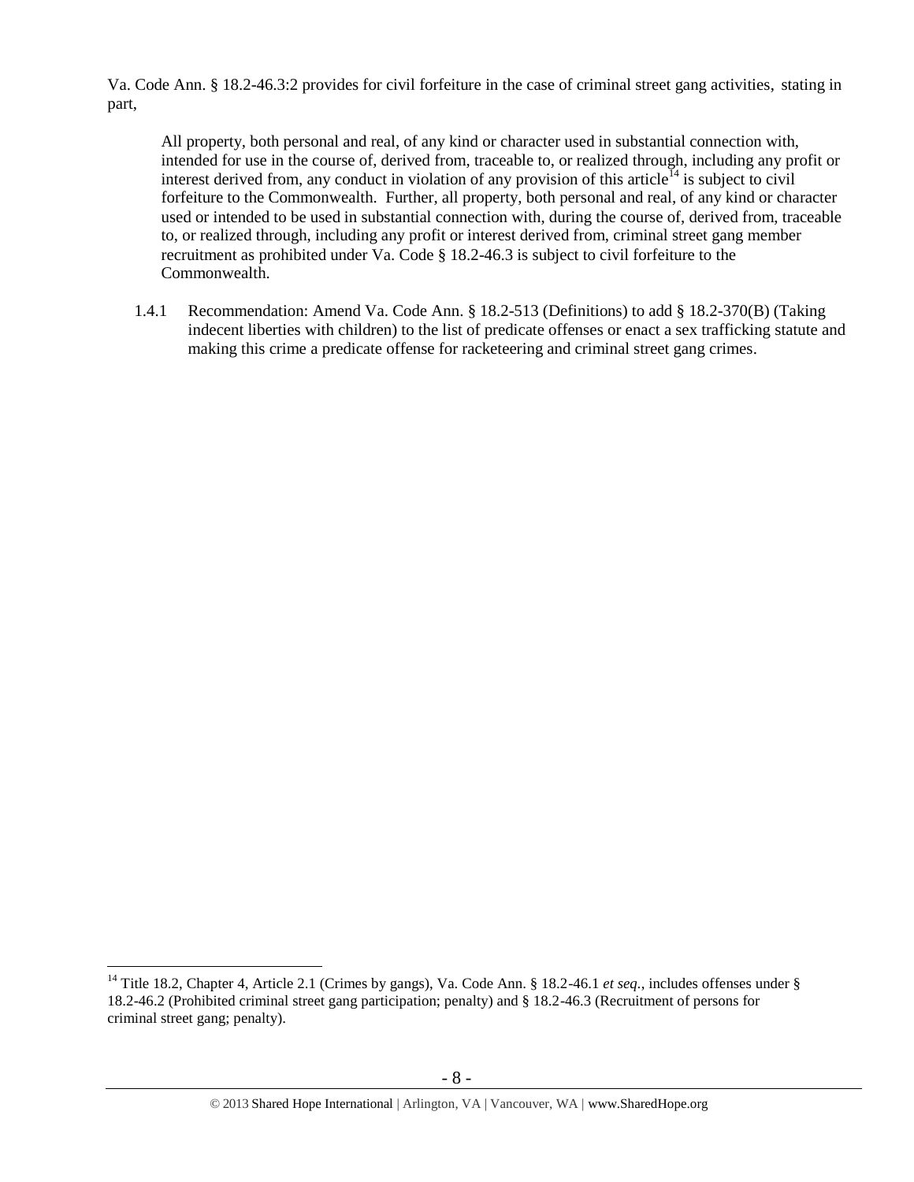Va. Code Ann. § 18.2-46.3:2 provides for civil forfeiture in the case of criminal street gang activities, stating in part,

> All property, both personal and real, of any kind or character used in substantial connection with, intended for use in the course of, derived from, traceable to, or realized through, including any profit or interest derived from, any conduct in violation of any provision of this article[14] is subject to civil forfeiture to the Commonwealth. Further, all property, both personal and real, of any kind or character used or intended to be used in substantial connection with, during the course of, derived from, traceable to, or realized through, including any profit or interest derived from, criminal street gang member recruitment as prohibited under Va. Code § 18.2-46.3 is subject to civil forfeiture to the Commonwealth.

1.4.1 Recommendation: Amend Va. Code Ann. § 18.2-513 (Definitions) to add § 18.2-370(B) (Taking indecent liberties with children) to the list of predicate offenses or enact a sex trafficking statute and making this crime a predicate offense for racketeering and criminal street gang crimes.

---

[14] Title 18.2, Chapter 4, Article 2.1 (Crimes by gangs), Va. Code Ann. § 18.2-46.1 *et seq*., includes offenses under § 18.2-46.2 (Prohibited criminal street gang participation; penalty) and § 18.2-46.3 (Recruitment of persons for criminal street gang; penalty).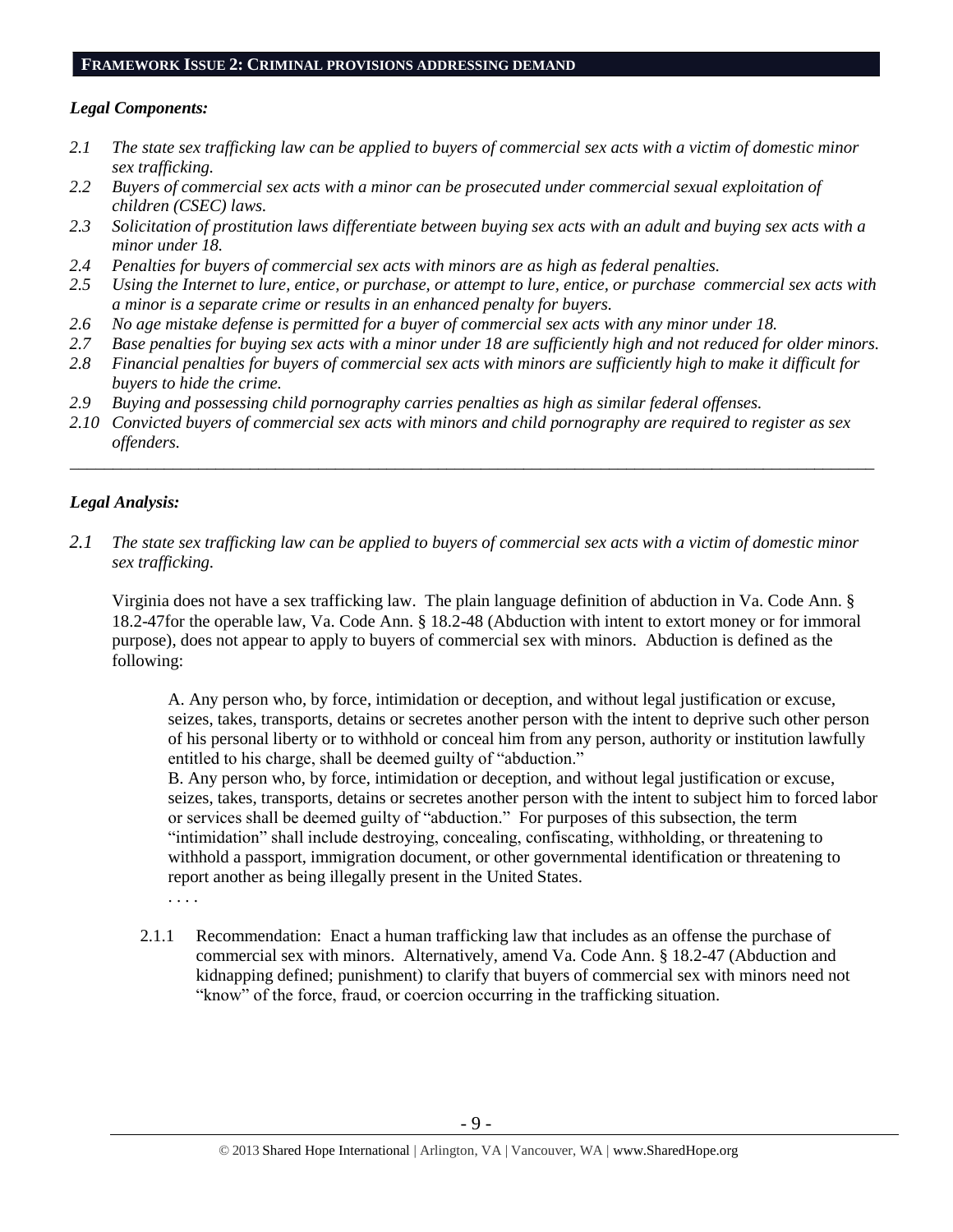## FRAMEWORK ISSUE 2: CRIMINAL PROVISIONS ADDRESSING DEMAND

### *Legal Components:*

*2.1 The state sex trafficking law can be applied to buyers of commercial sex acts with a victim of domestic minor sex trafficking.*

*2.2 Buyers of commercial sex acts with a minor can be prosecuted under commercial sexual exploitation of children (CSEC) laws.*

*2.3 Solicitation of prostitution laws differentiate between buying sex acts with an adult and buying sex acts with a minor under 18.*

*2.4 Penalties for buyers of commercial sex acts with minors are as high as federal penalties.*

*2.5 Using the Internet to lure, entice, or purchase, or attempt to lure, entice, or purchase commercial sex acts with a minor is a separate crime or results in an enhanced penalty for buyers.*

*2.6 No age mistake defense is permitted for a buyer of commercial sex acts with any minor under 18.*

*2.7 Base penalties for buying sex acts with a minor under 18 are sufficiently high and not reduced for older minors.*

*2.8 Financial penalties for buyers of commercial sex acts with minors are sufficiently high to make it difficult for buyers to hide the crime.*

*2.9 Buying and possessing child pornography carries penalties as high as similar federal offenses.*

*2.10 Convicted buyers of commercial sex acts with minors and child pornography are required to register as sex offenders.*

---

### *Legal Analysis:*

*2.1 The state sex trafficking law can be applied to buyers of commercial sex acts with a victim of domestic minor sex trafficking.*

Virginia does not have a sex trafficking law. The plain language definition of abduction in Va. Code Ann. § 18.2-47for the operable law, Va. Code Ann. § 18.2-48 (Abduction with intent to extort money or for immoral purpose), does not appear to apply to buyers of commercial sex with minors. Abduction is defined as the following:

> A. Any person who, by force, intimidation or deception, and without legal justification or excuse, seizes, takes, transports, detains or secretes another person with the intent to deprive such other person of his personal liberty or to withhold or conceal him from any person, authority or institution lawfully entitled to his charge, shall be deemed guilty of "abduction."
>
> B. Any person who, by force, intimidation or deception, and without legal justification or excuse, seizes, takes, transports, detains or secretes another person with the intent to subject him to forced labor or services shall be deemed guilty of "abduction." For purposes of this subsection, the term "intimidation" shall include destroying, concealing, confiscating, withholding, or threatening to withhold a passport, immigration document, or other governmental identification or threatening to report another as being illegally present in the United States.
>
> . . . .

2.1.1 Recommendation: Enact a human trafficking law that includes as an offense the purchase of commercial sex with minors. Alternatively, amend Va. Code Ann. § 18.2-47 (Abduction and kidnapping defined; punishment) to clarify that buyers of commercial sex with minors need not "know" of the force, fraud, or coercion occurring in the trafficking situation.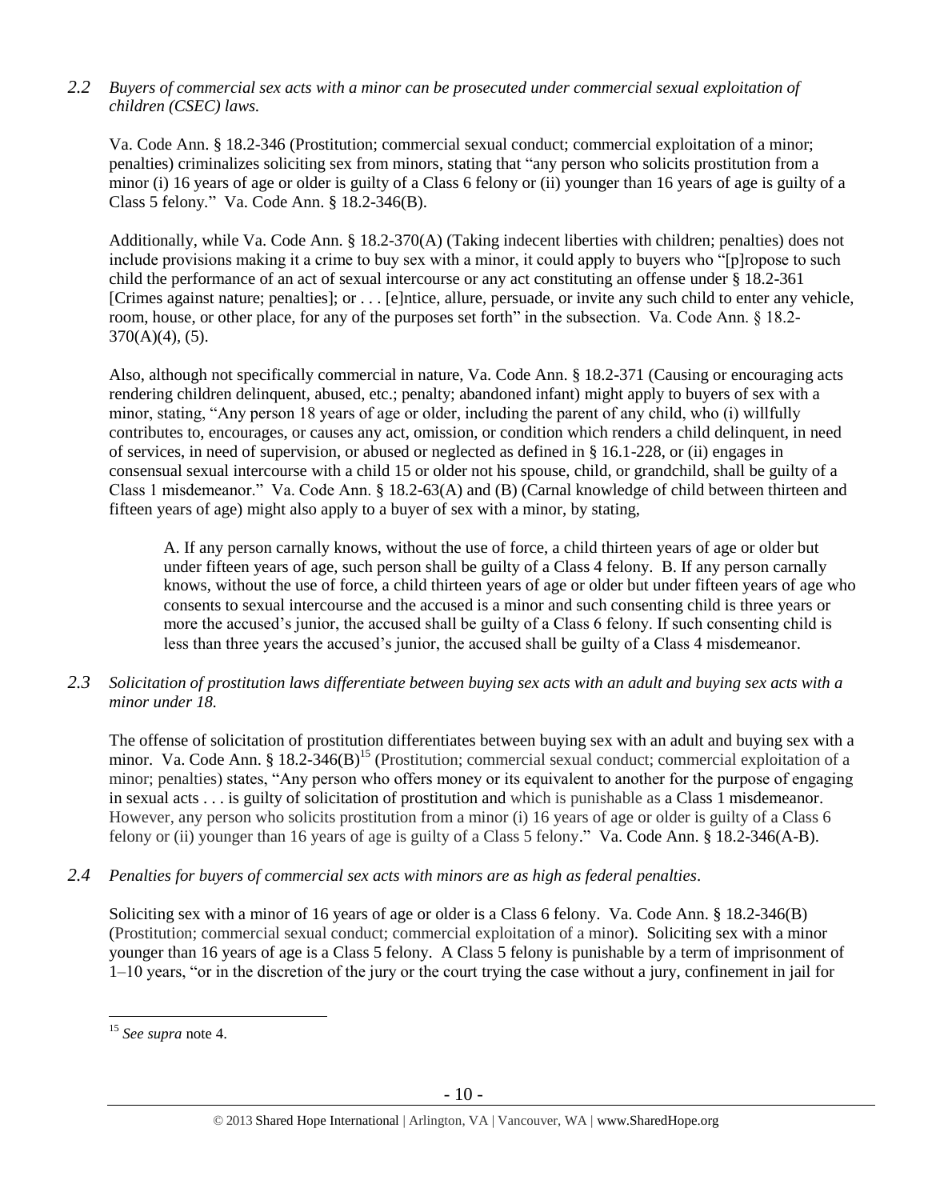*2.2 Buyers of commercial sex acts with a minor can be prosecuted under commercial sexual exploitation of children (CSEC) laws.*

Va. Code Ann. § 18.2-346 (Prostitution; commercial sexual conduct; commercial exploitation of a minor; penalties) criminalizes soliciting sex from minors, stating that "any person who solicits prostitution from a minor (i) 16 years of age or older is guilty of a Class 6 felony or (ii) younger than 16 years of age is guilty of a Class 5 felony." Va. Code Ann. § 18.2-346(B).

Additionally, while Va. Code Ann. § 18.2-370(A) (Taking indecent liberties with children; penalties) does not include provisions making it a crime to buy sex with a minor, it could apply to buyers who "[p]ropose to such child the performance of an act of sexual intercourse or any act constituting an offense under § 18.2-361 [Crimes against nature; penalties]; or . . . [e]ntice, allure, persuade, or invite any such child to enter any vehicle, room, house, or other place, for any of the purposes set forth" in the subsection. Va. Code Ann. § 18.2-370(A)(4), (5).

Also, although not specifically commercial in nature, Va. Code Ann. § 18.2-371 (Causing or encouraging acts rendering children delinquent, abused, etc.; penalty; abandoned infant) might apply to buyers of sex with a minor, stating, "Any person 18 years of age or older, including the parent of any child, who (i) willfully contributes to, encourages, or causes any act, omission, or condition which renders a child delinquent, in need of services, in need of supervision, or abused or neglected as defined in § 16.1-228, or (ii) engages in consensual sexual intercourse with a child 15 or older not his spouse, child, or grandchild, shall be guilty of a Class 1 misdemeanor." Va. Code Ann. § 18.2-63(A) and (B) (Carnal knowledge of child between thirteen and fifteen years of age) might also apply to a buyer of sex with a minor, by stating,

> A. If any person carnally knows, without the use of force, a child thirteen years of age or older but under fifteen years of age, such person shall be guilty of a Class 4 felony. B. If any person carnally knows, without the use of force, a child thirteen years of age or older but under fifteen years of age who consents to sexual intercourse and the accused is a minor and such consenting child is three years or more the accused's junior, the accused shall be guilty of a Class 6 felony. If such consenting child is less than three years the accused's junior, the accused shall be guilty of a Class 4 misdemeanor.

*2.3 Solicitation of prostitution laws differentiate between buying sex acts with an adult and buying sex acts with a minor under 18.*

The offense of solicitation of prostitution differentiates between buying sex with an adult and buying sex with a minor. Va. Code Ann. § 18.2-346(B)[15] (Prostitution; commercial sexual conduct; commercial exploitation of a minor; penalties) states, "Any person who offers money or its equivalent to another for the purpose of engaging in sexual acts . . . is guilty of solicitation of prostitution and which is punishable as a Class 1 misdemeanor. However, any person who solicits prostitution from a minor (i) 16 years of age or older is guilty of a Class 6 felony or (ii) younger than 16 years of age is guilty of a Class 5 felony." Va. Code Ann. § 18.2-346(A-B).

*2.4 Penalties for buyers of commercial sex acts with minors are as high as federal penalties.*

Soliciting sex with a minor of 16 years of age or older is a Class 6 felony. Va. Code Ann. § 18.2-346(B) (Prostitution; commercial sexual conduct; commercial exploitation of a minor). Soliciting sex with a minor younger than 16 years of age is a Class 5 felony. A Class 5 felony is punishable by a term of imprisonment of 1–10 years, "or in the discretion of the jury or the court trying the case without a jury, confinement in jail for

[15] *See supra* note 4.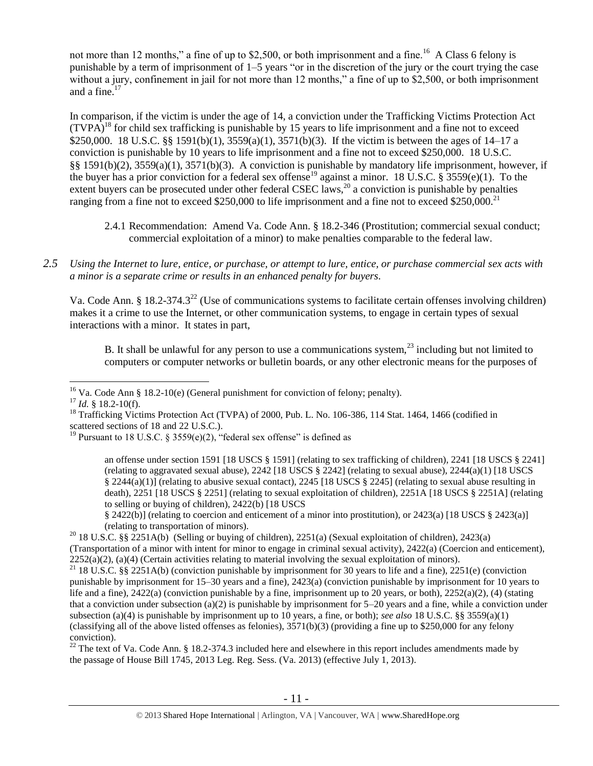not more than 12 months," a fine of up to $2,500, or both imprisonment and a fine.[16] A Class 6 felony is punishable by a term of imprisonment of 1–5 years "or in the discretion of the jury or the court trying the case without a jury, confinement in jail for not more than 12 months," a fine of up to $2,500, or both imprisonment and a fine.[17]

In comparison, if the victim is under the age of 14, a conviction under the Trafficking Victims Protection Act (TVPA)[18] for child sex trafficking is punishable by 15 years to life imprisonment and a fine not to exceed $250,000. 18 U.S.C. §§ 1591(b)(1), 3559(a)(1), 3571(b)(3). If the victim is between the ages of 14–17 a conviction is punishable by 10 years to life imprisonment and a fine not to exceed $250,000. 18 U.S.C. §§ 1591(b)(2), 3559(a)(1), 3571(b)(3). A conviction is punishable by mandatory life imprisonment, however, if the buyer has a prior conviction for a federal sex offense[19] against a minor. 18 U.S.C. § 3559(e)(1). To the extent buyers can be prosecuted under other federal CSEC laws,[20] a conviction is punishable by penalties ranging from a fine not to exceed $250,000 to life imprisonment and a fine not to exceed $250,000.[21]

> 2.4.1 Recommendation: Amend Va. Code Ann. § 18.2-346 (Prostitution; commercial sexual conduct; commercial exploitation of a minor) to make penalties comparable to the federal law.

*2.5 Using the Internet to lure, entice, or purchase, or attempt to lure, entice, or purchase commercial sex acts with a minor is a separate crime or results in an enhanced penalty for buyers.*

Va. Code Ann. § 18.2-374.3[22] (Use of communications systems to facilitate certain offenses involving children) makes it a crime to use the Internet, or other communication systems, to engage in certain types of sexual interactions with a minor. It states in part,

> B. It shall be unlawful for any person to use a communications system,[23] including but not limited to computers or computer networks or bulletin boards, or any other electronic means for the purposes of

---

[16] Va. Code Ann § 18.2-10(e) (General punishment for conviction of felony; penalty).

[17] *Id.* § 18.2-10(f).

[18] Trafficking Victims Protection Act (TVPA) of 2000, Pub. L. No. 106-386, 114 Stat. 1464, 1466 (codified in scattered sections of 18 and 22 U.S.C.).

[19] Pursuant to 18 U.S.C. § 3559(e)(2), "federal sex offense" is defined as

> an offense under section 1591 [18 USCS § 1591] (relating to sex trafficking of children), 2241 [18 USCS § 2241] (relating to aggravated sexual abuse), 2242 [18 USCS § 2242] (relating to sexual abuse), 2244(a)(1) [18 USCS § 2244(a)(1)] (relating to abusive sexual contact), 2245 [18 USCS § 2245] (relating to sexual abuse resulting in death), 2251 [18 USCS § 2251] (relating to sexual exploitation of children), 2251A [18 USCS § 2251A] (relating to selling or buying of children), 2422(b) [18 USCS § 2422(b)] (relating to coercion and enticement of a minor into prostitution), or 2423(a) [18 USCS § 2423(a)] (relating to transportation of minors).

[20] 18 U.S.C. §§ 2251A(b) (Selling or buying of children), 2251(a) (Sexual exploitation of children), 2423(a) (Transportation of a minor with intent for minor to engage in criminal sexual activity), 2422(a) (Coercion and enticement), 2252(a)(2), (a)(4) (Certain activities relating to material involving the sexual exploitation of minors).

[21] 18 U.S.C. §§ 2251A(b) (conviction punishable by imprisonment for 30 years to life and a fine), 2251(e) (conviction punishable by imprisonment for 15–30 years and a fine), 2423(a) (conviction punishable by imprisonment for 10 years to life and a fine), 2422(a) (conviction punishable by a fine, imprisonment up to 20 years, or both), 2252(a)(2), (4) (stating that a conviction under subsection (a)(2) is punishable by imprisonment for 5–20 years and a fine, while a conviction under subsection (a)(4) is punishable by imprisonment up to 10 years, a fine, or both); *see also* 18 U.S.C. §§ 3559(a)(1) (classifying all of the above listed offenses as felonies), 3571(b)(3) (providing a fine up to $250,000 for any felony conviction).

[22] The text of Va. Code Ann. § 18.2-374.3 included here and elsewhere in this report includes amendments made by the passage of House Bill 1745, 2013 Leg. Reg. Sess. (Va. 2013) (effective July 1, 2013).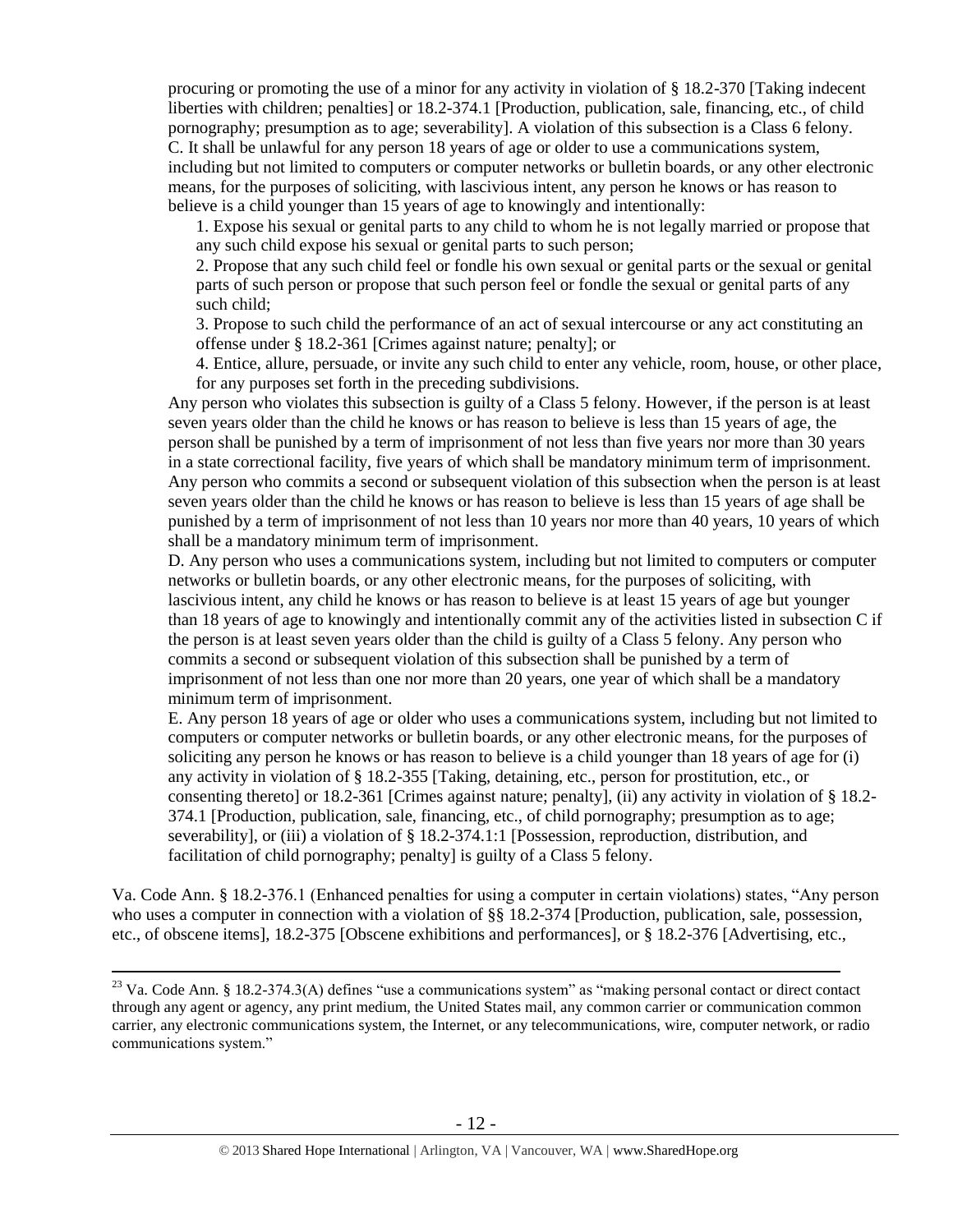procuring or promoting the use of a minor for any activity in violation of § 18.2-370 [Taking indecent liberties with children; penalties] or 18.2-374.1 [Production, publication, sale, financing, etc., of child pornography; presumption as to age; severability]. A violation of this subsection is a Class 6 felony.

C. It shall be unlawful for any person 18 years of age or older to use a communications system, including but not limited to computers or computer networks or bulletin boards, or any other electronic means, for the purposes of soliciting, with lascivious intent, any person he knows or has reason to believe is a child younger than 15 years of age to knowingly and intentionally:

1. Expose his sexual or genital parts to any child to whom he is not legally married or propose that any such child expose his sexual or genital parts to such person;
2. Propose that any such child feel or fondle his own sexual or genital parts or the sexual or genital parts of such person or propose that such person feel or fondle the sexual or genital parts of any such child;
3. Propose to such child the performance of an act of sexual intercourse or any act constituting an offense under § 18.2-361 [Crimes against nature; penalty]; or
4. Entice, allure, persuade, or invite any such child to enter any vehicle, room, house, or other place, for any purposes set forth in the preceding subdivisions.

Any person who violates this subsection is guilty of a Class 5 felony. However, if the person is at least seven years older than the child he knows or has reason to believe is less than 15 years of age, the person shall be punished by a term of imprisonment of not less than five years nor more than 30 years in a state correctional facility, five years of which shall be mandatory minimum term of imprisonment. Any person who commits a second or subsequent violation of this subsection when the person is at least seven years older than the child he knows or has reason to believe is less than 15 years of age shall be punished by a term of imprisonment of not less than 10 years nor more than 40 years, 10 years of which shall be a mandatory minimum term of imprisonment.

D. Any person who uses a communications system, including but not limited to computers or computer networks or bulletin boards, or any other electronic means, for the purposes of soliciting, with lascivious intent, any child he knows or has reason to believe is at least 15 years of age but younger than 18 years of age to knowingly and intentionally commit any of the activities listed in subsection C if the person is at least seven years older than the child is guilty of a Class 5 felony. Any person who commits a second or subsequent violation of this subsection shall be punished by a term of imprisonment of not less than one nor more than 20 years, one year of which shall be a mandatory minimum term of imprisonment.

E. Any person 18 years of age or older who uses a communications system, including but not limited to computers or computer networks or bulletin boards, or any other electronic means, for the purposes of soliciting any person he knows or has reason to believe is a child younger than 18 years of age for (i) any activity in violation of § 18.2-355 [Taking, detaining, etc., person for prostitution, etc., or consenting thereto] or 18.2-361 [Crimes against nature; penalty], (ii) any activity in violation of § 18.2-374.1 [Production, publication, sale, financing, etc., of child pornography; presumption as to age; severability], or (iii) a violation of § 18.2-374.1:1 [Possession, reproduction, distribution, and facilitation of child pornography; penalty] is guilty of a Class 5 felony.

Va. Code Ann. § 18.2-376.1 (Enhanced penalties for using a computer in certain violations) states, "Any person who uses a computer in connection with a violation of §§ 18.2-374 [Production, publication, sale, possession, etc., of obscene items], 18.2-375 [Obscene exhibitions and performances], or § 18.2-376 [Advertising, etc.,

[23] Va. Code Ann. § 18.2-374.3(A) defines "use a communications system" as "making personal contact or direct contact through any agent or agency, any print medium, the United States mail, any common carrier or communication common carrier, any electronic communications system, the Internet, or any telecommunications, wire, computer network, or radio communications system."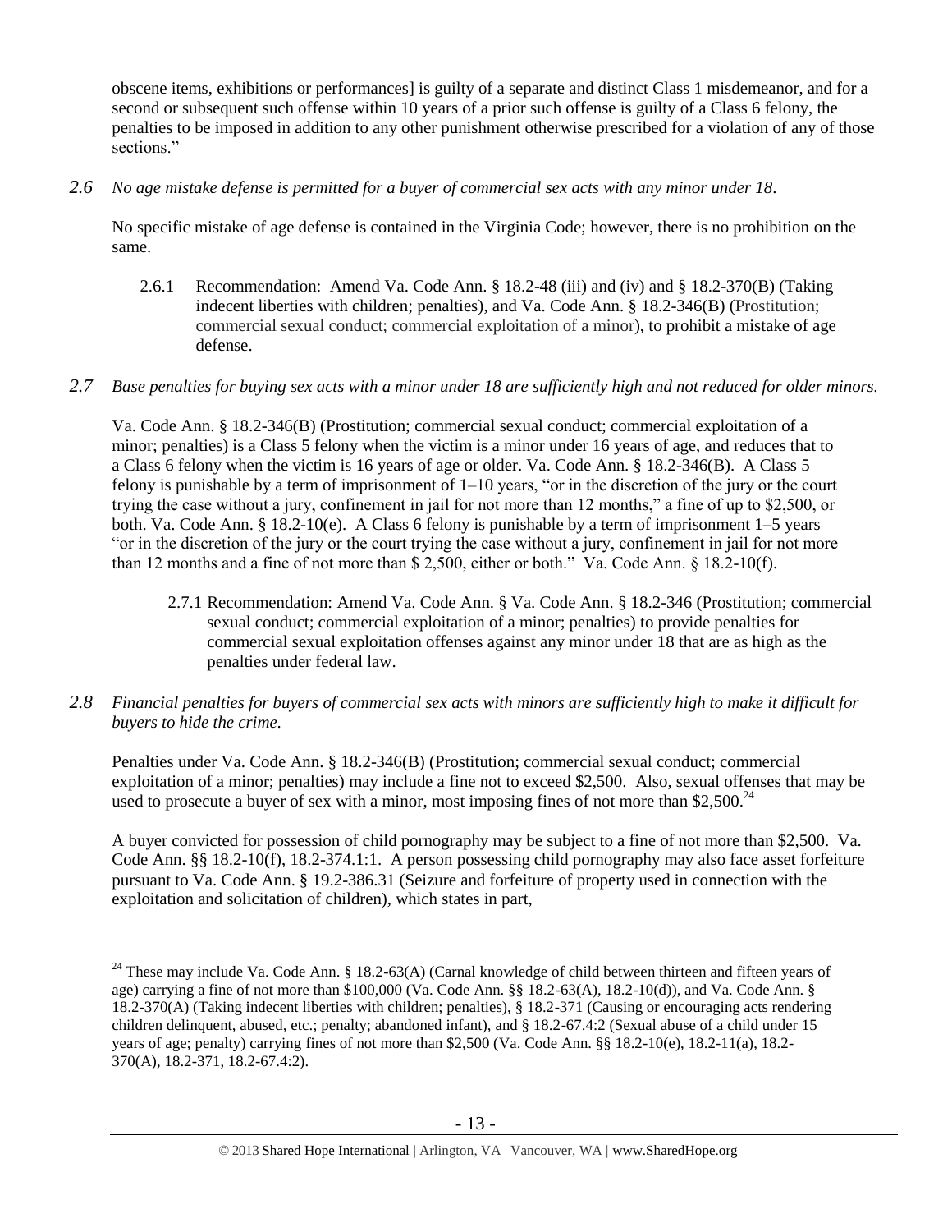obscene items, exhibitions or performances] is guilty of a separate and distinct Class 1 misdemeanor, and for a second or subsequent such offense within 10 years of a prior such offense is guilty of a Class 6 felony, the penalties to be imposed in addition to any other punishment otherwise prescribed for a violation of any of those sections."

*2.6 No age mistake defense is permitted for a buyer of commercial sex acts with any minor under 18.*

No specific mistake of age defense is contained in the Virginia Code; however, there is no prohibition on the same.

2.6.1 Recommendation: Amend Va. Code Ann. § 18.2-48 (iii) and (iv) and § 18.2-370(B) (Taking indecent liberties with children; penalties), and Va. Code Ann. § 18.2-346(B) (Prostitution; commercial sexual conduct; commercial exploitation of a minor), to prohibit a mistake of age defense.

*2.7 Base penalties for buying sex acts with a minor under 18 are sufficiently high and not reduced for older minors.*

Va. Code Ann. § 18.2-346(B) (Prostitution; commercial sexual conduct; commercial exploitation of a minor; penalties) is a Class 5 felony when the victim is a minor under 16 years of age, and reduces that to a Class 6 felony when the victim is 16 years of age or older. Va. Code Ann. § 18.2-346(B). A Class 5 felony is punishable by a term of imprisonment of 1–10 years, "or in the discretion of the jury or the court trying the case without a jury, confinement in jail for not more than 12 months," a fine of up to $2,500, or both. Va. Code Ann. § 18.2-10(e). A Class 6 felony is punishable by a term of imprisonment 1–5 years "or in the discretion of the jury or the court trying the case without a jury, confinement in jail for not more than 12 months and a fine of not more than $ 2,500, either or both." Va. Code Ann. § 18.2-10(f).

2.7.1 Recommendation: Amend Va. Code Ann. § Va. Code Ann. § 18.2-346 (Prostitution; commercial sexual conduct; commercial exploitation of a minor; penalties) to provide penalties for commercial sexual exploitation offenses against any minor under 18 that are as high as the penalties under federal law.

*2.8 Financial penalties for buyers of commercial sex acts with minors are sufficiently high to make it difficult for buyers to hide the crime.*

Penalties under Va. Code Ann. § 18.2-346(B) (Prostitution; commercial sexual conduct; commercial exploitation of a minor; penalties) may include a fine not to exceed $2,500. Also, sexual offenses that may be used to prosecute a buyer of sex with a minor, most imposing fines of not more than $2,500.[24]

A buyer convicted for possession of child pornography may be subject to a fine of not more than $2,500. Va. Code Ann. §§ 18.2-10(f), 18.2-374.1:1. A person possessing child pornography may also face asset forfeiture pursuant to Va. Code Ann. § 19.2-386.31 (Seizure and forfeiture of property used in connection with the exploitation and solicitation of children), which states in part,

---

[24] These may include Va. Code Ann. § 18.2-63(A) (Carnal knowledge of child between thirteen and fifteen years of age) carrying a fine of not more than $100,000 (Va. Code Ann. §§ 18.2-63(A), 18.2-10(d)), and Va. Code Ann. § 18.2-370(A) (Taking indecent liberties with children; penalties), § 18.2-371 (Causing or encouraging acts rendering children delinquent, abused, etc.; penalty; abandoned infant), and § 18.2-67.4:2 (Sexual abuse of a child under 15 years of age; penalty) carrying fines of not more than $2,500 (Va. Code Ann. §§ 18.2-10(e), 18.2-11(a), 18.2-370(A), 18.2-371, 18.2-67.4:2).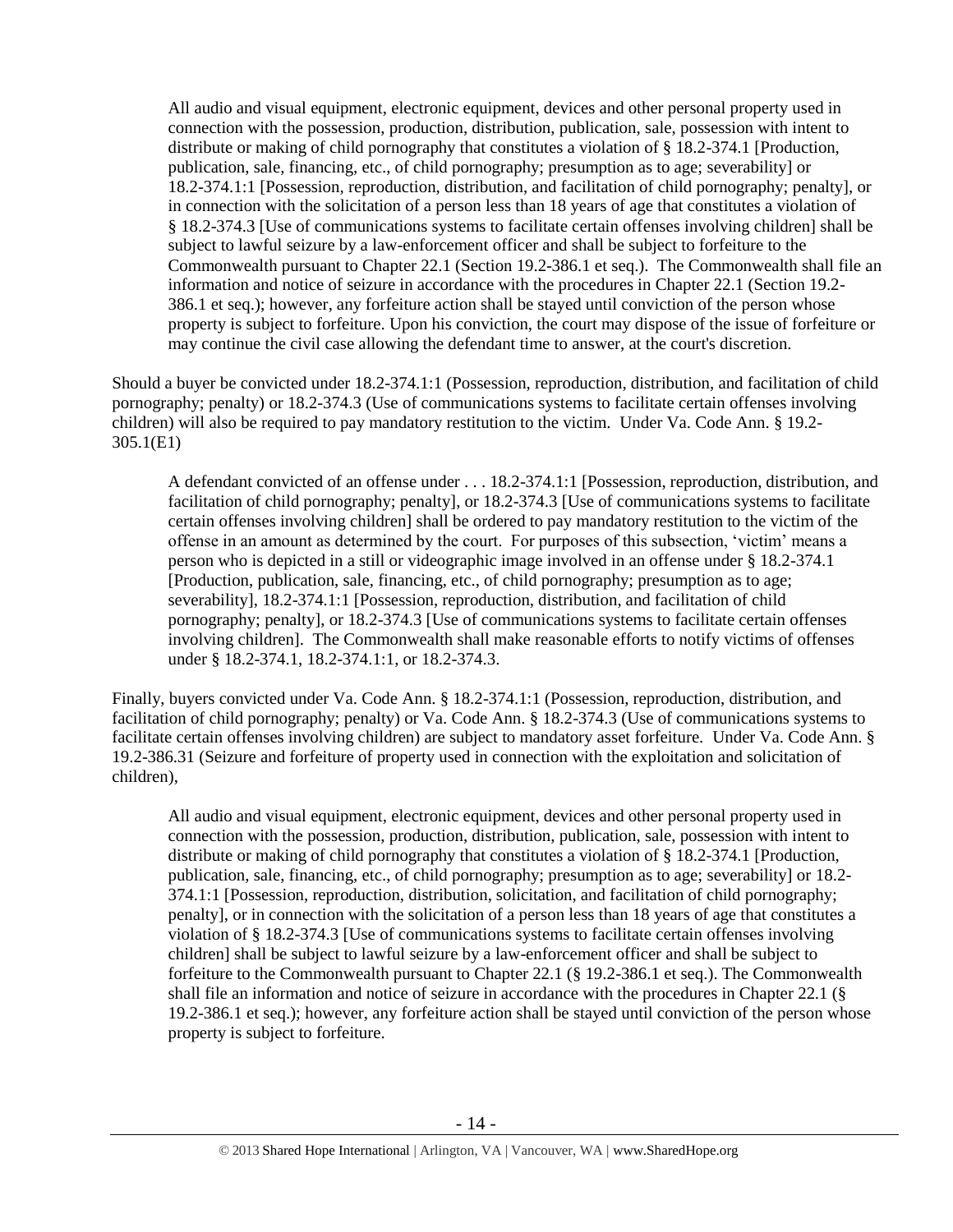> All audio and visual equipment, electronic equipment, devices and other personal property used in connection with the possession, production, distribution, publication, sale, possession with intent to distribute or making of child pornography that constitutes a violation of § 18.2-374.1 [Production, publication, sale, financing, etc., of child pornography; presumption as to age; severability] or 18.2-374.1:1 [Possession, reproduction, distribution, and facilitation of child pornography; penalty], or in connection with the solicitation of a person less than 18 years of age that constitutes a violation of § 18.2-374.3 [Use of communications systems to facilitate certain offenses involving children] shall be subject to lawful seizure by a law-enforcement officer and shall be subject to forfeiture to the Commonwealth pursuant to Chapter 22.1 (Section 19.2-386.1 et seq.). The Commonwealth shall file an information and notice of seizure in accordance with the procedures in Chapter 22.1 (Section 19.2-386.1 et seq.); however, any forfeiture action shall be stayed until conviction of the person whose property is subject to forfeiture. Upon his conviction, the court may dispose of the issue of forfeiture or may continue the civil case allowing the defendant time to answer, at the court's discretion.

Should a buyer be convicted under 18.2-374.1:1 (Possession, reproduction, distribution, and facilitation of child pornography; penalty) or 18.2-374.3 (Use of communications systems to facilitate certain offenses involving children) will also be required to pay mandatory restitution to the victim. Under Va. Code Ann. § 19.2-305.1(E1)

> A defendant convicted of an offense under . . . 18.2-374.1:1 [Possession, reproduction, distribution, and facilitation of child pornography; penalty], or 18.2-374.3 [Use of communications systems to facilitate certain offenses involving children] shall be ordered to pay mandatory restitution to the victim of the offense in an amount as determined by the court. For purposes of this subsection, 'victim' means a person who is depicted in a still or videographic image involved in an offense under § 18.2-374.1 [Production, publication, sale, financing, etc., of child pornography; presumption as to age; severability], 18.2-374.1:1 [Possession, reproduction, distribution, and facilitation of child pornography; penalty], or 18.2-374.3 [Use of communications systems to facilitate certain offenses involving children]. The Commonwealth shall make reasonable efforts to notify victims of offenses under § 18.2-374.1, 18.2-374.1:1, or 18.2-374.3.

Finally, buyers convicted under Va. Code Ann. § 18.2-374.1:1 (Possession, reproduction, distribution, and facilitation of child pornography; penalty) or Va. Code Ann. § 18.2-374.3 (Use of communications systems to facilitate certain offenses involving children) are subject to mandatory asset forfeiture. Under Va. Code Ann. § 19.2-386.31 (Seizure and forfeiture of property used in connection with the exploitation and solicitation of children),

> All audio and visual equipment, electronic equipment, devices and other personal property used in connection with the possession, production, distribution, publication, sale, possession with intent to distribute or making of child pornography that constitutes a violation of § 18.2-374.1 [Production, publication, sale, financing, etc., of child pornography; presumption as to age; severability] or 18.2-374.1:1 [Possession, reproduction, distribution, solicitation, and facilitation of child pornography; penalty], or in connection with the solicitation of a person less than 18 years of age that constitutes a violation of § 18.2-374.3 [Use of communications systems to facilitate certain offenses involving children] shall be subject to lawful seizure by a law-enforcement officer and shall be subject to forfeiture to the Commonwealth pursuant to Chapter 22.1 (§ 19.2-386.1 et seq.). The Commonwealth shall file an information and notice of seizure in accordance with the procedures in Chapter 22.1 (§ 19.2-386.1 et seq.); however, any forfeiture action shall be stayed until conviction of the person whose property is subject to forfeiture.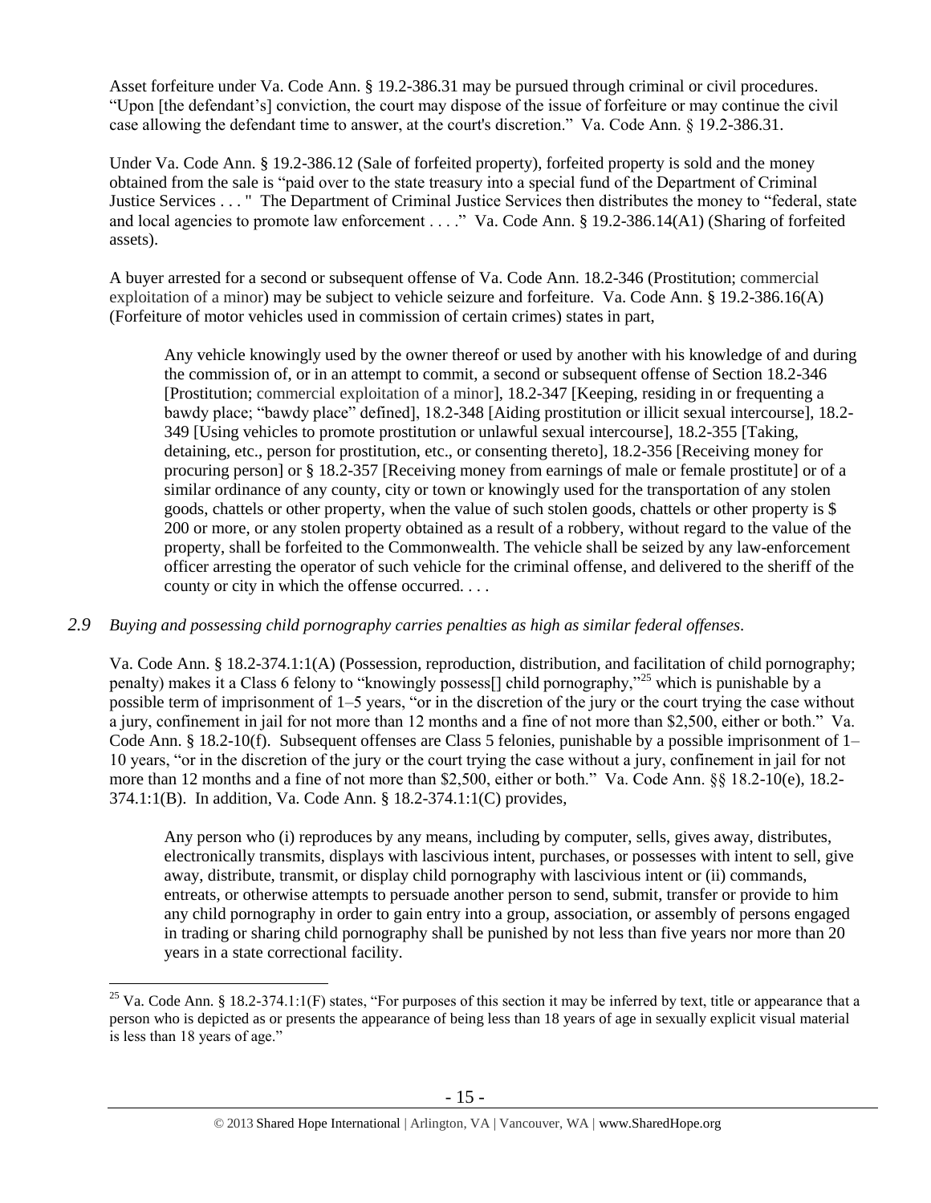Asset forfeiture under Va. Code Ann. § 19.2-386.31 may be pursued through criminal or civil procedures. "Upon [the defendant's] conviction, the court may dispose of the issue of forfeiture or may continue the civil case allowing the defendant time to answer, at the court's discretion." Va. Code Ann. § 19.2-386.31.

Under Va. Code Ann. § 19.2-386.12 (Sale of forfeited property), forfeited property is sold and the money obtained from the sale is "paid over to the state treasury into a special fund of the Department of Criminal Justice Services . . . " The Department of Criminal Justice Services then distributes the money to "federal, state and local agencies to promote law enforcement . . . ." Va. Code Ann. § 19.2-386.14(A1) (Sharing of forfeited assets).

A buyer arrested for a second or subsequent offense of Va. Code Ann. 18.2-346 (Prostitution; commercial exploitation of a minor) may be subject to vehicle seizure and forfeiture. Va. Code Ann. § 19.2-386.16(A) (Forfeiture of motor vehicles used in commission of certain crimes) states in part,

> Any vehicle knowingly used by the owner thereof or used by another with his knowledge of and during the commission of, or in an attempt to commit, a second or subsequent offense of Section 18.2-346 [Prostitution; commercial exploitation of a minor], 18.2-347 [Keeping, residing in or frequenting a bawdy place; "bawdy place" defined], 18.2-348 [Aiding prostitution or illicit sexual intercourse], 18.2-349 [Using vehicles to promote prostitution or unlawful sexual intercourse], 18.2-355 [Taking, detaining, etc., person for prostitution, etc., or consenting thereto], 18.2-356 [Receiving money for procuring person] or § 18.2-357 [Receiving money from earnings of male or female prostitute] or of a similar ordinance of any county, city or town or knowingly used for the transportation of any stolen goods, chattels or other property, when the value of such stolen goods, chattels or other property is $ 200 or more, or any stolen property obtained as a result of a robbery, without regard to the value of the property, shall be forfeited to the Commonwealth. The vehicle shall be seized by any law-enforcement officer arresting the operator of such vehicle for the criminal offense, and delivered to the sheriff of the county or city in which the offense occurred. . . .

*2.9 Buying and possessing child pornography carries penalties as high as similar federal offenses.*

Va. Code Ann. § 18.2-374.1:1(A) (Possession, reproduction, distribution, and facilitation of child pornography; penalty) makes it a Class 6 felony to "knowingly possess[] child pornography,"[25] which is punishable by a possible term of imprisonment of 1–5 years, "or in the discretion of the jury or the court trying the case without a jury, confinement in jail for not more than 12 months and a fine of not more than $2,500, either or both." Va. Code Ann. § 18.2-10(f). Subsequent offenses are Class 5 felonies, punishable by a possible imprisonment of 1–10 years, "or in the discretion of the jury or the court trying the case without a jury, confinement in jail for not more than 12 months and a fine of not more than $2,500, either or both." Va. Code Ann. §§ 18.2-10(e), 18.2-374.1:1(B). In addition, Va. Code Ann. § 18.2-374.1:1(C) provides,

> Any person who (i) reproduces by any means, including by computer, sells, gives away, distributes, electronically transmits, displays with lascivious intent, purchases, or possesses with intent to sell, give away, distribute, transmit, or display child pornography with lascivious intent or (ii) commands, entreats, or otherwise attempts to persuade another person to send, submit, transfer or provide to him any child pornography in order to gain entry into a group, association, or assembly of persons engaged in trading or sharing child pornography shall be punished by not less than five years nor more than 20 years in a state correctional facility.

[25] Va. Code Ann. § 18.2-374.1:1(F) states, "For purposes of this section it may be inferred by text, title or appearance that a person who is depicted as or presents the appearance of being less than 18 years of age in sexually explicit visual material is less than 18 years of age."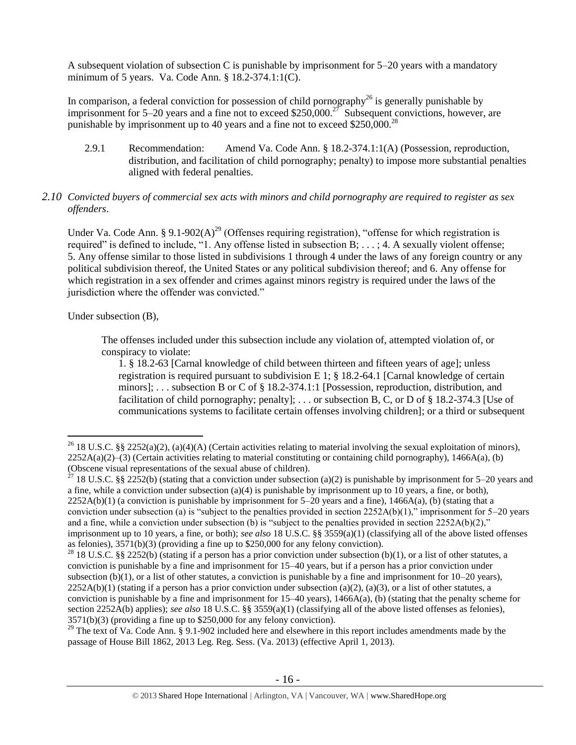A subsequent violation of subsection C is punishable by imprisonment for 5–20 years with a mandatory minimum of 5 years. Va. Code Ann. § 18.2-374.1:1(C).

In comparison, a federal conviction for possession of child pornography[26] is generally punishable by imprisonment for 5–20 years and a fine not to exceed $250,000.[27] Subsequent convictions, however, are punishable by imprisonment up to 40 years and a fine not to exceed $250,000.[28]

2.9.1 Recommendation: Amend Va. Code Ann. § 18.2-374.1:1(A) (Possession, reproduction, distribution, and facilitation of child pornography; penalty) to impose more substantial penalties aligned with federal penalties.

*2.10 Convicted buyers of commercial sex acts with minors and child pornography are required to register as sex offenders.*

Under Va. Code Ann. § 9.1-902(A)[29] (Offenses requiring registration), "offense for which registration is required" is defined to include, "1. Any offense listed in subsection B; . . . ; 4. A sexually violent offense; 5. Any offense similar to those listed in subdivisions 1 through 4 under the laws of any foreign country or any political subdivision thereof, the United States or any political subdivision thereof; and 6. Any offense for which registration in a sex offender and crimes against minors registry is required under the laws of the jurisdiction where the offender was convicted."

Under subsection (B),

> The offenses included under this subsection include any violation of, attempted violation of, or conspiracy to violate:
>
> 1. § 18.2-63 [Carnal knowledge of child between thirteen and fifteen years of age]; unless registration is required pursuant to subdivision E 1; § 18.2-64.1 [Carnal knowledge of certain minors]; . . . subsection B or C of § 18.2-374.1:1 [Possession, reproduction, distribution, and facilitation of child pornography; penalty]; . . . or subsection B, C, or D of § 18.2-374.3 [Use of communications systems to facilitate certain offenses involving children]; or a third or subsequent

---

[26] 18 U.S.C. §§ 2252(a)(2), (a)(4)(A) (Certain activities relating to material involving the sexual exploitation of minors), 2252A(a)(2)–(3) (Certain activities relating to material constituting or containing child pornography), 1466A(a), (b) (Obscene visual representations of the sexual abuse of children).

[27] 18 U.S.C. §§ 2252(b) (stating that a conviction under subsection (a)(2) is punishable by imprisonment for 5–20 years and a fine, while a conviction under subsection (a)(4) is punishable by imprisonment up to 10 years, a fine, or both), 2252A(b)(1) (a conviction is punishable by imprisonment for 5–20 years and a fine), 1466A(a), (b) (stating that a conviction under subsection (a) is "subject to the penalties provided in section 2252A(b)(1)," imprisonment for 5–20 years and a fine, while a conviction under subsection (b) is "subject to the penalties provided in section 2252A(b)(2)," imprisonment up to 10 years, a fine, or both); *see also* 18 U.S.C. §§ 3559(a)(1) (classifying all of the above listed offenses as felonies), 3571(b)(3) (providing a fine up to $250,000 for any felony conviction).

[28] 18 U.S.C. §§ 2252(b) (stating if a person has a prior conviction under subsection (b)(1), or a list of other statutes, a conviction is punishable by a fine and imprisonment for 15–40 years, but if a person has a prior conviction under subsection (b)(1), or a list of other statutes, a conviction is punishable by a fine and imprisonment for 10–20 years), 2252A(b)(1) (stating if a person has a prior conviction under subsection (a)(2), (a)(3), or a list of other statutes, a conviction is punishable by a fine and imprisonment for 15–40 years), 1466A(a), (b) (stating that the penalty scheme for section 2252A(b) applies); *see also* 18 U.S.C. §§ 3559(a)(1) (classifying all of the above listed offenses as felonies), 3571(b)(3) (providing a fine up to $250,000 for any felony conviction).

[29] The text of Va. Code Ann. § 9.1-902 included here and elsewhere in this report includes amendments made by the passage of House Bill 1862, 2013 Leg. Reg. Sess. (Va. 2013) (effective April 1, 2013).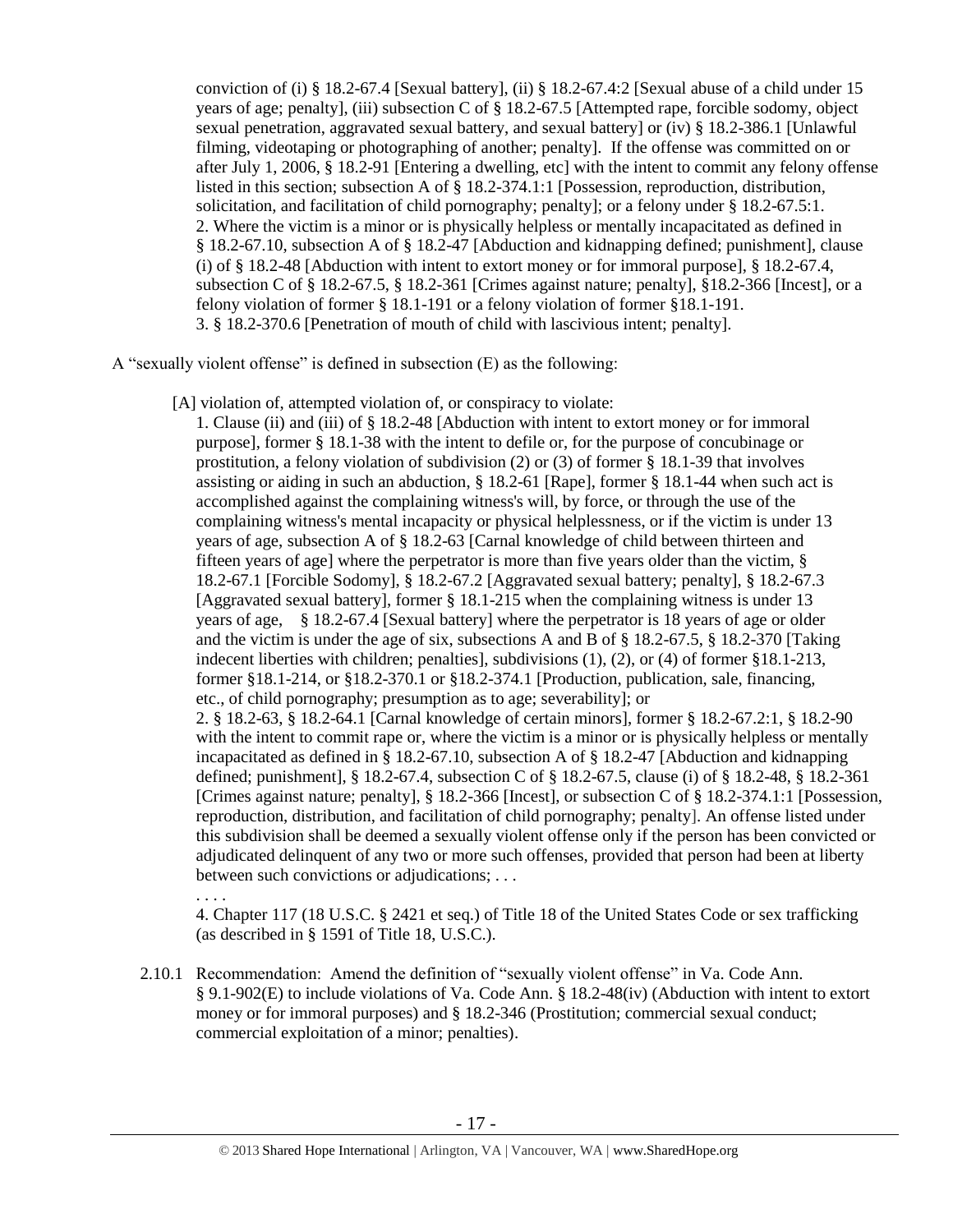conviction of (i) § 18.2-67.4 [Sexual battery], (ii) § 18.2-67.4:2 [Sexual abuse of a child under 15 years of age; penalty], (iii) subsection C of § 18.2-67.5 [Attempted rape, forcible sodomy, object sexual penetration, aggravated sexual battery, and sexual battery] or (iv) § 18.2-386.1 [Unlawful filming, videotaping or photographing of another; penalty]. If the offense was committed on or after July 1, 2006, § 18.2-91 [Entering a dwelling, etc] with the intent to commit any felony offense listed in this section; subsection A of § 18.2-374.1:1 [Possession, reproduction, distribution, solicitation, and facilitation of child pornography; penalty]; or a felony under § 18.2-67.5:1.
2. Where the victim is a minor or is physically helpless or mentally incapacitated as defined in § 18.2-67.10, subsection A of § 18.2-47 [Abduction and kidnapping defined; punishment], clause (i) of § 18.2-48 [Abduction with intent to extort money or for immoral purpose], § 18.2-67.4, subsection C of § 18.2-67.5, § 18.2-361 [Crimes against nature; penalty], §18.2-366 [Incest], or a felony violation of former § 18.1-191 or a felony violation of former §18.1-191.
3. § 18.2-370.6 [Penetration of mouth of child with lascivious intent; penalty].

A "sexually violent offense" is defined in subsection (E) as the following:

[A] violation of, attempted violation of, or conspiracy to violate:

1. Clause (ii) and (iii) of § 18.2-48 [Abduction with intent to extort money or for immoral purpose], former § 18.1-38 with the intent to defile or, for the purpose of concubinage or prostitution, a felony violation of subdivision (2) or (3) of former § 18.1-39 that involves assisting or aiding in such an abduction, § 18.2-61 [Rape], former § 18.1-44 when such act is accomplished against the complaining witness's will, by force, or through the use of the complaining witness's mental incapacity or physical helplessness, or if the victim is under 13 years of age, subsection A of § 18.2-63 [Carnal knowledge of child between thirteen and fifteen years of age] where the perpetrator is more than five years older than the victim, § 18.2-67.1 [Forcible Sodomy], § 18.2-67.2 [Aggravated sexual battery; penalty], § 18.2-67.3 [Aggravated sexual battery], former § 18.1-215 when the complaining witness is under 13 years of age, § 18.2-67.4 [Sexual battery] where the perpetrator is 18 years of age or older and the victim is under the age of six, subsections A and B of § 18.2-67.5, § 18.2-370 [Taking indecent liberties with children; penalties], subdivisions (1), (2), or (4) of former §18.1-213, former §18.1-214, or §18.2-370.1 or §18.2-374.1 [Production, publication, sale, financing, etc., of child pornography; presumption as to age; severability]; or
2. § 18.2-63, § 18.2-64.1 [Carnal knowledge of certain minors], former § 18.2-67.2:1, § 18.2-90 with the intent to commit rape or, where the victim is a minor or is physically helpless or mentally incapacitated as defined in § 18.2-67.10, subsection A of § 18.2-47 [Abduction and kidnapping defined; punishment], § 18.2-67.4, subsection C of § 18.2-67.5, clause (i) of § 18.2-48, § 18.2-361 [Crimes against nature; penalty], § 18.2-366 [Incest], or subsection C of § 18.2-374.1:1 [Possession, reproduction, distribution, and facilitation of child pornography; penalty]. An offense listed under this subdivision shall be deemed a sexually violent offense only if the person has been convicted or adjudicated delinquent of any two or more such offenses, provided that person had been at liberty between such convictions or adjudications; . . .

. . . .

4. Chapter 117 (18 U.S.C. § 2421 et seq.) of Title 18 of the United States Code or sex trafficking (as described in § 1591 of Title 18, U.S.C.).

2.10.1 Recommendation: Amend the definition of "sexually violent offense" in Va. Code Ann. § 9.1-902(E) to include violations of Va. Code Ann. § 18.2-48(iv) (Abduction with intent to extort money or for immoral purposes) and § 18.2-346 (Prostitution; commercial sexual conduct; commercial exploitation of a minor; penalties).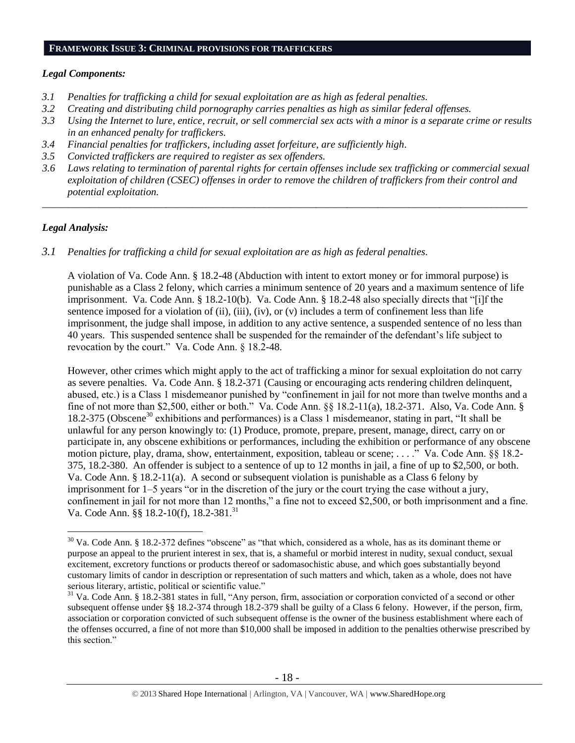## FRAMEWORK ISSUE 3: CRIMINAL PROVISIONS FOR TRAFFICKERS

### *Legal Components:*

*3.1 Penalties for trafficking a child for sexual exploitation are as high as federal penalties.*

*3.2 Creating and distributing child pornography carries penalties as high as similar federal offenses.*

*3.3 Using the Internet to lure, entice, recruit, or sell commercial sex acts with a minor is a separate crime or results in an enhanced penalty for traffickers.*

*3.4 Financial penalties for traffickers, including asset forfeiture, are sufficiently high.*

*3.5 Convicted traffickers are required to register as sex offenders.*

*3.6 Laws relating to termination of parental rights for certain offenses include sex trafficking or commercial sexual exploitation of children (CSEC) offenses in order to remove the children of traffickers from their control and potential exploitation.*

---

### *Legal Analysis:*

*3.1 Penalties for trafficking a child for sexual exploitation are as high as federal penalties.*

A violation of Va. Code Ann. § 18.2-48 (Abduction with intent to extort money or for immoral purpose) is punishable as a Class 2 felony, which carries a minimum sentence of 20 years and a maximum sentence of life imprisonment. Va. Code Ann. § 18.2-10(b). Va. Code Ann. § 18.2-48 also specially directs that "[i]f the sentence imposed for a violation of (ii), (iii), (iv), or (v) includes a term of confinement less than life imprisonment, the judge shall impose, in addition to any active sentence, a suspended sentence of no less than 40 years. This suspended sentence shall be suspended for the remainder of the defendant's life subject to revocation by the court." Va. Code Ann. § 18.2-48.

However, other crimes which might apply to the act of trafficking a minor for sexual exploitation do not carry as severe penalties. Va. Code Ann. § 18.2-371 (Causing or encouraging acts rendering children delinquent, abused, etc.) is a Class 1 misdemeanor punished by "confinement in jail for not more than twelve months and a fine of not more than $2,500, either or both." Va. Code Ann. §§ 18.2-11(a), 18.2-371. Also, Va. Code Ann. § 18.2-375 (Obscene[30] exhibitions and performances) is a Class 1 misdemeanor, stating in part, "It shall be unlawful for any person knowingly to: (1) Produce, promote, prepare, present, manage, direct, carry on or participate in, any obscene exhibitions or performances, including the exhibition or performance of any obscene motion picture, play, drama, show, entertainment, exposition, tableau or scene; . . . ." Va. Code Ann. §§ 18.2-375, 18.2-380. An offender is subject to a sentence of up to 12 months in jail, a fine of up to $2,500, or both. Va. Code Ann. § 18.2-11(a). A second or subsequent violation is punishable as a Class 6 felony by imprisonment for 1–5 years "or in the discretion of the jury or the court trying the case without a jury, confinement in jail for not more than 12 months," a fine not to exceed $2,500, or both imprisonment and a fine. Va. Code Ann. §§ 18.2-10(f), 18.2-381.[31]

---

[30] Va. Code Ann. § 18.2-372 defines "obscene" as "that which, considered as a whole, has as its dominant theme or purpose an appeal to the prurient interest in sex, that is, a shameful or morbid interest in nudity, sexual conduct, sexual excitement, excretory functions or products thereof or sadomasochistic abuse, and which goes substantially beyond customary limits of candor in description or representation of such matters and which, taken as a whole, does not have serious literary, artistic, political or scientific value."

[31] Va. Code Ann. § 18.2-381 states in full, "Any person, firm, association or corporation convicted of a second or other subsequent offense under §§ 18.2-374 through 18.2-379 shall be guilty of a Class 6 felony. However, if the person, firm, association or corporation convicted of such subsequent offense is the owner of the business establishment where each of the offenses occurred, a fine of not more than $10,000 shall be imposed in addition to the penalties otherwise prescribed by this section."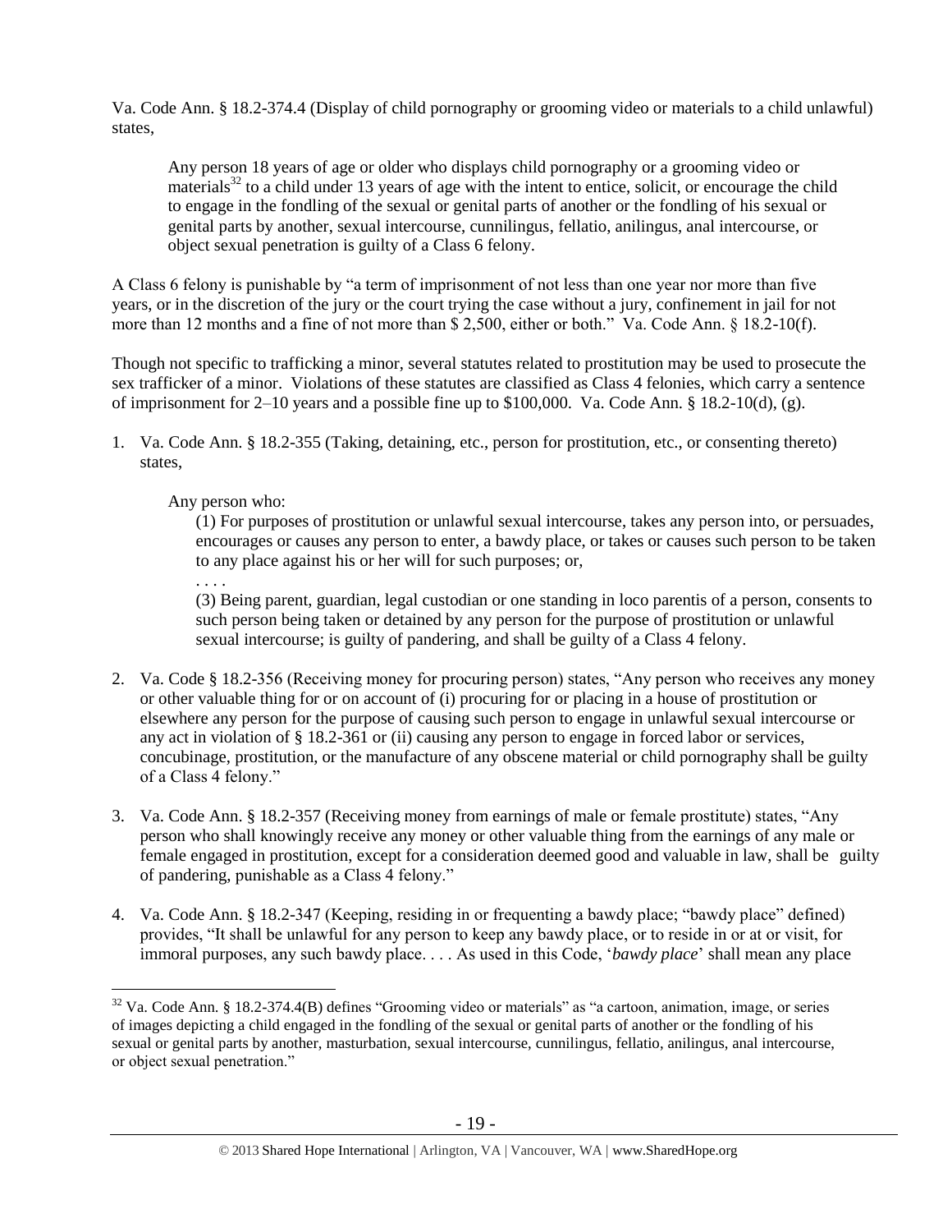Va. Code Ann. § 18.2-374.4 (Display of child pornography or grooming video or materials to a child unlawful) states,

> Any person 18 years of age or older who displays child pornography or a grooming video or materials[32] to a child under 13 years of age with the intent to entice, solicit, or encourage the child to engage in the fondling of the sexual or genital parts of another or the fondling of his sexual or genital parts by another, sexual intercourse, cunnilingus, fellatio, anilingus, anal intercourse, or object sexual penetration is guilty of a Class 6 felony.

A Class 6 felony is punishable by "a term of imprisonment of not less than one year nor more than five years, or in the discretion of the jury or the court trying the case without a jury, confinement in jail for not more than 12 months and a fine of not more than $ 2,500, either or both." Va. Code Ann. § 18.2-10(f).

Though not specific to trafficking a minor, several statutes related to prostitution may be used to prosecute the sex trafficker of a minor. Violations of these statutes are classified as Class 4 felonies, which carry a sentence of imprisonment for 2–10 years and a possible fine up to $100,000. Va. Code Ann. § 18.2-10(d), (g).

1. Va. Code Ann. § 18.2-355 (Taking, detaining, etc., person for prostitution, etc., or consenting thereto) states,

   > Any person who:
   >
   > (1) For purposes of prostitution or unlawful sexual intercourse, takes any person into, or persuades, encourages or causes any person to enter, a bawdy place, or takes or causes such person to be taken to any place against his or her will for such purposes; or,
   >
   > . . . .
   >
   > (3) Being parent, guardian, legal custodian or one standing in loco parentis of a person, consents to such person being taken or detained by any person for the purpose of prostitution or unlawful sexual intercourse; is guilty of pandering, and shall be guilty of a Class 4 felony.

2. Va. Code § 18.2-356 (Receiving money for procuring person) states, "Any person who receives any money or other valuable thing for or on account of (i) procuring for or placing in a house of prostitution or elsewhere any person for the purpose of causing such person to engage in unlawful sexual intercourse or any act in violation of § 18.2-361 or (ii) causing any person to engage in forced labor or services, concubinage, prostitution, or the manufacture of any obscene material or child pornography shall be guilty of a Class 4 felony."

3. Va. Code Ann. § 18.2-357 (Receiving money from earnings of male or female prostitute) states, "Any person who shall knowingly receive any money or other valuable thing from the earnings of any male or female engaged in prostitution, except for a consideration deemed good and valuable in law, shall be guilty of pandering, punishable as a Class 4 felony."

4. Va. Code Ann. § 18.2-347 (Keeping, residing in or frequenting a bawdy place; "bawdy place" defined) provides, "It shall be unlawful for any person to keep any bawdy place, or to reside in or at or visit, for immoral purposes, any such bawdy place. . . . As used in this Code, '*bawdy place*' shall mean any place

---

[32] Va. Code Ann. § 18.2-374.4(B) defines "Grooming video or materials" as "a cartoon, animation, image, or series of images depicting a child engaged in the fondling of the sexual or genital parts of another or the fondling of his sexual or genital parts by another, masturbation, sexual intercourse, cunnilingus, fellatio, anilingus, anal intercourse, or object sexual penetration."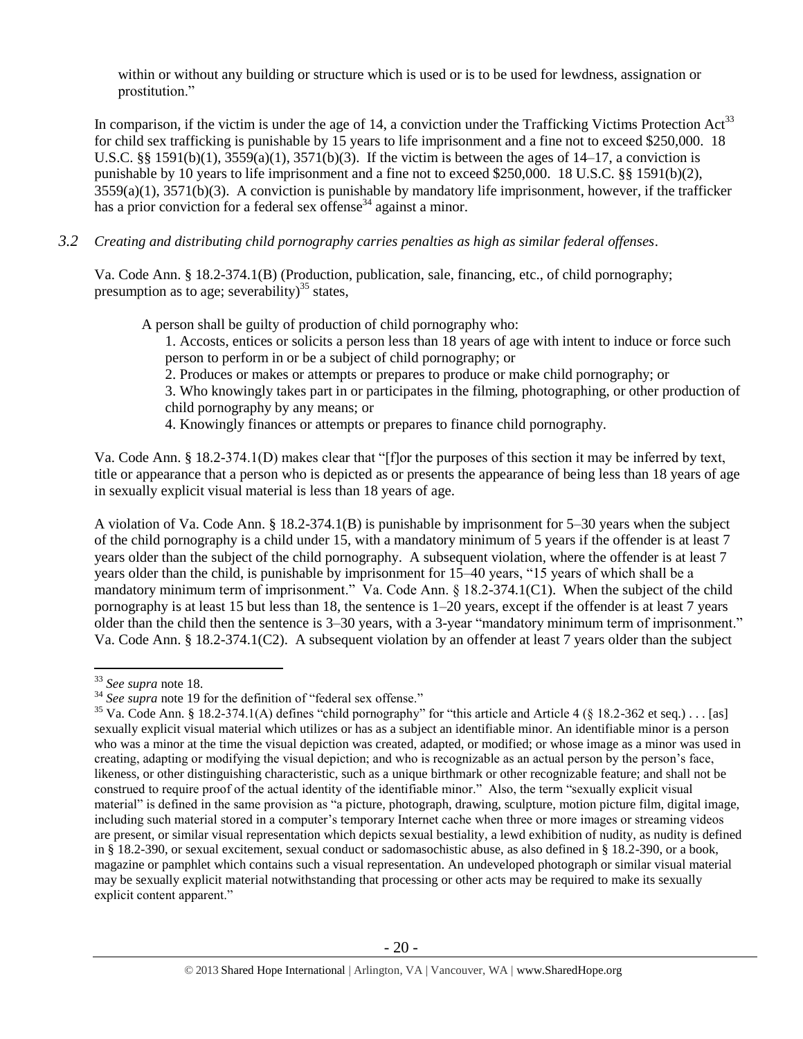within or without any building or structure which is used or is to be used for lewdness, assignation or prostitution."

In comparison, if the victim is under the age of 14, a conviction under the Trafficking Victims Protection Act[33] for child sex trafficking is punishable by 15 years to life imprisonment and a fine not to exceed $250,000. 18 U.S.C. §§ 1591(b)(1), 3559(a)(1), 3571(b)(3). If the victim is between the ages of 14–17, a conviction is punishable by 10 years to life imprisonment and a fine not to exceed $250,000. 18 U.S.C. §§ 1591(b)(2), 3559(a)(1), 3571(b)(3). A conviction is punishable by mandatory life imprisonment, however, if the trafficker has a prior conviction for a federal sex offense[34] against a minor.

*3.2 Creating and distributing child pornography carries penalties as high as similar federal offenses.*

Va. Code Ann. § 18.2-374.1(B) (Production, publication, sale, financing, etc., of child pornography; presumption as to age; severability)[35] states,

> A person shall be guilty of production of child pornography who:
> 1. Accosts, entices or solicits a person less than 18 years of age with intent to induce or force such person to perform in or be a subject of child pornography; or
> 2. Produces or makes or attempts or prepares to produce or make child pornography; or
> 3. Who knowingly takes part in or participates in the filming, photographing, or other production of child pornography by any means; or
> 4. Knowingly finances or attempts or prepares to finance child pornography.

Va. Code Ann. § 18.2-374.1(D) makes clear that "[f]or the purposes of this section it may be inferred by text, title or appearance that a person who is depicted as or presents the appearance of being less than 18 years of age in sexually explicit visual material is less than 18 years of age.

A violation of Va. Code Ann. § 18.2-374.1(B) is punishable by imprisonment for 5–30 years when the subject of the child pornography is a child under 15, with a mandatory minimum of 5 years if the offender is at least 7 years older than the subject of the child pornography. A subsequent violation, where the offender is at least 7 years older than the child, is punishable by imprisonment for 15–40 years, "15 years of which shall be a mandatory minimum term of imprisonment." Va. Code Ann. § 18.2-374.1(C1). When the subject of the child pornography is at least 15 but less than 18, the sentence is 1–20 years, except if the offender is at least 7 years older than the child then the sentence is 3–30 years, with a 3-year "mandatory minimum term of imprisonment." Va. Code Ann. § 18.2-374.1(C2). A subsequent violation by an offender at least 7 years older than the subject

---

[33] *See supra* note 18.

[34] *See supra* note 19 for the definition of "federal sex offense."

[35] Va. Code Ann. § 18.2-374.1(A) defines "child pornography" for "this article and Article 4 (§ 18.2-362 et seq.) . . . [as] sexually explicit visual material which utilizes or has as a subject an identifiable minor. An identifiable minor is a person who was a minor at the time the visual depiction was created, adapted, or modified; or whose image as a minor was used in creating, adapting or modifying the visual depiction; and who is recognizable as an actual person by the person's face, likeness, or other distinguishing characteristic, such as a unique birthmark or other recognizable feature; and shall not be construed to require proof of the actual identity of the identifiable minor." Also, the term "sexually explicit visual material" is defined in the same provision as "a picture, photograph, drawing, sculpture, motion picture film, digital image, including such material stored in a computer's temporary Internet cache when three or more images or streaming videos are present, or similar visual representation which depicts sexual bestiality, a lewd exhibition of nudity, as nudity is defined in § 18.2-390, or sexual excitement, sexual conduct or sadomasochistic abuse, as also defined in § 18.2-390, or a book, magazine or pamphlet which contains such a visual representation. An undeveloped photograph or similar visual material may be sexually explicit material notwithstanding that processing or other acts may be required to make its sexually explicit content apparent."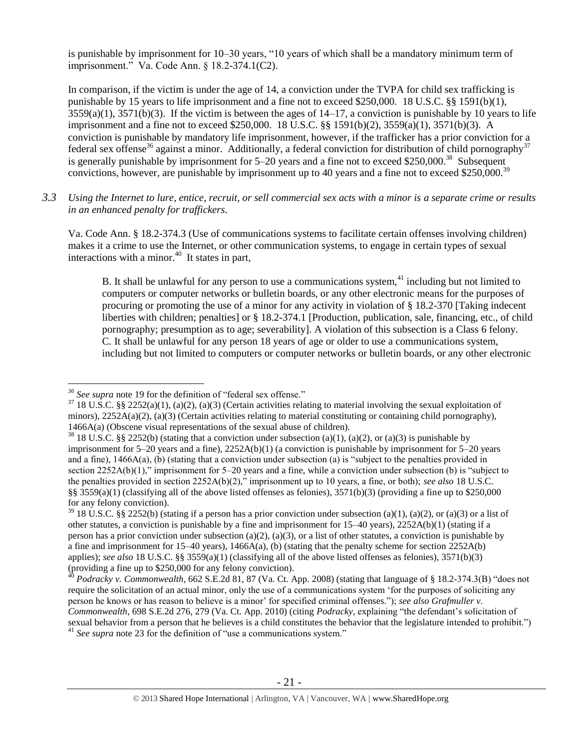is punishable by imprisonment for 10–30 years, "10 years of which shall be a mandatory minimum term of imprisonment." Va. Code Ann. § 18.2-374.1(C2).

In comparison, if the victim is under the age of 14, a conviction under the TVPA for child sex trafficking is punishable by 15 years to life imprisonment and a fine not to exceed $250,000. 18 U.S.C. §§ 1591(b)(1), 3559(a)(1), 3571(b)(3). If the victim is between the ages of 14–17, a conviction is punishable by 10 years to life imprisonment and a fine not to exceed $250,000. 18 U.S.C. §§ 1591(b)(2), 3559(a)(1), 3571(b)(3). A conviction is punishable by mandatory life imprisonment, however, if the trafficker has a prior conviction for a federal sex offense[36] against a minor. Additionally, a federal conviction for distribution of child pornography[37] is generally punishable by imprisonment for 5–20 years and a fine not to exceed $250,000.[38] Subsequent convictions, however, are punishable by imprisonment up to 40 years and a fine not to exceed $250,000.[39]

*3.3 Using the Internet to lure, entice, recruit, or sell commercial sex acts with a minor is a separate crime or results in an enhanced penalty for traffickers.*

Va. Code Ann. § 18.2-374.3 (Use of communications systems to facilitate certain offenses involving children) makes it a crime to use the Internet, or other communication systems, to engage in certain types of sexual interactions with a minor.[40] It states in part,

> B. It shall be unlawful for any person to use a communications system,[41] including but not limited to computers or computer networks or bulletin boards, or any other electronic means for the purposes of procuring or promoting the use of a minor for any activity in violation of § 18.2-370 [Taking indecent liberties with children; penalties] or § 18.2-374.1 [Production, publication, sale, financing, etc., of child pornography; presumption as to age; severability]. A violation of this subsection is a Class 6 felony.
> C. It shall be unlawful for any person 18 years of age or older to use a communications system, including but not limited to computers or computer networks or bulletin boards, or any other electronic

---

[36] *See supra* note 19 for the definition of "federal sex offense."

[37] 18 U.S.C. §§ 2252(a)(1), (a)(2), (a)(3) (Certain activities relating to material involving the sexual exploitation of minors), 2252A(a)(2), (a)(3) (Certain activities relating to material constituting or containing child pornography), 1466A(a) (Obscene visual representations of the sexual abuse of children).

[38] 18 U.S.C. §§ 2252(b) (stating that a conviction under subsection (a)(1), (a)(2), or (a)(3) is punishable by imprisonment for 5–20 years and a fine), 2252A(b)(1) (a conviction is punishable by imprisonment for 5–20 years and a fine), 1466A(a), (b) (stating that a conviction under subsection (a) is "subject to the penalties provided in section 2252A(b)(1)," imprisonment for 5–20 years and a fine, while a conviction under subsection (b) is "subject to the penalties provided in section 2252A(b)(2)," imprisonment up to 10 years, a fine, or both); *see also* 18 U.S.C. §§ 3559(a)(1) (classifying all of the above listed offenses as felonies), 3571(b)(3) (providing a fine up to $250,000 for any felony conviction).

[39] 18 U.S.C. §§ 2252(b) (stating if a person has a prior conviction under subsection (a)(1), (a)(2), or (a)(3) or a list of other statutes, a conviction is punishable by a fine and imprisonment for 15–40 years), 2252A(b)(1) (stating if a person has a prior conviction under subsection (a)(2), (a)(3), or a list of other statutes, a conviction is punishable by a fine and imprisonment for 15–40 years), 1466A(a), (b) (stating that the penalty scheme for section 2252A(b) applies); *see also* 18 U.S.C. §§ 3559(a)(1) (classifying all of the above listed offenses as felonies), 3571(b)(3) (providing a fine up to $250,000 for any felony conviction).

[40] *Podracky v. Commonwealth*, 662 S.E.2d 81, 87 (Va. Ct. App. 2008) (stating that language of § 18.2-374.3(B) "does not require the solicitation of an actual minor, only the use of a communications system 'for the purposes of soliciting any person he knows or has reason to believe is a minor' for specified criminal offenses."); *see also Grafmuller v. Commonwealth*, 698 S.E.2d 276, 279 (Va. Ct. App. 2010) (citing *Podracky*, explaining "the defendant's solicitation of sexual behavior from a person that he believes is a child constitutes the behavior that the legislature intended to prohibit.")

[41] *See supra* note 23 for the definition of "use a communications system."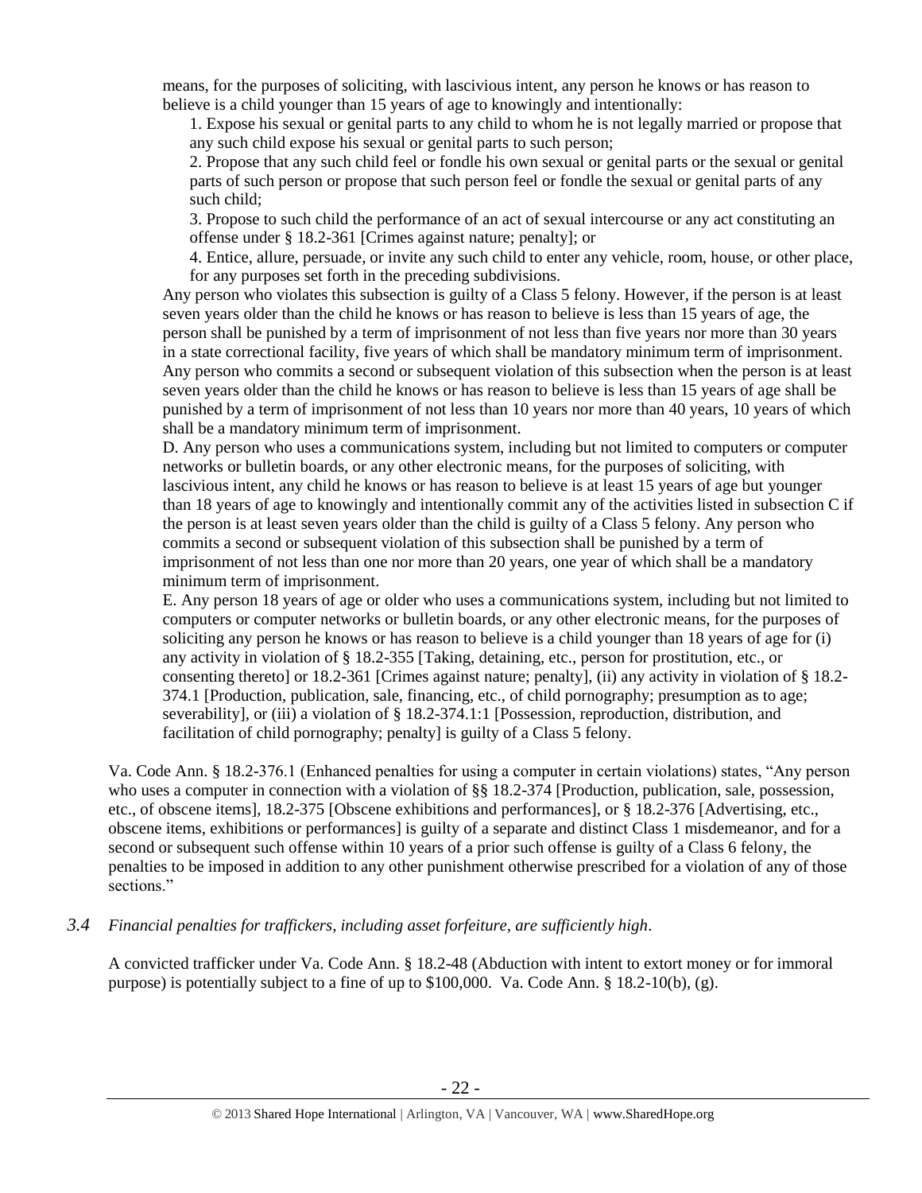means, for the purposes of soliciting, with lascivious intent, any person he knows or has reason to believe is a child younger than 15 years of age to knowingly and intentionally:

1. Expose his sexual or genital parts to any child to whom he is not legally married or propose that any such child expose his sexual or genital parts to such person;
2. Propose that any such child feel or fondle his own sexual or genital parts or the sexual or genital parts of such person or propose that such person feel or fondle the sexual or genital parts of any such child;
3. Propose to such child the performance of an act of sexual intercourse or any act constituting an offense under § 18.2-361 [Crimes against nature; penalty]; or
4. Entice, allure, persuade, or invite any such child to enter any vehicle, room, house, or other place, for any purposes set forth in the preceding subdivisions.

Any person who violates this subsection is guilty of a Class 5 felony. However, if the person is at least seven years older than the child he knows or has reason to believe is less than 15 years of age, the person shall be punished by a term of imprisonment of not less than five years nor more than 30 years in a state correctional facility, five years of which shall be mandatory minimum term of imprisonment. Any person who commits a second or subsequent violation of this subsection when the person is at least seven years older than the child he knows or has reason to believe is less than 15 years of age shall be punished by a term of imprisonment of not less than 10 years nor more than 40 years, 10 years of which shall be a mandatory minimum term of imprisonment.

D. Any person who uses a communications system, including but not limited to computers or computer networks or bulletin boards, or any other electronic means, for the purposes of soliciting, with lascivious intent, any child he knows or has reason to believe is at least 15 years of age but younger than 18 years of age to knowingly and intentionally commit any of the activities listed in subsection C if the person is at least seven years older than the child is guilty of a Class 5 felony. Any person who commits a second or subsequent violation of this subsection shall be punished by a term of imprisonment of not less than one nor more than 20 years, one year of which shall be a mandatory minimum term of imprisonment.

E. Any person 18 years of age or older who uses a communications system, including but not limited to computers or computer networks or bulletin boards, or any other electronic means, for the purposes of soliciting any person he knows or has reason to believe is a child younger than 18 years of age for (i) any activity in violation of § 18.2-355 [Taking, detaining, etc., person for prostitution, etc., or consenting thereto] or 18.2-361 [Crimes against nature; penalty], (ii) any activity in violation of § 18.2-374.1 [Production, publication, sale, financing, etc., of child pornography; presumption as to age; severability], or (iii) a violation of § 18.2-374.1:1 [Possession, reproduction, distribution, and facilitation of child pornography; penalty] is guilty of a Class 5 felony.

Va. Code Ann. § 18.2-376.1 (Enhanced penalties for using a computer in certain violations) states, "Any person who uses a computer in connection with a violation of §§ 18.2-374 [Production, publication, sale, possession, etc., of obscene items], 18.2-375 [Obscene exhibitions and performances], or § 18.2-376 [Advertising, etc., obscene items, exhibitions or performances] is guilty of a separate and distinct Class 1 misdemeanor, and for a second or subsequent such offense within 10 years of a prior such offense is guilty of a Class 6 felony, the penalties to be imposed in addition to any other punishment otherwise prescribed for a violation of any of those sections."

*3.4 Financial penalties for traffickers, including asset forfeiture, are sufficiently high.*

A convicted trafficker under Va. Code Ann. § 18.2-48 (Abduction with intent to extort money or for immoral purpose) is potentially subject to a fine of up to $100,000. Va. Code Ann. § 18.2-10(b), (g).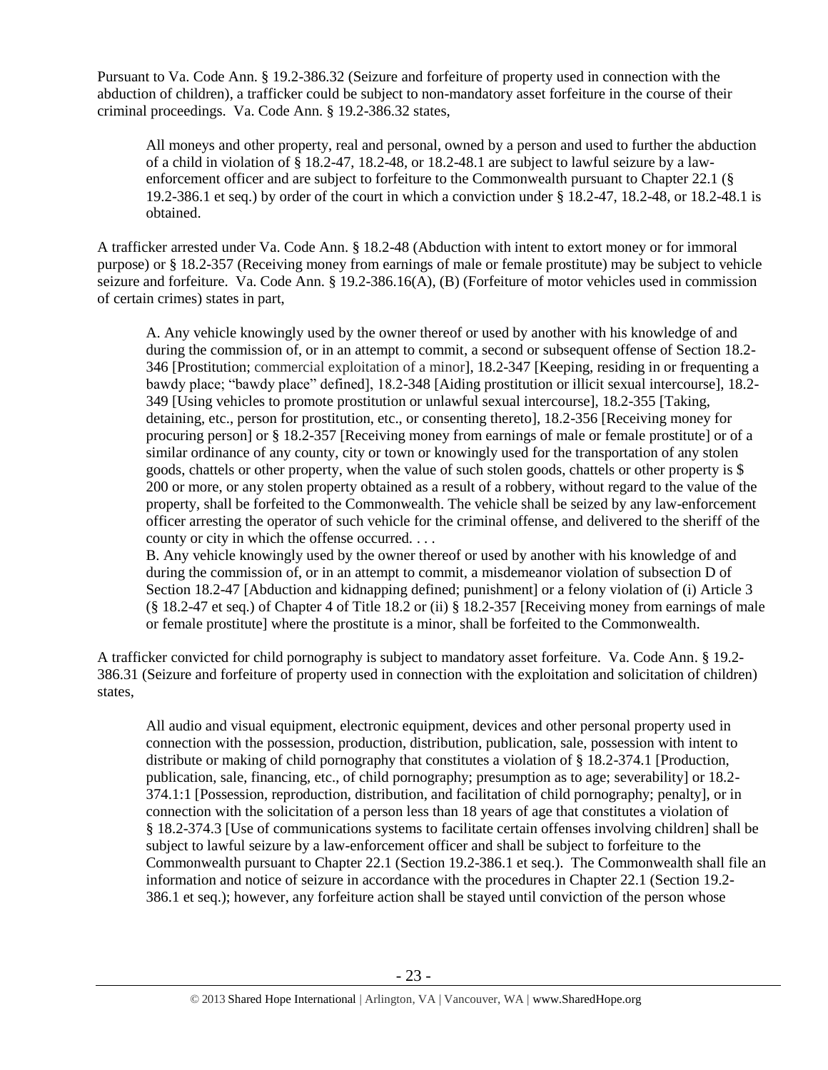Pursuant to Va. Code Ann. § 19.2-386.32 (Seizure and forfeiture of property used in connection with the abduction of children), a trafficker could be subject to non-mandatory asset forfeiture in the course of their criminal proceedings. Va. Code Ann. § 19.2-386.32 states,

> All moneys and other property, real and personal, owned by a person and used to further the abduction of a child in violation of § 18.2-47, 18.2-48, or 18.2-48.1 are subject to lawful seizure by a law-enforcement officer and are subject to forfeiture to the Commonwealth pursuant to Chapter 22.1 (§ 19.2-386.1 et seq.) by order of the court in which a conviction under § 18.2-47, 18.2-48, or 18.2-48.1 is obtained.

A trafficker arrested under Va. Code Ann. § 18.2-48 (Abduction with intent to extort money or for immoral purpose) or § 18.2-357 (Receiving money from earnings of male or female prostitute) may be subject to vehicle seizure and forfeiture. Va. Code Ann. § 19.2-386.16(A), (B) (Forfeiture of motor vehicles used in commission of certain crimes) states in part,

> A. Any vehicle knowingly used by the owner thereof or used by another with his knowledge of and during the commission of, or in an attempt to commit, a second or subsequent offense of Section 18.2-346 [Prostitution; commercial exploitation of a minor], 18.2-347 [Keeping, residing in or frequenting a bawdy place; "bawdy place" defined], 18.2-348 [Aiding prostitution or illicit sexual intercourse], 18.2-349 [Using vehicles to promote prostitution or unlawful sexual intercourse], 18.2-355 [Taking, detaining, etc., person for prostitution, etc., or consenting thereto], 18.2-356 [Receiving money for procuring person] or § 18.2-357 [Receiving money from earnings of male or female prostitute] or of a similar ordinance of any county, city or town or knowingly used for the transportation of any stolen goods, chattels or other property, when the value of such stolen goods, chattels or other property is $ 200 or more, or any stolen property obtained as a result of a robbery, without regard to the value of the property, shall be forfeited to the Commonwealth. The vehicle shall be seized by any law-enforcement officer arresting the operator of such vehicle for the criminal offense, and delivered to the sheriff of the county or city in which the offense occurred. . . .
>
> B. Any vehicle knowingly used by the owner thereof or used by another with his knowledge of and during the commission of, or in an attempt to commit, a misdemeanor violation of subsection D of Section 18.2-47 [Abduction and kidnapping defined; punishment] or a felony violation of (i) Article 3 (§ 18.2-47 et seq.) of Chapter 4 of Title 18.2 or (ii) § 18.2-357 [Receiving money from earnings of male or female prostitute] where the prostitute is a minor, shall be forfeited to the Commonwealth.

A trafficker convicted for child pornography is subject to mandatory asset forfeiture. Va. Code Ann. § 19.2-386.31 (Seizure and forfeiture of property used in connection with the exploitation and solicitation of children) states,

> All audio and visual equipment, electronic equipment, devices and other personal property used in connection with the possession, production, distribution, publication, sale, possession with intent to distribute or making of child pornography that constitutes a violation of § 18.2-374.1 [Production, publication, sale, financing, etc., of child pornography; presumption as to age; severability] or 18.2-374.1:1 [Possession, reproduction, distribution, and facilitation of child pornography; penalty], or in connection with the solicitation of a person less than 18 years of age that constitutes a violation of § 18.2-374.3 [Use of communications systems to facilitate certain offenses involving children] shall be subject to lawful seizure by a law-enforcement officer and shall be subject to forfeiture to the Commonwealth pursuant to Chapter 22.1 (Section 19.2-386.1 et seq.). The Commonwealth shall file an information and notice of seizure in accordance with the procedures in Chapter 22.1 (Section 19.2-386.1 et seq.); however, any forfeiture action shall be stayed until conviction of the person whose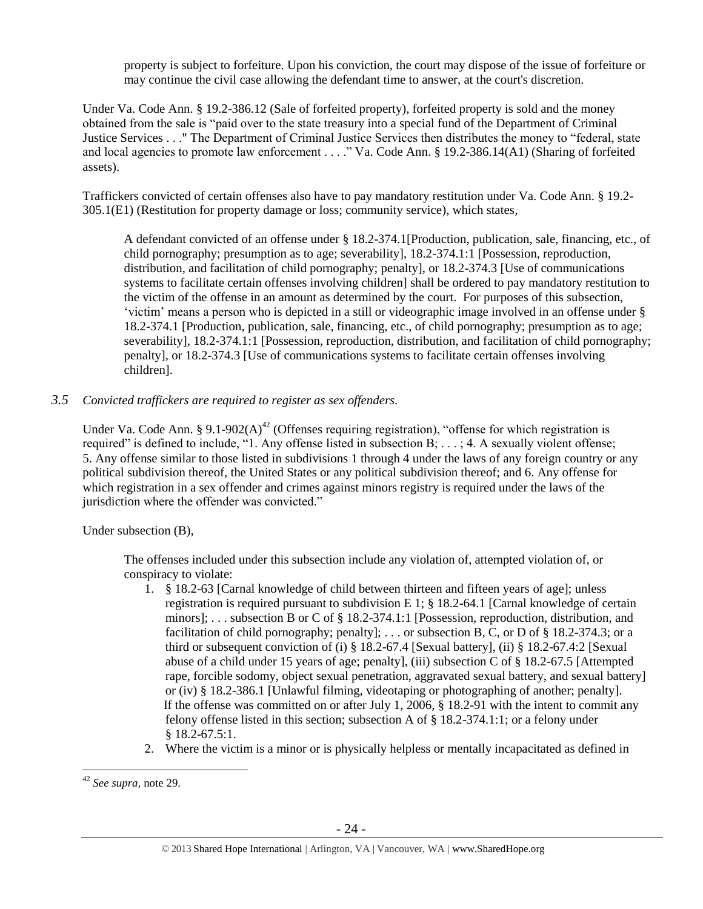property is subject to forfeiture. Upon his conviction, the court may dispose of the issue of forfeiture or may continue the civil case allowing the defendant time to answer, at the court's discretion.

Under Va. Code Ann. § 19.2-386.12 (Sale of forfeited property), forfeited property is sold and the money obtained from the sale is "paid over to the state treasury into a special fund of the Department of Criminal Justice Services . . ." The Department of Criminal Justice Services then distributes the money to "federal, state and local agencies to promote law enforcement . . . ." Va. Code Ann. § 19.2-386.14(A1) (Sharing of forfeited assets).

Traffickers convicted of certain offenses also have to pay mandatory restitution under Va. Code Ann. § 19.2-305.1(E1) (Restitution for property damage or loss; community service), which states,

> A defendant convicted of an offense under § 18.2-374.1[Production, publication, sale, financing, etc., of child pornography; presumption as to age; severability], 18.2-374.1:1 [Possession, reproduction, distribution, and facilitation of child pornography; penalty], or 18.2-374.3 [Use of communications systems to facilitate certain offenses involving children] shall be ordered to pay mandatory restitution to the victim of the offense in an amount as determined by the court. For purposes of this subsection, 'victim' means a person who is depicted in a still or videographic image involved in an offense under § 18.2-374.1 [Production, publication, sale, financing, etc., of child pornography; presumption as to age; severability], 18.2-374.1:1 [Possession, reproduction, distribution, and facilitation of child pornography; penalty], or 18.2-374.3 [Use of communications systems to facilitate certain offenses involving children].

### 3.5 *Convicted traffickers are required to register as sex offenders.*

Under Va. Code Ann. § 9.1-902(A)[42] (Offenses requiring registration), "offense for which registration is required" is defined to include, "1. Any offense listed in subsection B; . . . ; 4. A sexually violent offense; 5. Any offense similar to those listed in subdivisions 1 through 4 under the laws of any foreign country or any political subdivision thereof, the United States or any political subdivision thereof; and 6. Any offense for which registration in a sex offender and crimes against minors registry is required under the laws of the jurisdiction where the offender was convicted."

Under subsection (B),

> The offenses included under this subsection include any violation of, attempted violation of, or conspiracy to violate:
>
> 1. § 18.2-63 [Carnal knowledge of child between thirteen and fifteen years of age]; unless registration is required pursuant to subdivision E 1; § 18.2-64.1 [Carnal knowledge of certain minors]; . . . subsection B or C of § 18.2-374.1:1 [Possession, reproduction, distribution, and facilitation of child pornography; penalty]; . . . or subsection B, C, or D of § 18.2-374.3; or a third or subsequent conviction of (i) § 18.2-67.4 [Sexual battery], (ii) § 18.2-67.4:2 [Sexual abuse of a child under 15 years of age; penalty], (iii) subsection C of § 18.2-67.5 [Attempted rape, forcible sodomy, object sexual penetration, aggravated sexual battery, and sexual battery] or (iv) § 18.2-386.1 [Unlawful filming, videotaping or photographing of another; penalty].
>    If the offense was committed on or after July 1, 2006, § 18.2-91 with the intent to commit any felony offense listed in this section; subsection A of § 18.2-374.1:1; or a felony under § 18.2-67.5:1.
> 2. Where the victim is a minor or is physically helpless or mentally incapacitated as defined in

[42] *See supra,* note 29.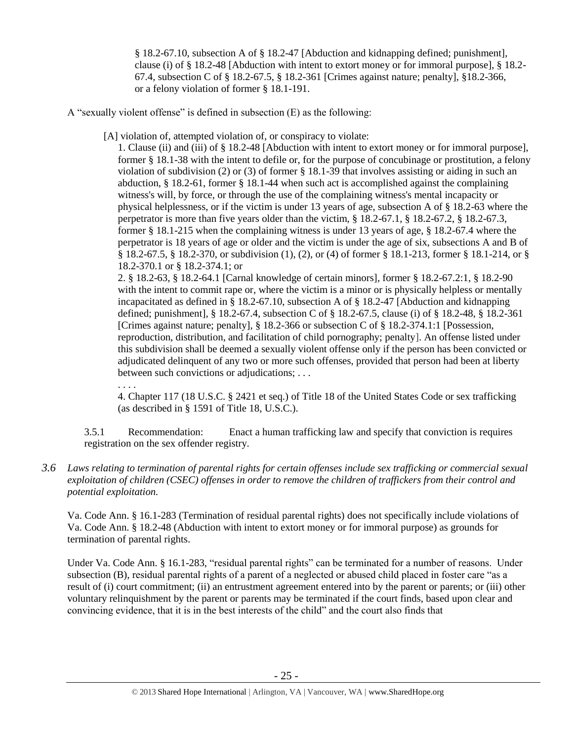§ 18.2-67.10, subsection A of § 18.2-47 [Abduction and kidnapping defined; punishment], clause (i) of § 18.2-48 [Abduction with intent to extort money or for immoral purpose], § 18.2-67.4, subsection C of § 18.2-67.5, § 18.2-361 [Crimes against nature; penalty], §18.2-366, or a felony violation of former § 18.1-191.

A "sexually violent offense" is defined in subsection (E) as the following:

> [A] violation of, attempted violation of, or conspiracy to violate:
>
> 1. Clause (ii) and (iii) of § 18.2-48 [Abduction with intent to extort money or for immoral purpose], former § 18.1-38 with the intent to defile or, for the purpose of concubinage or prostitution, a felony violation of subdivision (2) or (3) of former § 18.1-39 that involves assisting or aiding in such an abduction, § 18.2-61, former § 18.1-44 when such act is accomplished against the complaining witness's will, by force, or through the use of the complaining witness's mental incapacity or physical helplessness, or if the victim is under 13 years of age, subsection A of § 18.2-63 where the perpetrator is more than five years older than the victim, § 18.2-67.1, § 18.2-67.2, § 18.2-67.3, former § 18.1-215 when the complaining witness is under 13 years of age, § 18.2-67.4 where the perpetrator is 18 years of age or older and the victim is under the age of six, subsections A and B of § 18.2-67.5, § 18.2-370, or subdivision (1), (2), or (4) of former § 18.1-213, former § 18.1-214, or § 18.2-370.1 or § 18.2-374.1; or
>
> 2. § 18.2-63, § 18.2-64.1 [Carnal knowledge of certain minors], former § 18.2-67.2:1, § 18.2-90 with the intent to commit rape or, where the victim is a minor or is physically helpless or mentally incapacitated as defined in § 18.2-67.10, subsection A of § 18.2-47 [Abduction and kidnapping defined; punishment], § 18.2-67.4, subsection C of § 18.2-67.5, clause (i) of § 18.2-48, § 18.2-361 [Crimes against nature; penalty], § 18.2-366 or subsection C of § 18.2-374.1:1 [Possession, reproduction, distribution, and facilitation of child pornography; penalty]. An offense listed under this subdivision shall be deemed a sexually violent offense only if the person has been convicted or adjudicated delinquent of any two or more such offenses, provided that person had been at liberty between such convictions or adjudications; . . .
>
> . . . .
>
> 4. Chapter 117 (18 U.S.C. § 2421 et seq.) of Title 18 of the United States Code or sex trafficking (as described in § 1591 of Title 18, U.S.C.).

3.5.1 Recommendation: Enact a human trafficking law and specify that conviction is requires registration on the sex offender registry.

*3.6 Laws relating to termination of parental rights for certain offenses include sex trafficking or commercial sexual exploitation of children (CSEC) offenses in order to remove the children of traffickers from their control and potential exploitation.*

Va. Code Ann. § 16.1-283 (Termination of residual parental rights) does not specifically include violations of Va. Code Ann. § 18.2-48 (Abduction with intent to extort money or for immoral purpose) as grounds for termination of parental rights.

Under Va. Code Ann. § 16.1-283, "residual parental rights" can be terminated for a number of reasons. Under subsection (B), residual parental rights of a parent of a neglected or abused child placed in foster care "as a result of (i) court commitment; (ii) an entrustment agreement entered into by the parent or parents; or (iii) other voluntary relinquishment by the parent or parents may be terminated if the court finds, based upon clear and convincing evidence, that it is in the best interests of the child" and the court also finds that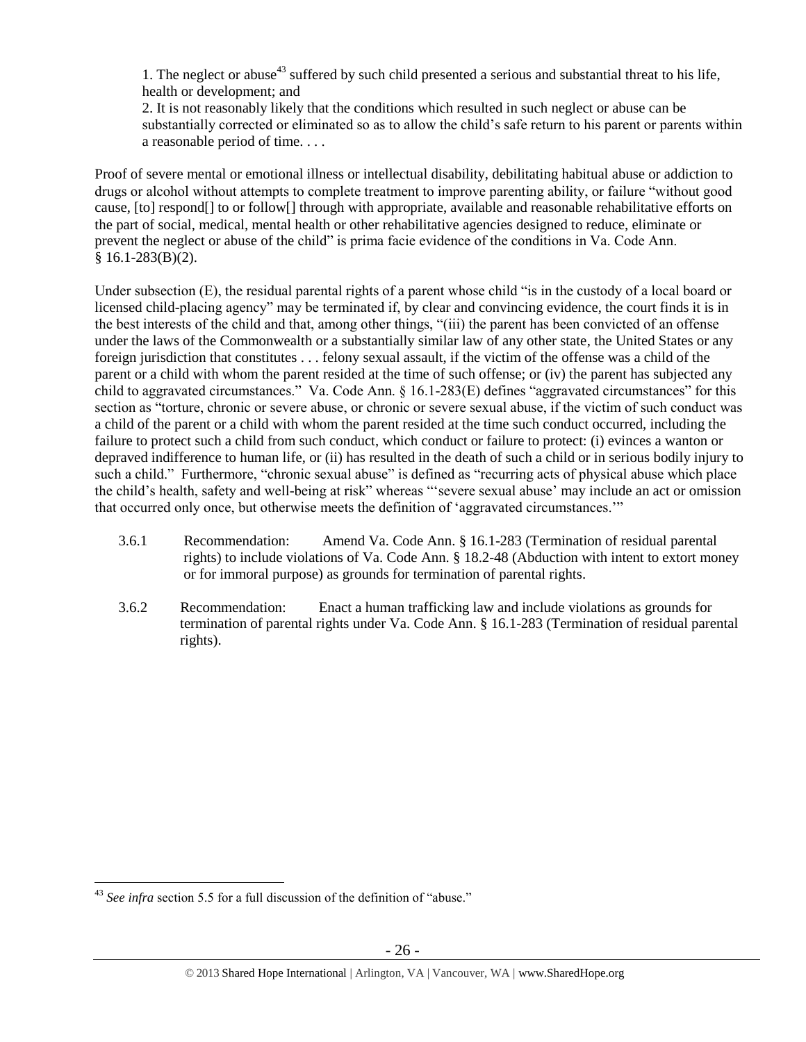1. The neglect or abuse[43] suffered by such child presented a serious and substantial threat to his life, health or development; and

2. It is not reasonably likely that the conditions which resulted in such neglect or abuse can be substantially corrected or eliminated so as to allow the child's safe return to his parent or parents within a reasonable period of time. . . .

Proof of severe mental or emotional illness or intellectual disability, debilitating habitual abuse or addiction to drugs or alcohol without attempts to complete treatment to improve parenting ability, or failure "without good cause, [to] respond[] to or follow[] through with appropriate, available and reasonable rehabilitative efforts on the part of social, medical, mental health or other rehabilitative agencies designed to reduce, eliminate or prevent the neglect or abuse of the child" is prima facie evidence of the conditions in Va. Code Ann. § 16.1-283(B)(2).

Under subsection (E), the residual parental rights of a parent whose child "is in the custody of a local board or licensed child-placing agency" may be terminated if, by clear and convincing evidence, the court finds it is in the best interests of the child and that, among other things, "(iii) the parent has been convicted of an offense under the laws of the Commonwealth or a substantially similar law of any other state, the United States or any foreign jurisdiction that constitutes . . . felony sexual assault, if the victim of the offense was a child of the parent or a child with whom the parent resided at the time of such offense; or (iv) the parent has subjected any child to aggravated circumstances." Va. Code Ann. § 16.1-283(E) defines "aggravated circumstances" for this section as "torture, chronic or severe abuse, or chronic or severe sexual abuse, if the victim of such conduct was a child of the parent or a child with whom the parent resided at the time such conduct occurred, including the failure to protect such a child from such conduct, which conduct or failure to protect: (i) evinces a wanton or depraved indifference to human life, or (ii) has resulted in the death of such a child or in serious bodily injury to such a child." Furthermore, "chronic sexual abuse" is defined as "recurring acts of physical abuse which place the child's health, safety and well-being at risk" whereas "'severe sexual abuse' may include an act or omission that occurred only once, but otherwise meets the definition of 'aggravated circumstances.'"

3.6.1 Recommendation: Amend Va. Code Ann. § 16.1-283 (Termination of residual parental rights) to include violations of Va. Code Ann. § 18.2-48 (Abduction with intent to extort money or for immoral purpose) as grounds for termination of parental rights.

3.6.2 Recommendation: Enact a human trafficking law and include violations as grounds for termination of parental rights under Va. Code Ann. § 16.1-283 (Termination of residual parental rights).

---

[43] *See infra* section 5.5 for a full discussion of the definition of "abuse."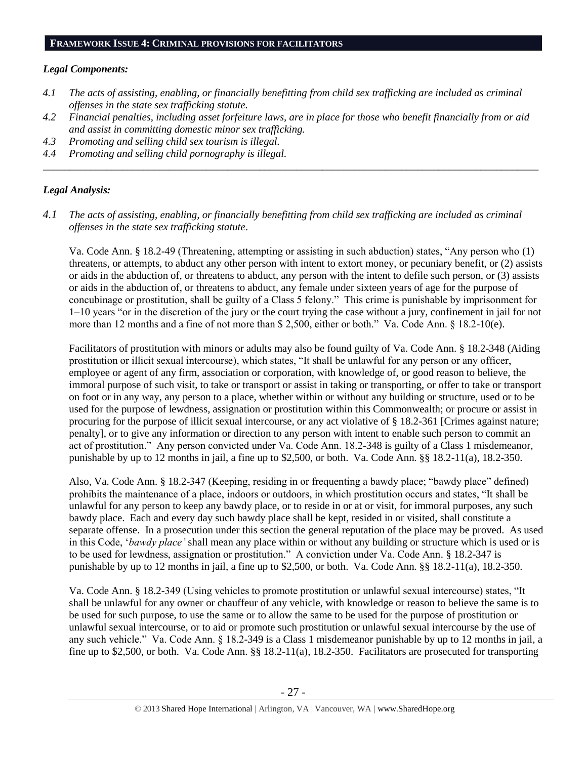## FRAMEWORK ISSUE 4: CRIMINAL PROVISIONS FOR FACILITATORS

### *Legal Components:*

*4.1 The acts of assisting, enabling, or financially benefitting from child sex trafficking are included as criminal offenses in the state sex trafficking statute.*

*4.2 Financial penalties, including asset forfeiture laws, are in place for those who benefit financially from or aid and assist in committing domestic minor sex trafficking.*

*4.3 Promoting and selling child sex tourism is illegal.*

*4.4 Promoting and selling child pornography is illegal.*

---

### *Legal Analysis:*

*4.1 The acts of assisting, enabling, or financially benefitting from child sex trafficking are included as criminal offenses in the state sex trafficking statute*.

Va. Code Ann. § 18.2-49 (Threatening, attempting or assisting in such abduction) states, "Any person who (1) threatens, or attempts, to abduct any other person with intent to extort money, or pecuniary benefit, or (2) assists or aids in the abduction of, or threatens to abduct, any person with the intent to defile such person, or (3) assists or aids in the abduction of, or threatens to abduct, any female under sixteen years of age for the purpose of concubinage or prostitution, shall be guilty of a Class 5 felony." This crime is punishable by imprisonment for 1–10 years "or in the discretion of the jury or the court trying the case without a jury, confinement in jail for not more than 12 months and a fine of not more than $ 2,500, either or both." Va. Code Ann. § 18.2-10(e).

Facilitators of prostitution with minors or adults may also be found guilty of Va. Code Ann. § 18.2-348 (Aiding prostitution or illicit sexual intercourse), which states, "It shall be unlawful for any person or any officer, employee or agent of any firm, association or corporation, with knowledge of, or good reason to believe, the immoral purpose of such visit, to take or transport or assist in taking or transporting, or offer to take or transport on foot or in any way, any person to a place, whether within or without any building or structure, used or to be used for the purpose of lewdness, assignation or prostitution within this Commonwealth; or procure or assist in procuring for the purpose of illicit sexual intercourse, or any act violative of § 18.2-361 [Crimes against nature; penalty], or to give any information or direction to any person with intent to enable such person to commit an act of prostitution." Any person convicted under Va. Code Ann. 18.2-348 is guilty of a Class 1 misdemeanor, punishable by up to 12 months in jail, a fine up to $2,500, or both. Va. Code Ann. §§ 18.2-11(a), 18.2-350.

Also, Va. Code Ann. § 18.2-347 (Keeping, residing in or frequenting a bawdy place; "bawdy place" defined) prohibits the maintenance of a place, indoors or outdoors, in which prostitution occurs and states, "It shall be unlawful for any person to keep any bawdy place, or to reside in or at or visit, for immoral purposes, any such bawdy place. Each and every day such bawdy place shall be kept, resided in or visited, shall constitute a separate offense. In a prosecution under this section the general reputation of the place may be proved. As used in this Code, '*bawdy place'* shall mean any place within or without any building or structure which is used or is to be used for lewdness, assignation or prostitution." A conviction under Va. Code Ann. § 18.2-347 is punishable by up to 12 months in jail, a fine up to $2,500, or both. Va. Code Ann. §§ 18.2-11(a), 18.2-350.

Va. Code Ann. § 18.2-349 (Using vehicles to promote prostitution or unlawful sexual intercourse) states, "It shall be unlawful for any owner or chauffeur of any vehicle, with knowledge or reason to believe the same is to be used for such purpose, to use the same or to allow the same to be used for the purpose of prostitution or unlawful sexual intercourse, or to aid or promote such prostitution or unlawful sexual intercourse by the use of any such vehicle." Va. Code Ann. § 18.2-349 is a Class 1 misdemeanor punishable by up to 12 months in jail, a fine up to $2,500, or both. Va. Code Ann. §§ 18.2-11(a), 18.2-350. Facilitators are prosecuted for transporting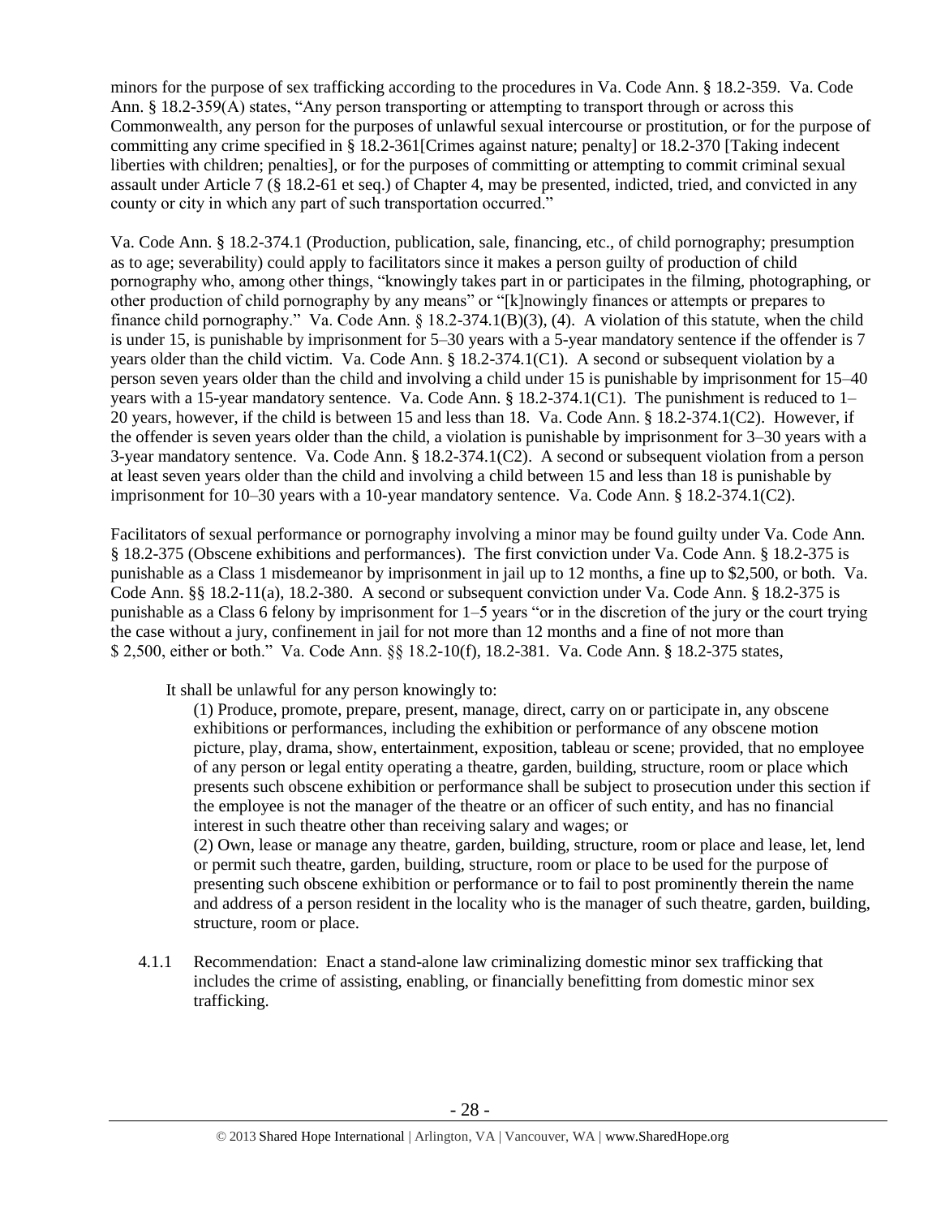minors for the purpose of sex trafficking according to the procedures in Va. Code Ann. § 18.2-359. Va. Code Ann. § 18.2-359(A) states, "Any person transporting or attempting to transport through or across this Commonwealth, any person for the purposes of unlawful sexual intercourse or prostitution, or for the purpose of committing any crime specified in § 18.2-361[Crimes against nature; penalty] or 18.2-370 [Taking indecent liberties with children; penalties], or for the purposes of committing or attempting to commit criminal sexual assault under Article 7 (§ 18.2-61 et seq.) of Chapter 4, may be presented, indicted, tried, and convicted in any county or city in which any part of such transportation occurred."

Va. Code Ann. § 18.2-374.1 (Production, publication, sale, financing, etc., of child pornography; presumption as to age; severability) could apply to facilitators since it makes a person guilty of production of child pornography who, among other things, "knowingly takes part in or participates in the filming, photographing, or other production of child pornography by any means" or "[k]nowingly finances or attempts or prepares to finance child pornography." Va. Code Ann. § 18.2-374.1(B)(3), (4). A violation of this statute, when the child is under 15, is punishable by imprisonment for 5–30 years with a 5-year mandatory sentence if the offender is 7 years older than the child victim. Va. Code Ann. § 18.2-374.1(C1). A second or subsequent violation by a person seven years older than the child and involving a child under 15 is punishable by imprisonment for 15–40 years with a 15-year mandatory sentence. Va. Code Ann. § 18.2-374.1(C1). The punishment is reduced to 1–20 years, however, if the child is between 15 and less than 18. Va. Code Ann. § 18.2-374.1(C2). However, if the offender is seven years older than the child, a violation is punishable by imprisonment for 3–30 years with a 3-year mandatory sentence. Va. Code Ann. § 18.2-374.1(C2). A second or subsequent violation from a person at least seven years older than the child and involving a child between 15 and less than 18 is punishable by imprisonment for 10–30 years with a 10-year mandatory sentence. Va. Code Ann. § 18.2-374.1(C2).

Facilitators of sexual performance or pornography involving a minor may be found guilty under Va. Code Ann. § 18.2-375 (Obscene exhibitions and performances). The first conviction under Va. Code Ann. § 18.2-375 is punishable as a Class 1 misdemeanor by imprisonment in jail up to 12 months, a fine up to $2,500, or both. Va. Code Ann. §§ 18.2-11(a), 18.2-380. A second or subsequent conviction under Va. Code Ann. § 18.2-375 is punishable as a Class 6 felony by imprisonment for 1–5 years "or in the discretion of the jury or the court trying the case without a jury, confinement in jail for not more than 12 months and a fine of not more than $ 2,500, either or both." Va. Code Ann. §§ 18.2-10(f), 18.2-381. Va. Code Ann. § 18.2-375 states,

> It shall be unlawful for any person knowingly to:
>
> (1) Produce, promote, prepare, present, manage, direct, carry on or participate in, any obscene exhibitions or performances, including the exhibition or performance of any obscene motion picture, play, drama, show, entertainment, exposition, tableau or scene; provided, that no employee of any person or legal entity operating a theatre, garden, building, structure, room or place which presents such obscene exhibition or performance shall be subject to prosecution under this section if the employee is not the manager of the theatre or an officer of such entity, and has no financial interest in such theatre other than receiving salary and wages; or
>
> (2) Own, lease or manage any theatre, garden, building, structure, room or place and lease, let, lend or permit such theatre, garden, building, structure, room or place to be used for the purpose of presenting such obscene exhibition or performance or to fail to post prominently therein the name and address of a person resident in the locality who is the manager of such theatre, garden, building, structure, room or place.

4.1.1 Recommendation: Enact a stand-alone law criminalizing domestic minor sex trafficking that includes the crime of assisting, enabling, or financially benefitting from domestic minor sex trafficking.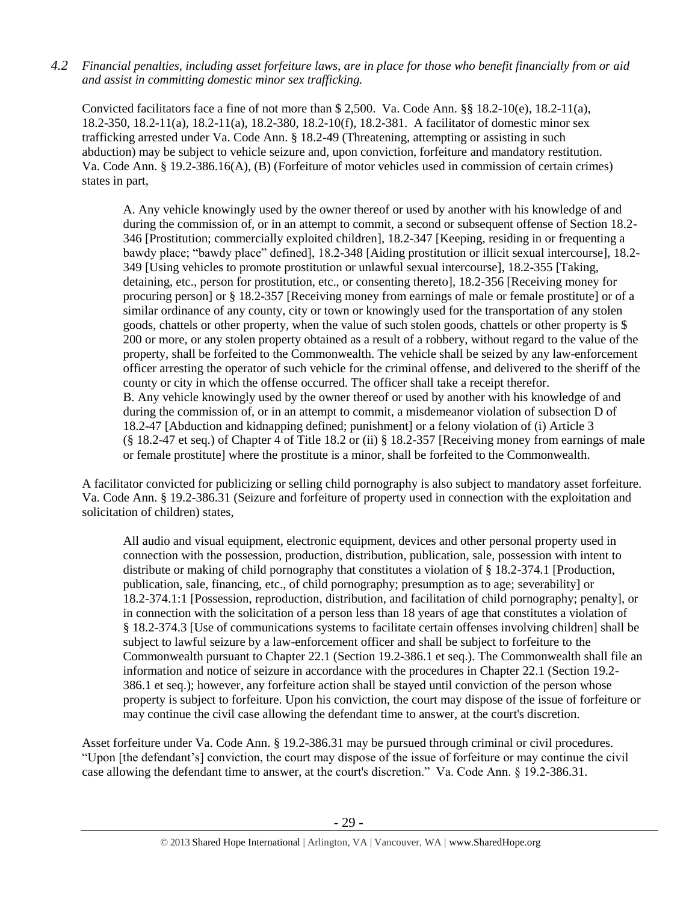*4.2 Financial penalties, including asset forfeiture laws, are in place for those who benefit financially from or aid and assist in committing domestic minor sex trafficking.*

Convicted facilitators face a fine of not more than $ 2,500. Va. Code Ann. §§ 18.2-10(e), 18.2-11(a), 18.2-350, 18.2-11(a), 18.2-11(a), 18.2-380, 18.2-10(f), 18.2-381. A facilitator of domestic minor sex trafficking arrested under Va. Code Ann. § 18.2-49 (Threatening, attempting or assisting in such abduction) may be subject to vehicle seizure and, upon conviction, forfeiture and mandatory restitution. Va. Code Ann. § 19.2-386.16(A), (B) (Forfeiture of motor vehicles used in commission of certain crimes) states in part,

> A. Any vehicle knowingly used by the owner thereof or used by another with his knowledge of and during the commission of, or in an attempt to commit, a second or subsequent offense of Section 18.2-346 [Prostitution; commercially exploited children], 18.2-347 [Keeping, residing in or frequenting a bawdy place; "bawdy place" defined], 18.2-348 [Aiding prostitution or illicit sexual intercourse], 18.2-349 [Using vehicles to promote prostitution or unlawful sexual intercourse], 18.2-355 [Taking, detaining, etc., person for prostitution, etc., or consenting thereto], 18.2-356 [Receiving money for procuring person] or § 18.2-357 [Receiving money from earnings of male or female prostitute] or of a similar ordinance of any county, city or town or knowingly used for the transportation of any stolen goods, chattels or other property, when the value of such stolen goods, chattels or other property is $ 200 or more, or any stolen property obtained as a result of a robbery, without regard to the value of the property, shall be forfeited to the Commonwealth. The vehicle shall be seized by any law-enforcement officer arresting the operator of such vehicle for the criminal offense, and delivered to the sheriff of the county or city in which the offense occurred. The officer shall take a receipt therefor.
> B. Any vehicle knowingly used by the owner thereof or used by another with his knowledge of and during the commission of, or in an attempt to commit, a misdemeanor violation of subsection D of 18.2-47 [Abduction and kidnapping defined; punishment] or a felony violation of (i) Article 3 (§ 18.2-47 et seq.) of Chapter 4 of Title 18.2 or (ii) § 18.2-357 [Receiving money from earnings of male or female prostitute] where the prostitute is a minor, shall be forfeited to the Commonwealth.

A facilitator convicted for publicizing or selling child pornography is also subject to mandatory asset forfeiture. Va. Code Ann. § 19.2-386.31 (Seizure and forfeiture of property used in connection with the exploitation and solicitation of children) states,

> All audio and visual equipment, electronic equipment, devices and other personal property used in connection with the possession, production, distribution, publication, sale, possession with intent to distribute or making of child pornography that constitutes a violation of § 18.2-374.1 [Production, publication, sale, financing, etc., of child pornography; presumption as to age; severability] or 18.2-374.1:1 [Possession, reproduction, distribution, and facilitation of child pornography; penalty], or in connection with the solicitation of a person less than 18 years of age that constitutes a violation of § 18.2-374.3 [Use of communications systems to facilitate certain offenses involving children] shall be subject to lawful seizure by a law-enforcement officer and shall be subject to forfeiture to the Commonwealth pursuant to Chapter 22.1 (Section 19.2-386.1 et seq.). The Commonwealth shall file an information and notice of seizure in accordance with the procedures in Chapter 22.1 (Section 19.2-386.1 et seq.); however, any forfeiture action shall be stayed until conviction of the person whose property is subject to forfeiture. Upon his conviction, the court may dispose of the issue of forfeiture or may continue the civil case allowing the defendant time to answer, at the court's discretion.

Asset forfeiture under Va. Code Ann. § 19.2-386.31 may be pursued through criminal or civil procedures. "Upon [the defendant's] conviction, the court may dispose of the issue of forfeiture or may continue the civil case allowing the defendant time to answer, at the court's discretion." Va. Code Ann. § 19.2-386.31.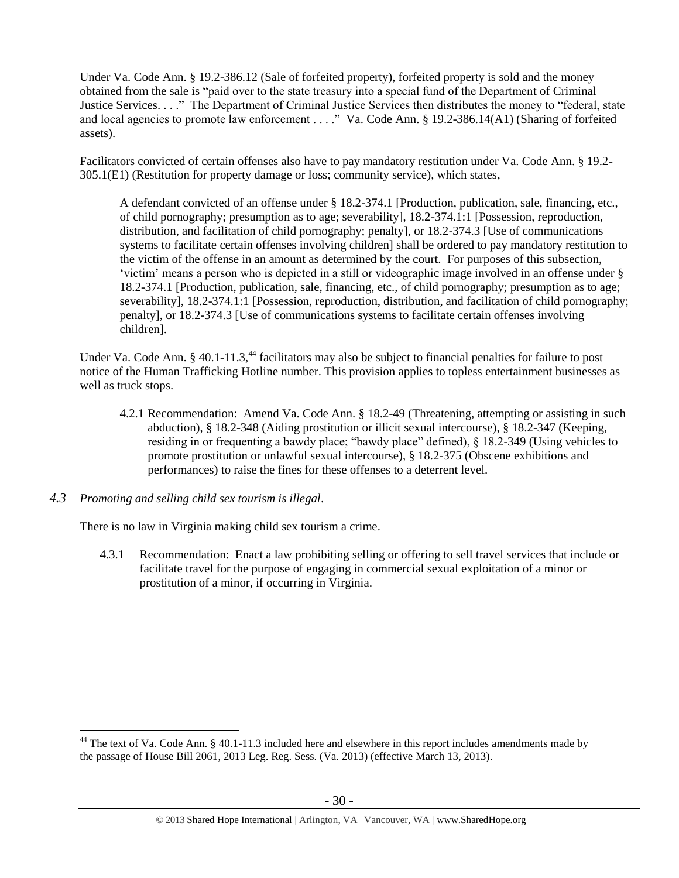Under Va. Code Ann. § 19.2-386.12 (Sale of forfeited property), forfeited property is sold and the money obtained from the sale is "paid over to the state treasury into a special fund of the Department of Criminal Justice Services. . . ." The Department of Criminal Justice Services then distributes the money to "federal, state and local agencies to promote law enforcement . . . ." Va. Code Ann. § 19.2-386.14(A1) (Sharing of forfeited assets).

Facilitators convicted of certain offenses also have to pay mandatory restitution under Va. Code Ann. § 19.2-305.1(E1) (Restitution for property damage or loss; community service), which states,

> A defendant convicted of an offense under § 18.2-374.1 [Production, publication, sale, financing, etc., of child pornography; presumption as to age; severability], 18.2-374.1:1 [Possession, reproduction, distribution, and facilitation of child pornography; penalty], or 18.2-374.3 [Use of communications systems to facilitate certain offenses involving children] shall be ordered to pay mandatory restitution to the victim of the offense in an amount as determined by the court. For purposes of this subsection, 'victim' means a person who is depicted in a still or videographic image involved in an offense under § 18.2-374.1 [Production, publication, sale, financing, etc., of child pornography; presumption as to age; severability], 18.2-374.1:1 [Possession, reproduction, distribution, and facilitation of child pornography; penalty], or 18.2-374.3 [Use of communications systems to facilitate certain offenses involving children].

Under Va. Code Ann. § 40.1-11.3,[44] facilitators may also be subject to financial penalties for failure to post notice of the Human Trafficking Hotline number. This provision applies to topless entertainment businesses as well as truck stops.

> 4.2.1 Recommendation: Amend Va. Code Ann. § 18.2-49 (Threatening, attempting or assisting in such abduction), § 18.2-348 (Aiding prostitution or illicit sexual intercourse), § 18.2-347 (Keeping, residing in or frequenting a bawdy place; "bawdy place" defined), § 18.2-349 (Using vehicles to promote prostitution or unlawful sexual intercourse), § 18.2-375 (Obscene exhibitions and performances) to raise the fines for these offenses to a deterrent level.

### *4.3 Promoting and selling child sex tourism is illegal.*

There is no law in Virginia making child sex tourism a crime.

> 4.3.1 Recommendation: Enact a law prohibiting selling or offering to sell travel services that include or facilitate travel for the purpose of engaging in commercial sexual exploitation of a minor or prostitution of a minor, if occurring in Virginia.

---

[44] The text of Va. Code Ann. § 40.1-11.3 included here and elsewhere in this report includes amendments made by the passage of House Bill 2061, 2013 Leg. Reg. Sess. (Va. 2013) (effective March 13, 2013).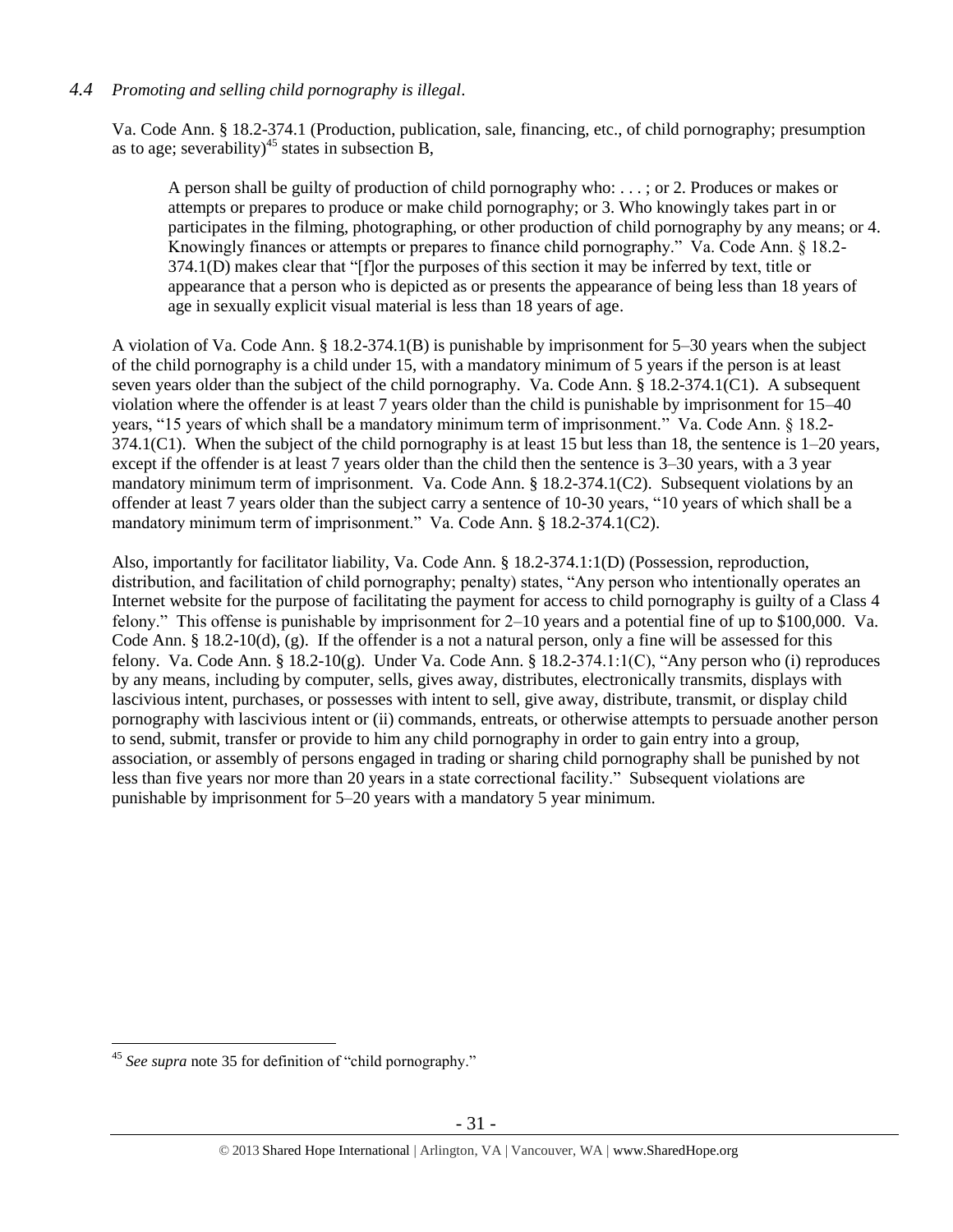*4.4 Promoting and selling child pornography is illegal*.

Va. Code Ann. § 18.2-374.1 (Production, publication, sale, financing, etc., of child pornography; presumption as to age; severability)[45] states in subsection B,

> A person shall be guilty of production of child pornography who: . . . ; or 2. Produces or makes or attempts or prepares to produce or make child pornography; or 3. Who knowingly takes part in or participates in the filming, photographing, or other production of child pornography by any means; or 4. Knowingly finances or attempts or prepares to finance child pornography." Va. Code Ann. § 18.2-374.1(D) makes clear that "[f]or the purposes of this section it may be inferred by text, title or appearance that a person who is depicted as or presents the appearance of being less than 18 years of age in sexually explicit visual material is less than 18 years of age.

A violation of Va. Code Ann. § 18.2-374.1(B) is punishable by imprisonment for 5–30 years when the subject of the child pornography is a child under 15, with a mandatory minimum of 5 years if the person is at least seven years older than the subject of the child pornography. Va. Code Ann. § 18.2-374.1(C1). A subsequent violation where the offender is at least 7 years older than the child is punishable by imprisonment for 15–40 years, "15 years of which shall be a mandatory minimum term of imprisonment." Va. Code Ann. § 18.2-374.1(C1). When the subject of the child pornography is at least 15 but less than 18, the sentence is 1–20 years, except if the offender is at least 7 years older than the child then the sentence is 3–30 years, with a 3 year mandatory minimum term of imprisonment. Va. Code Ann. § 18.2-374.1(C2). Subsequent violations by an offender at least 7 years older than the subject carry a sentence of 10-30 years, "10 years of which shall be a mandatory minimum term of imprisonment." Va. Code Ann. § 18.2-374.1(C2).

Also, importantly for facilitator liability, Va. Code Ann. § 18.2-374.1:1(D) (Possession, reproduction, distribution, and facilitation of child pornography; penalty) states, "Any person who intentionally operates an Internet website for the purpose of facilitating the payment for access to child pornography is guilty of a Class 4 felony." This offense is punishable by imprisonment for 2–10 years and a potential fine of up to $100,000. Va. Code Ann. § 18.2-10(d), (g). If the offender is a not a natural person, only a fine will be assessed for this felony. Va. Code Ann. § 18.2-10(g). Under Va. Code Ann. § 18.2-374.1:1(C), "Any person who (i) reproduces by any means, including by computer, sells, gives away, distributes, electronically transmits, displays with lascivious intent, purchases, or possesses with intent to sell, give away, distribute, transmit, or display child pornography with lascivious intent or (ii) commands, entreats, or otherwise attempts to persuade another person to send, submit, transfer or provide to him any child pornography in order to gain entry into a group, association, or assembly of persons engaged in trading or sharing child pornography shall be punished by not less than five years nor more than 20 years in a state correctional facility." Subsequent violations are punishable by imprisonment for 5–20 years with a mandatory 5 year minimum.

[45] *See supra* note 35 for definition of "child pornography."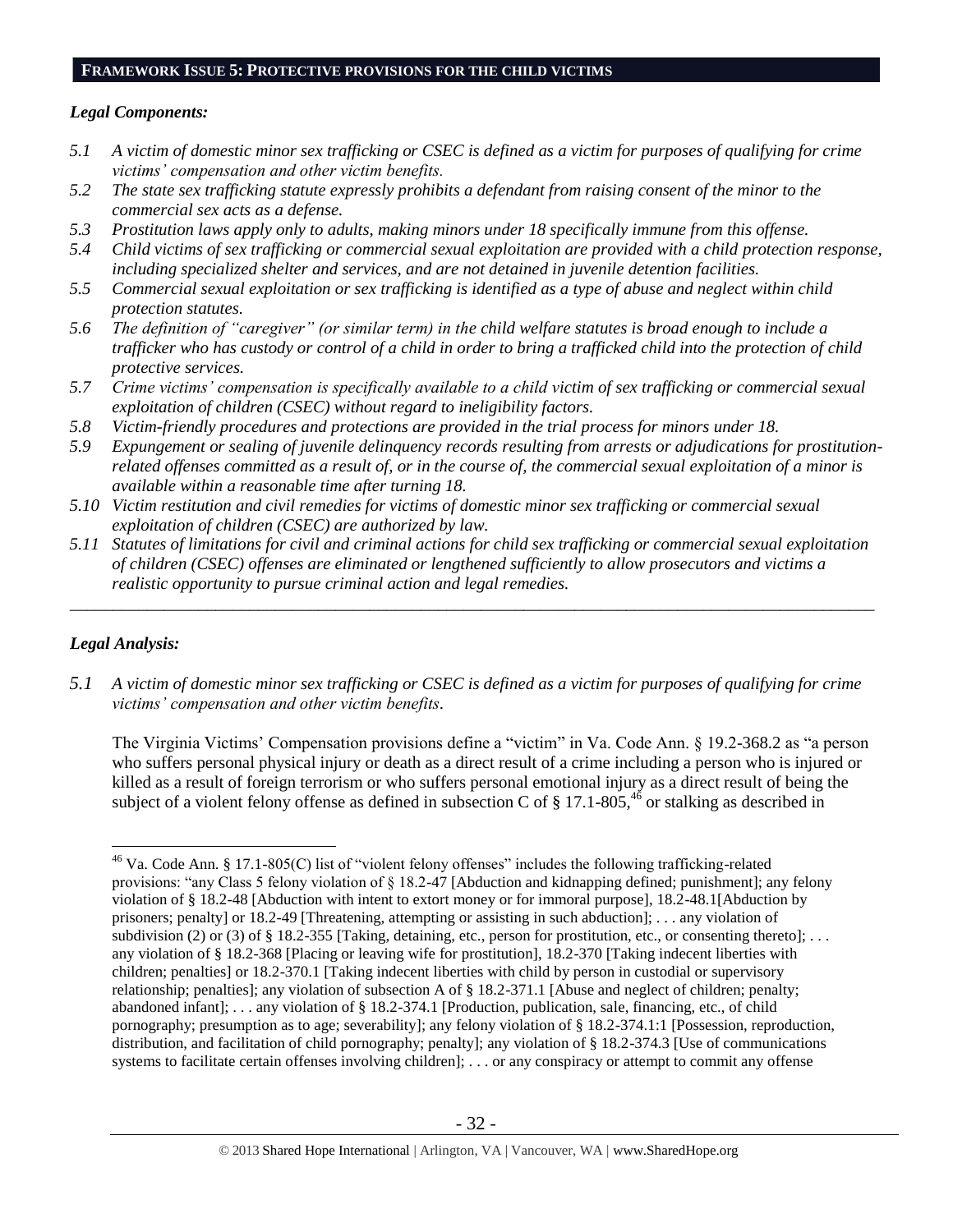## FRAMEWORK ISSUE 5: PROTECTIVE PROVISIONS FOR THE CHILD VICTIMS

### *Legal Components:*

*5.1 A victim of domestic minor sex trafficking or CSEC is defined as a victim for purposes of qualifying for crime victims' compensation and other victim benefits.*

*5.2 The state sex trafficking statute expressly prohibits a defendant from raising consent of the minor to the commercial sex acts as a defense.*

*5.3 Prostitution laws apply only to adults, making minors under 18 specifically immune from this offense.*

*5.4 Child victims of sex trafficking or commercial sexual exploitation are provided with a child protection response, including specialized shelter and services, and are not detained in juvenile detention facilities.*

*5.5 Commercial sexual exploitation or sex trafficking is identified as a type of abuse and neglect within child protection statutes.*

*5.6 The definition of "caregiver" (or similar term) in the child welfare statutes is broad enough to include a trafficker who has custody or control of a child in order to bring a trafficked child into the protection of child protective services.*

*5.7 Crime victims' compensation is specifically available to a child victim of sex trafficking or commercial sexual exploitation of children (CSEC) without regard to ineligibility factors.*

*5.8 Victim-friendly procedures and protections are provided in the trial process for minors under 18.*

*5.9 Expungement or sealing of juvenile delinquency records resulting from arrests or adjudications for prostitution-related offenses committed as a result of, or in the course of, the commercial sexual exploitation of a minor is available within a reasonable time after turning 18.*

*5.10 Victim restitution and civil remedies for victims of domestic minor sex trafficking or commercial sexual exploitation of children (CSEC) are authorized by law.*

*5.11 Statutes of limitations for civil and criminal actions for child sex trafficking or commercial sexual exploitation of children (CSEC) offenses are eliminated or lengthened sufficiently to allow prosecutors and victims a realistic opportunity to pursue criminal action and legal remedies.*

---

### *Legal Analysis:*

*5.1 A victim of domestic minor sex trafficking or CSEC is defined as a victim for purposes of qualifying for crime victims' compensation and other victim benefits.*

The Virginia Victims' Compensation provisions define a "victim" in Va. Code Ann. § 19.2-368.2 as "a person who suffers personal physical injury or death as a direct result of a crime including a person who is injured or killed as a result of foreign terrorism or who suffers personal emotional injury as a direct result of being the subject of a violent felony offense as defined in subsection C of § 17.1-805,[46] or stalking as described in

---

[46] Va. Code Ann. § 17.1-805(C) list of "violent felony offenses" includes the following trafficking-related provisions: "any Class 5 felony violation of § 18.2-47 [Abduction and kidnapping defined; punishment]; any felony violation of § 18.2-48 [Abduction with intent to extort money or for immoral purpose], 18.2-48.1[Abduction by prisoners; penalty] or 18.2-49 [Threatening, attempting or assisting in such abduction]; . . . any violation of subdivision (2) or (3) of § 18.2-355 [Taking, detaining, etc., person for prostitution, etc., or consenting thereto]; . . . any violation of § 18.2-368 [Placing or leaving wife for prostitution], 18.2-370 [Taking indecent liberties with children; penalties] or 18.2-370.1 [Taking indecent liberties with child by person in custodial or supervisory relationship; penalties]; any violation of subsection A of § 18.2-371.1 [Abuse and neglect of children; penalty; abandoned infant]; . . . any violation of § 18.2-374.1 [Production, publication, sale, financing, etc., of child pornography; presumption as to age; severability]; any felony violation of § 18.2-374.1:1 [Possession, reproduction, distribution, and facilitation of child pornography; penalty]; any violation of § 18.2-374.3 [Use of communications systems to facilitate certain offenses involving children]; . . . or any conspiracy or attempt to commit any offense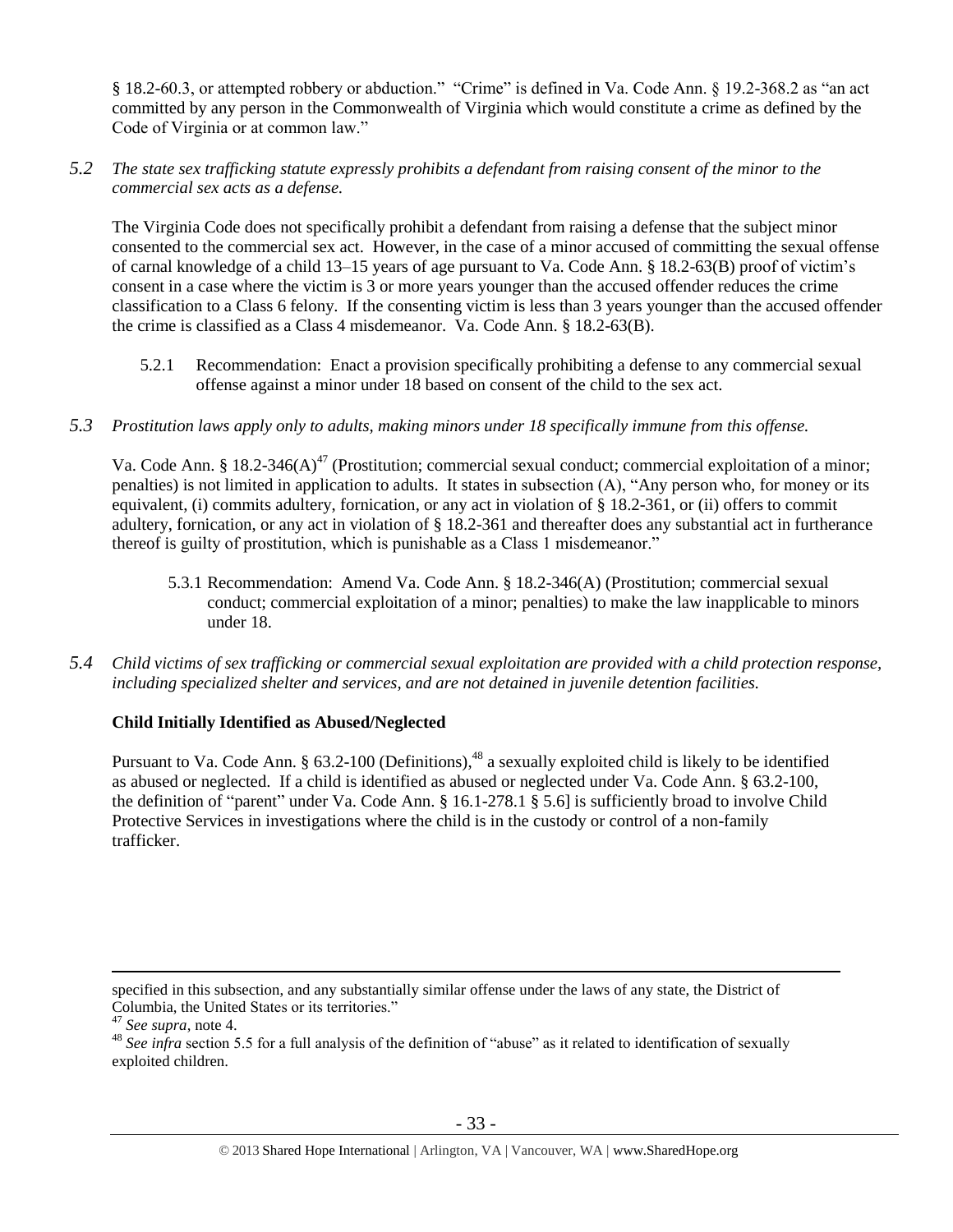§ 18.2-60.3, or attempted robbery or abduction." "Crime" is defined in Va. Code Ann. § 19.2-368.2 as "an act committed by any person in the Commonwealth of Virginia which would constitute a crime as defined by the Code of Virginia or at common law."

*5.2 The state sex trafficking statute expressly prohibits a defendant from raising consent of the minor to the commercial sex acts as a defense.*

The Virginia Code does not specifically prohibit a defendant from raising a defense that the subject minor consented to the commercial sex act. However, in the case of a minor accused of committing the sexual offense of carnal knowledge of a child 13–15 years of age pursuant to Va. Code Ann. § 18.2-63(B) proof of victim's consent in a case where the victim is 3 or more years younger than the accused offender reduces the crime classification to a Class 6 felony. If the consenting victim is less than 3 years younger than the accused offender the crime is classified as a Class 4 misdemeanor. Va. Code Ann. § 18.2-63(B).

5.2.1 Recommendation: Enact a provision specifically prohibiting a defense to any commercial sexual offense against a minor under 18 based on consent of the child to the sex act.

*5.3 Prostitution laws apply only to adults, making minors under 18 specifically immune from this offense.*

Va. Code Ann. § 18.2-346(A)[47] (Prostitution; commercial sexual conduct; commercial exploitation of a minor; penalties) is not limited in application to adults. It states in subsection (A), "Any person who, for money or its equivalent, (i) commits adultery, fornication, or any act in violation of § 18.2-361, or (ii) offers to commit adultery, fornication, or any act in violation of § 18.2-361 and thereafter does any substantial act in furtherance thereof is guilty of prostitution, which is punishable as a Class 1 misdemeanor."

5.3.1 Recommendation: Amend Va. Code Ann. § 18.2-346(A) (Prostitution; commercial sexual conduct; commercial exploitation of a minor; penalties) to make the law inapplicable to minors under 18.

*5.4 Child victims of sex trafficking or commercial sexual exploitation are provided with a child protection response, including specialized shelter and services, and are not detained in juvenile detention facilities.*

**Child Initially Identified as Abused/Neglected**

Pursuant to Va. Code Ann. § 63.2-100 (Definitions),[48] a sexually exploited child is likely to be identified as abused or neglected. If a child is identified as abused or neglected under Va. Code Ann. § 63.2-100, the definition of "parent" under Va. Code Ann. § 16.1-278.1 § 5.6] is sufficiently broad to involve Child Protective Services in investigations where the child is in the custody or control of a non-family trafficker.

---

specified in this subsection, and any substantially similar offense under the laws of any state, the District of Columbia, the United States or its territories."

[47] *See supra*, note 4.

[48] *See infra* section 5.5 for a full analysis of the definition of "abuse" as it related to identification of sexually exploited children.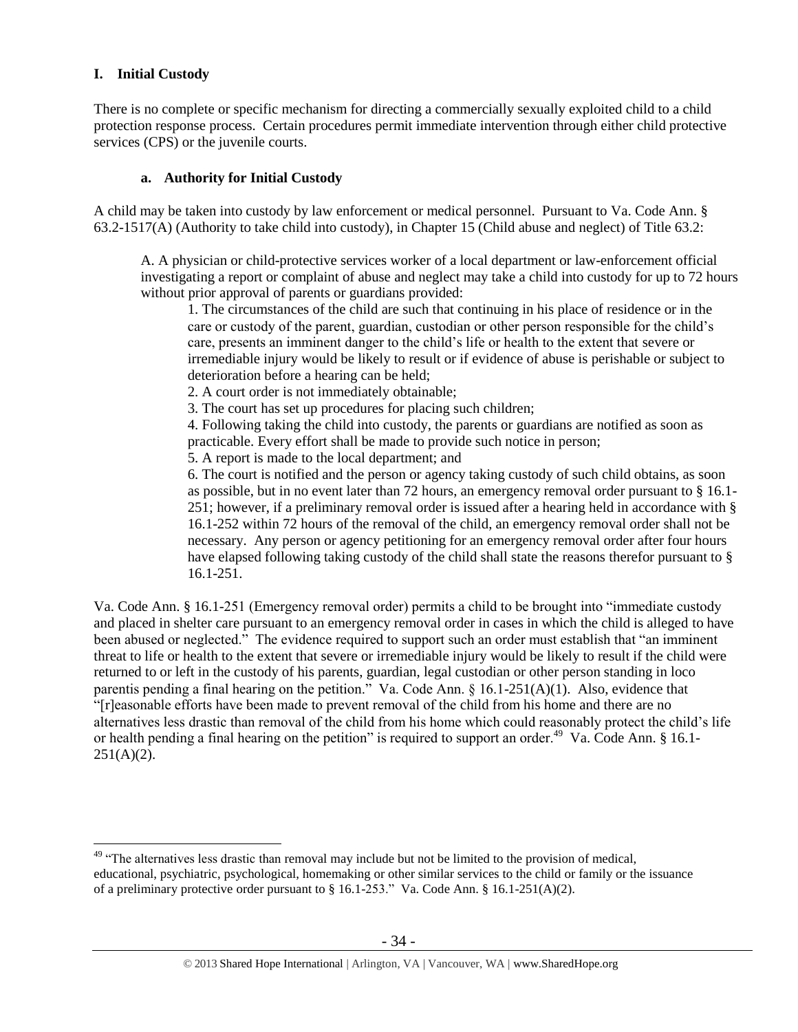## I. Initial Custody

There is no complete or specific mechanism for directing a commercially sexually exploited child to a child protection response process. Certain procedures permit immediate intervention through either child protective services (CPS) or the juvenile courts.

### a. Authority for Initial Custody

A child may be taken into custody by law enforcement or medical personnel. Pursuant to Va. Code Ann. § 63.2-1517(A) (Authority to take child into custody), in Chapter 15 (Child abuse and neglect) of Title 63.2:

> A. A physician or child-protective services worker of a local department or law-enforcement official investigating a report or complaint of abuse and neglect may take a child into custody for up to 72 hours without prior approval of parents or guardians provided:
>
> 1. The circumstances of the child are such that continuing in his place of residence or in the care or custody of the parent, guardian, custodian or other person responsible for the child's care, presents an imminent danger to the child's life or health to the extent that severe or irremediable injury would be likely to result or if evidence of abuse is perishable or subject to deterioration before a hearing can be held;
> 2. A court order is not immediately obtainable;
> 3. The court has set up procedures for placing such children;
> 4. Following taking the child into custody, the parents or guardians are notified as soon as practicable. Every effort shall be made to provide such notice in person;
> 5. A report is made to the local department; and
> 6. The court is notified and the person or agency taking custody of such child obtains, as soon as possible, but in no event later than 72 hours, an emergency removal order pursuant to § 16.1-251; however, if a preliminary removal order is issued after a hearing held in accordance with § 16.1-252 within 72 hours of the removal of the child, an emergency removal order shall not be necessary. Any person or agency petitioning for an emergency removal order after four hours have elapsed following taking custody of the child shall state the reasons therefor pursuant to § 16.1-251.

Va. Code Ann. § 16.1-251 (Emergency removal order) permits a child to be brought into "immediate custody and placed in shelter care pursuant to an emergency removal order in cases in which the child is alleged to have been abused or neglected." The evidence required to support such an order must establish that "an imminent threat to life or health to the extent that severe or irremediable injury would be likely to result if the child were returned to or left in the custody of his parents, guardian, legal custodian or other person standing in loco parentis pending a final hearing on the petition." Va. Code Ann. § 16.1-251(A)(1). Also, evidence that "[r]easonable efforts have been made to prevent removal of the child from his home and there are no alternatives less drastic than removal of the child from his home which could reasonably protect the child's life or health pending a final hearing on the petition" is required to support an order.[49] Va. Code Ann. § 16.1-251(A)(2).

---

[49] "The alternatives less drastic than removal may include but not be limited to the provision of medical, educational, psychiatric, psychological, homemaking or other similar services to the child or family or the issuance of a preliminary protective order pursuant to § 16.1-253." Va. Code Ann. § 16.1-251(A)(2).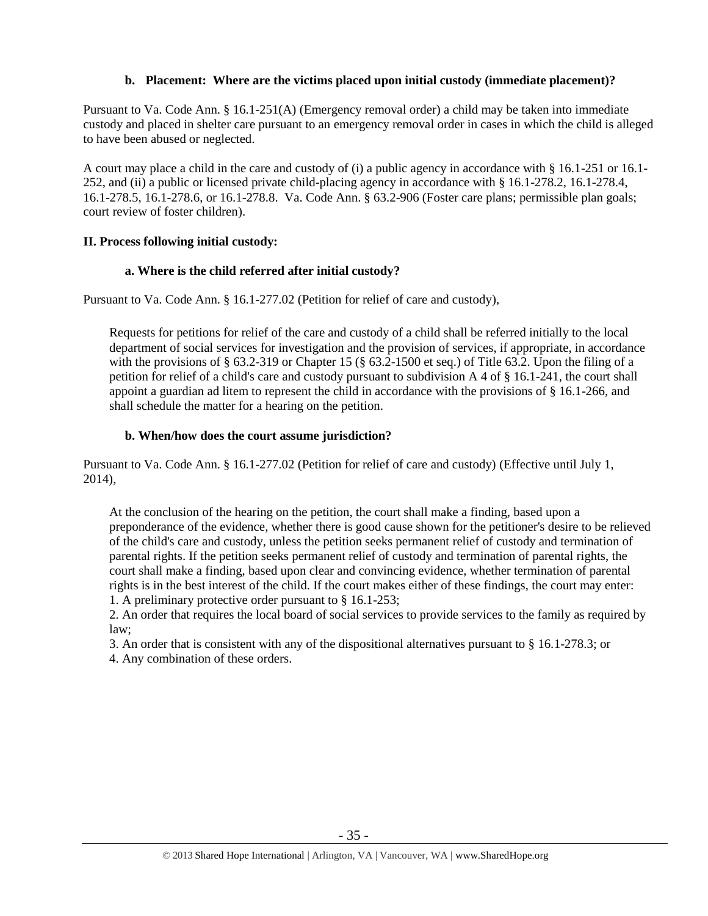### b. Placement: Where are the victims placed upon initial custody (immediate placement)?

Pursuant to Va. Code Ann. § 16.1-251(A) (Emergency removal order) a child may be taken into immediate custody and placed in shelter care pursuant to an emergency removal order in cases in which the child is alleged to have been abused or neglected.

A court may place a child in the care and custody of (i) a public agency in accordance with § 16.1-251 or 16.1-252, and (ii) a public or licensed private child-placing agency in accordance with § 16.1-278.2, 16.1-278.4, 16.1-278.5, 16.1-278.6, or 16.1-278.8. Va. Code Ann. § 63.2-906 (Foster care plans; permissible plan goals; court review of foster children).

## II. Process following initial custody:

### a. Where is the child referred after initial custody?

Pursuant to Va. Code Ann. § 16.1-277.02 (Petition for relief of care and custody),

> Requests for petitions for relief of the care and custody of a child shall be referred initially to the local department of social services for investigation and the provision of services, if appropriate, in accordance with the provisions of § 63.2-319 or Chapter 15 (§ 63.2-1500 et seq.) of Title 63.2. Upon the filing of a petition for relief of a child's care and custody pursuant to subdivision A 4 of § 16.1-241, the court shall appoint a guardian ad litem to represent the child in accordance with the provisions of § 16.1-266, and shall schedule the matter for a hearing on the petition.

### b. When/how does the court assume jurisdiction?

Pursuant to Va. Code Ann. § 16.1-277.02 (Petition for relief of care and custody) (Effective until July 1, 2014),

> At the conclusion of the hearing on the petition, the court shall make a finding, based upon a preponderance of the evidence, whether there is good cause shown for the petitioner's desire to be relieved of the child's care and custody, unless the petition seeks permanent relief of custody and termination of parental rights. If the petition seeks permanent relief of custody and termination of parental rights, the court shall make a finding, based upon clear and convincing evidence, whether termination of parental rights is in the best interest of the child. If the court makes either of these findings, the court may enter:
> 1. A preliminary protective order pursuant to § 16.1-253;
> 2. An order that requires the local board of social services to provide services to the family as required by law;
> 3. An order that is consistent with any of the dispositional alternatives pursuant to § 16.1-278.3; or
> 4. Any combination of these orders.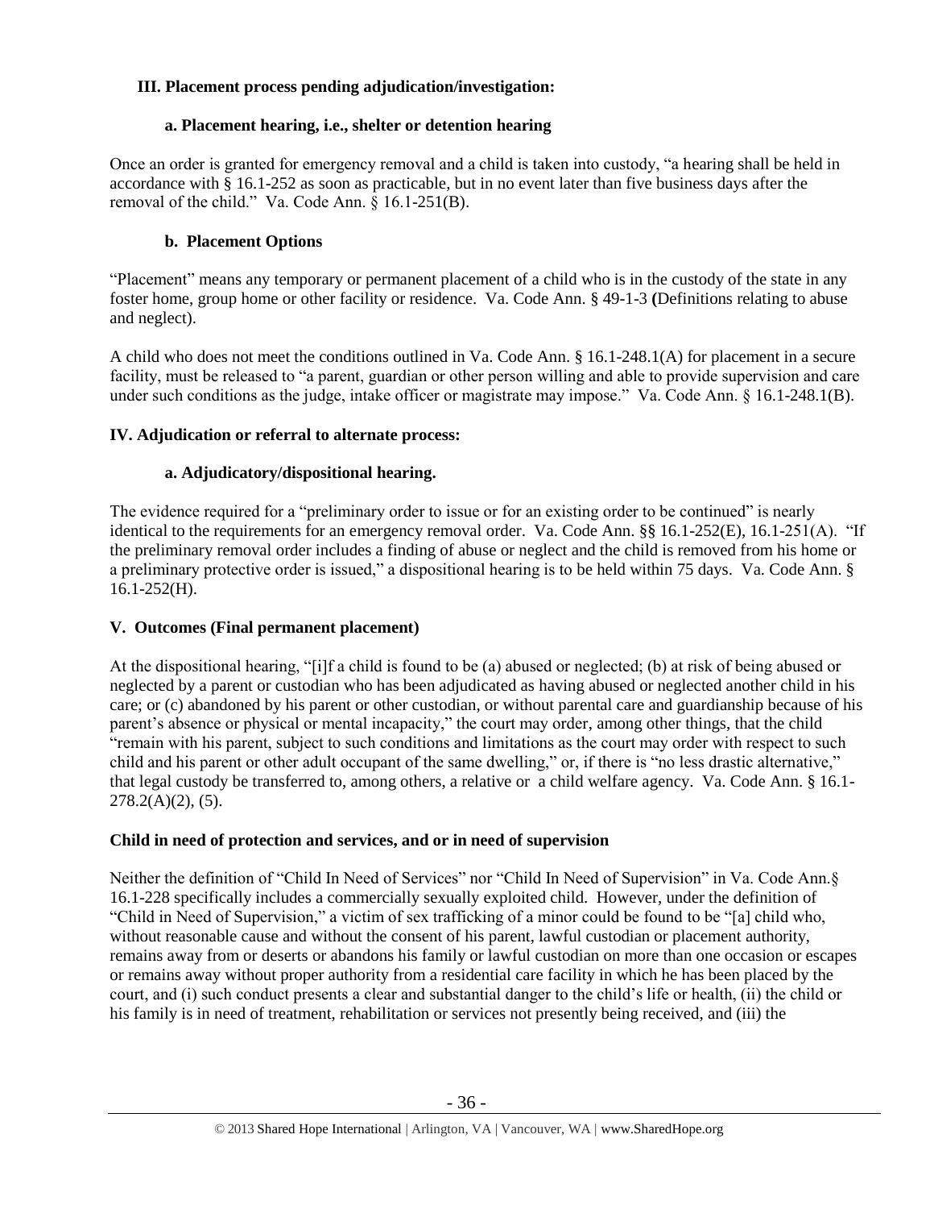## III. Placement process pending adjudication/investigation:

### a. Placement hearing, i.e., shelter or detention hearing

Once an order is granted for emergency removal and a child is taken into custody, "a hearing shall be held in accordance with § 16.1-252 as soon as practicable, but in no event later than five business days after the removal of the child." Va. Code Ann. § 16.1-251(B).

### b. Placement Options

"Placement" means any temporary or permanent placement of a child who is in the custody of the state in any foster home, group home or other facility or residence. Va. Code Ann. § 49-1-3 **(**Definitions relating to abuse and neglect).

A child who does not meet the conditions outlined in Va. Code Ann. § 16.1-248.1(A) for placement in a secure facility, must be released to "a parent, guardian or other person willing and able to provide supervision and care under such conditions as the judge, intake officer or magistrate may impose." Va. Code Ann. § 16.1-248.1(B).

## IV. Adjudication or referral to alternate process:

### a. Adjudicatory/dispositional hearing.

The evidence required for a "preliminary order to issue or for an existing order to be continued" is nearly identical to the requirements for an emergency removal order. Va. Code Ann. §§ 16.1-252(E), 16.1-251(A). "If the preliminary removal order includes a finding of abuse or neglect and the child is removed from his home or a preliminary protective order is issued," a dispositional hearing is to be held within 75 days. Va. Code Ann. § 16.1-252(H).

## V. Outcomes (Final permanent placement)

At the dispositional hearing, "[i]f a child is found to be (a) abused or neglected; (b) at risk of being abused or neglected by a parent or custodian who has been adjudicated as having abused or neglected another child in his care; or (c) abandoned by his parent or other custodian, or without parental care and guardianship because of his parent's absence or physical or mental incapacity," the court may order, among other things, that the child "remain with his parent, subject to such conditions and limitations as the court may order with respect to such child and his parent or other adult occupant of the same dwelling," or, if there is "no less drastic alternative," that legal custody be transferred to, among others, a relative or a child welfare agency. Va. Code Ann. § 16.1-278.2(A)(2), (5).

## Child in need of protection and services, and or in need of supervision

Neither the definition of "Child In Need of Services" nor "Child In Need of Supervision" in Va. Code Ann.§ 16.1-228 specifically includes a commercially sexually exploited child. However, under the definition of "Child in Need of Supervision," a victim of sex trafficking of a minor could be found to be "[a] child who, without reasonable cause and without the consent of his parent, lawful custodian or placement authority, remains away from or deserts or abandons his family or lawful custodian on more than one occasion or escapes or remains away without proper authority from a residential care facility in which he has been placed by the court, and (i) such conduct presents a clear and substantial danger to the child's life or health, (ii) the child or his family is in need of treatment, rehabilitation or services not presently being received, and (iii) the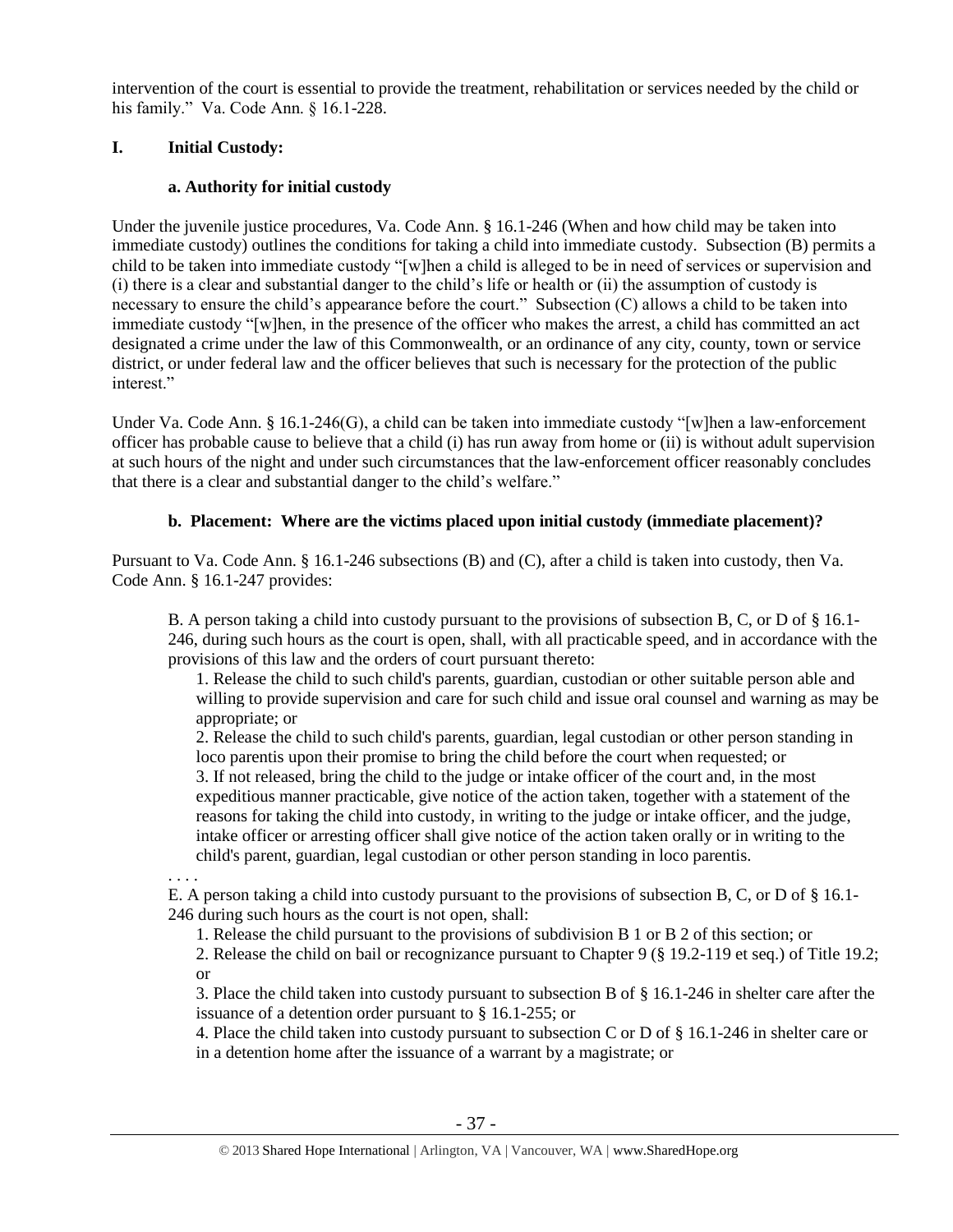intervention of the court is essential to provide the treatment, rehabilitation or services needed by the child or his family." Va. Code Ann. § 16.1-228.

## I. Initial Custody:

### a. Authority for initial custody

Under the juvenile justice procedures, Va. Code Ann. § 16.1-246 (When and how child may be taken into immediate custody) outlines the conditions for taking a child into immediate custody. Subsection (B) permits a child to be taken into immediate custody "[w]hen a child is alleged to be in need of services or supervision and (i) there is a clear and substantial danger to the child's life or health or (ii) the assumption of custody is necessary to ensure the child's appearance before the court." Subsection (C) allows a child to be taken into immediate custody "[w]hen, in the presence of the officer who makes the arrest, a child has committed an act designated a crime under the law of this Commonwealth, or an ordinance of any city, county, town or service district, or under federal law and the officer believes that such is necessary for the protection of the public interest."

Under Va. Code Ann. § 16.1-246(G), a child can be taken into immediate custody "[w]hen a law-enforcement officer has probable cause to believe that a child (i) has run away from home or (ii) is without adult supervision at such hours of the night and under such circumstances that the law-enforcement officer reasonably concludes that there is a clear and substantial danger to the child's welfare."

### b. Placement: Where are the victims placed upon initial custody (immediate placement)?

Pursuant to Va. Code Ann. § 16.1-246 subsections (B) and (C), after a child is taken into custody, then Va. Code Ann. § 16.1-247 provides:

> B. A person taking a child into custody pursuant to the provisions of subsection B, C, or D of § 16.1-246, during such hours as the court is open, shall, with all practicable speed, and in accordance with the provisions of this law and the orders of court pursuant thereto:
>
> 1. Release the child to such child's parents, guardian, custodian or other suitable person able and willing to provide supervision and care for such child and issue oral counsel and warning as may be appropriate; or
> 2. Release the child to such child's parents, guardian, legal custodian or other person standing in loco parentis upon their promise to bring the child before the court when requested; or
> 3. If not released, bring the child to the judge or intake officer of the court and, in the most expeditious manner practicable, give notice of the action taken, together with a statement of the reasons for taking the child into custody, in writing to the judge or intake officer, and the judge, intake officer or arresting officer shall give notice of the action taken orally or in writing to the child's parent, guardian, legal custodian or other person standing in loco parentis.
>
> . . . .
>
> E. A person taking a child into custody pursuant to the provisions of subsection B, C, or D of § 16.1-246 during such hours as the court is not open, shall:
>
> 1. Release the child pursuant to the provisions of subdivision B 1 or B 2 of this section; or
> 2. Release the child on bail or recognizance pursuant to Chapter 9 (§ 19.2-119 et seq.) of Title 19.2; or
> 3. Place the child taken into custody pursuant to subsection B of § 16.1-246 in shelter care after the issuance of a detention order pursuant to § 16.1-255; or
> 4. Place the child taken into custody pursuant to subsection C or D of § 16.1-246 in shelter care or in a detention home after the issuance of a warrant by a magistrate; or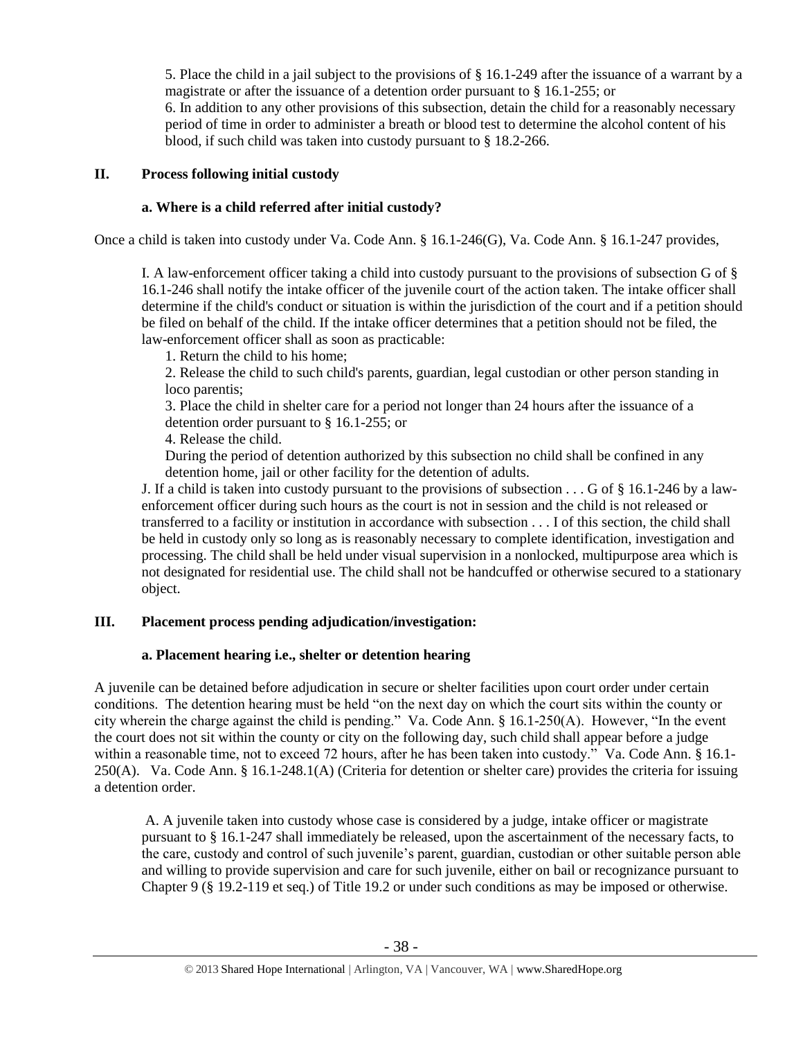5. Place the child in a jail subject to the provisions of § 16.1-249 after the issuance of a warrant by a magistrate or after the issuance of a detention order pursuant to § 16.1-255; or

6. In addition to any other provisions of this subsection, detain the child for a reasonably necessary period of time in order to administer a breath or blood test to determine the alcohol content of his blood, if such child was taken into custody pursuant to § 18.2-266.

## II. Process following initial custody

### a. Where is a child referred after initial custody?

Once a child is taken into custody under Va. Code Ann. § 16.1-246(G), Va. Code Ann. § 16.1-247 provides,

> I. A law-enforcement officer taking a child into custody pursuant to the provisions of subsection G of § 16.1-246 shall notify the intake officer of the juvenile court of the action taken. The intake officer shall determine if the child's conduct or situation is within the jurisdiction of the court and if a petition should be filed on behalf of the child. If the intake officer determines that a petition should not be filed, the law-enforcement officer shall as soon as practicable:
>
> 1. Return the child to his home;
> 2. Release the child to such child's parents, guardian, legal custodian or other person standing in loco parentis;
> 3. Place the child in shelter care for a period not longer than 24 hours after the issuance of a detention order pursuant to § 16.1-255; or
> 4. Release the child.
>
> During the period of detention authorized by this subsection no child shall be confined in any detention home, jail or other facility for the detention of adults.
>
> J. If a child is taken into custody pursuant to the provisions of subsection . . . G of § 16.1-246 by a law-enforcement officer during such hours as the court is not in session and the child is not released or transferred to a facility or institution in accordance with subsection . . . I of this section, the child shall be held in custody only so long as is reasonably necessary to complete identification, investigation and processing. The child shall be held under visual supervision in a nonlocked, multipurpose area which is not designated for residential use. The child shall not be handcuffed or otherwise secured to a stationary object.

## III. Placement process pending adjudication/investigation:

### a. Placement hearing i.e., shelter or detention hearing

A juvenile can be detained before adjudication in secure or shelter facilities upon court order under certain conditions. The detention hearing must be held "on the next day on which the court sits within the county or city wherein the charge against the child is pending." Va. Code Ann. § 16.1-250(A). However, "In the event the court does not sit within the county or city on the following day, such child shall appear before a judge within a reasonable time, not to exceed 72 hours, after he has been taken into custody." Va. Code Ann. § 16.1-250(A). Va. Code Ann. § 16.1-248.1(A) (Criteria for detention or shelter care) provides the criteria for issuing a detention order.

> A. A juvenile taken into custody whose case is considered by a judge, intake officer or magistrate pursuant to § 16.1-247 shall immediately be released, upon the ascertainment of the necessary facts, to the care, custody and control of such juvenile's parent, guardian, custodian or other suitable person able and willing to provide supervision and care for such juvenile, either on bail or recognizance pursuant to Chapter 9 (§ 19.2-119 et seq.) of Title 19.2 or under such conditions as may be imposed or otherwise.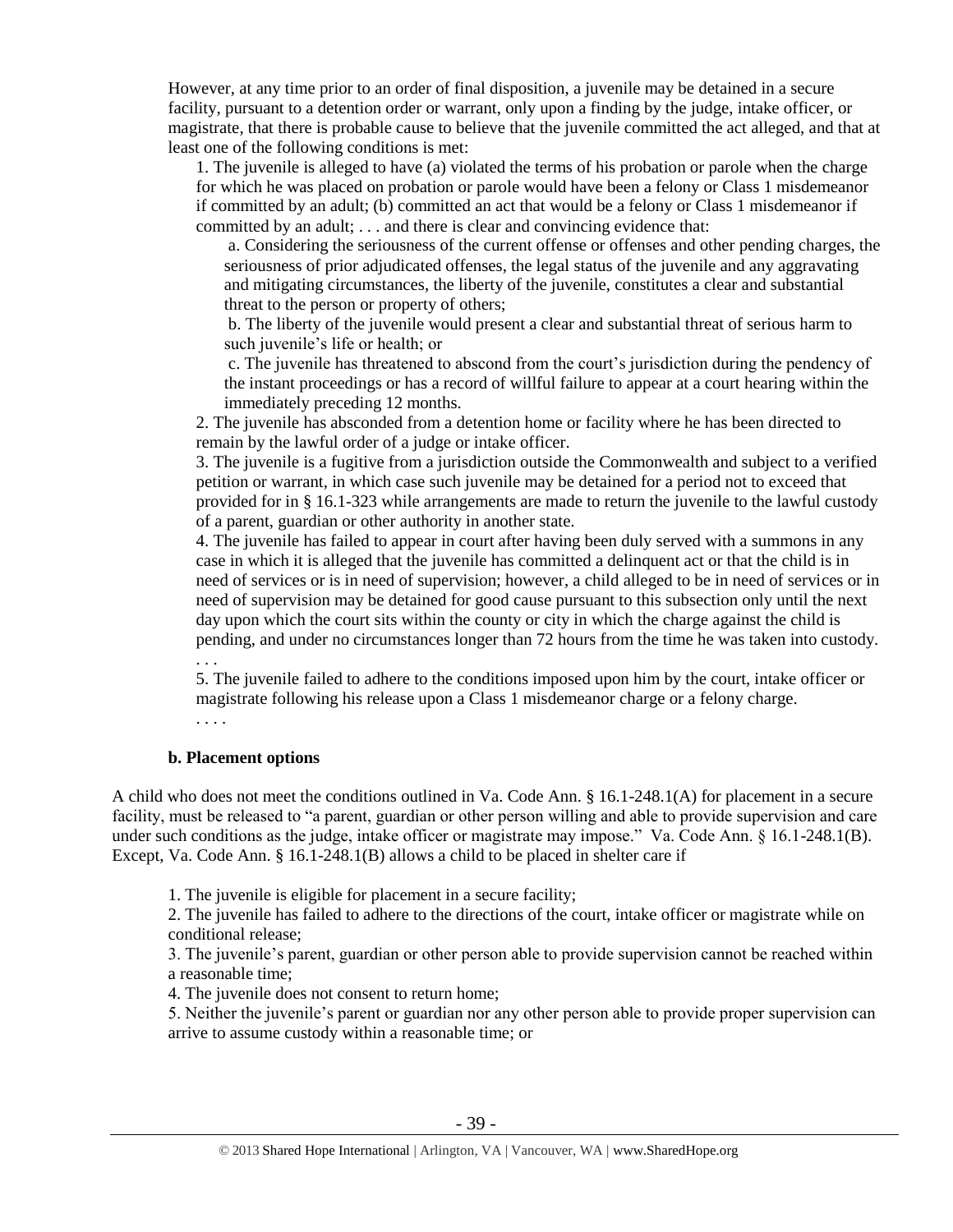However, at any time prior to an order of final disposition, a juvenile may be detained in a secure facility, pursuant to a detention order or warrant, only upon a finding by the judge, intake officer, or magistrate, that there is probable cause to believe that the juvenile committed the act alleged, and that at least one of the following conditions is met:

> 1. The juvenile is alleged to have (a) violated the terms of his probation or parole when the charge for which he was placed on probation or parole would have been a felony or Class 1 misdemeanor if committed by an adult; (b) committed an act that would be a felony or Class 1 misdemeanor if committed by an adult; . . . and there is clear and convincing evidence that:
>
> > a. Considering the seriousness of the current offense or offenses and other pending charges, the seriousness of prior adjudicated offenses, the legal status of the juvenile and any aggravating and mitigating circumstances, the liberty of the juvenile, constitutes a clear and substantial threat to the person or property of others;
> >
> > b. The liberty of the juvenile would present a clear and substantial threat of serious harm to such juvenile's life or health; or
> >
> > c. The juvenile has threatened to abscond from the court's jurisdiction during the pendency of the instant proceedings or has a record of willful failure to appear at a court hearing within the immediately preceding 12 months.
>
> 2. The juvenile has absconded from a detention home or facility where he has been directed to remain by the lawful order of a judge or intake officer.
>
> 3. The juvenile is a fugitive from a jurisdiction outside the Commonwealth and subject to a verified petition or warrant, in which case such juvenile may be detained for a period not to exceed that provided for in § 16.1-323 while arrangements are made to return the juvenile to the lawful custody of a parent, guardian or other authority in another state.
>
> 4. The juvenile has failed to appear in court after having been duly served with a summons in any case in which it is alleged that the juvenile has committed a delinquent act or that the child is in need of services or is in need of supervision; however, a child alleged to be in need of services or in need of supervision may be detained for good cause pursuant to this subsection only until the next day upon which the court sits within the county or city in which the charge against the child is pending, and under no circumstances longer than 72 hours from the time he was taken into custody. . . .
>
> 5. The juvenile failed to adhere to the conditions imposed upon him by the court, intake officer or magistrate following his release upon a Class 1 misdemeanor charge or a felony charge.
>
> . . . .

### b. Placement options

A child who does not meet the conditions outlined in Va. Code Ann. § 16.1-248.1(A) for placement in a secure facility, must be released to "a parent, guardian or other person willing and able to provide supervision and care under such conditions as the judge, intake officer or magistrate may impose." Va. Code Ann. § 16.1-248.1(B). Except, Va. Code Ann. § 16.1-248.1(B) allows a child to be placed in shelter care if

> 1. The juvenile is eligible for placement in a secure facility;
>
> 2. The juvenile has failed to adhere to the directions of the court, intake officer or magistrate while on conditional release;
>
> 3. The juvenile's parent, guardian or other person able to provide supervision cannot be reached within a reasonable time;
>
> 4. The juvenile does not consent to return home;
>
> 5. Neither the juvenile's parent or guardian nor any other person able to provide proper supervision can arrive to assume custody within a reasonable time; or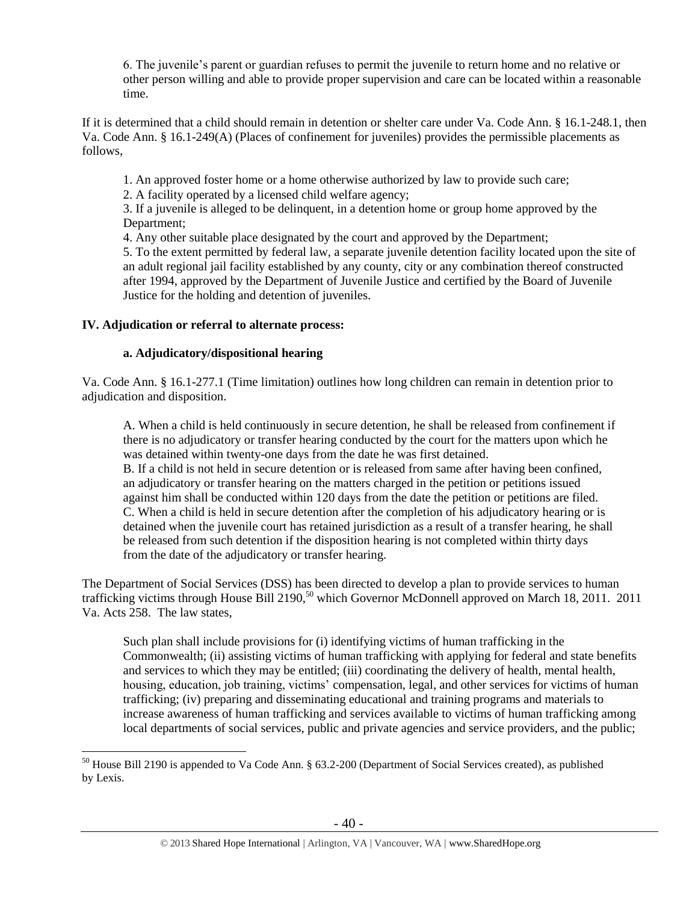6. The juvenile's parent or guardian refuses to permit the juvenile to return home and no relative or other person willing and able to provide proper supervision and care can be located within a reasonable time.

If it is determined that a child should remain in detention or shelter care under Va. Code Ann. § 16.1-248.1, then Va. Code Ann. § 16.1-249(A) (Places of confinement for juveniles) provides the permissible placements as follows,

> 1. An approved foster home or a home otherwise authorized by law to provide such care;
> 2. A facility operated by a licensed child welfare agency;
> 3. If a juvenile is alleged to be delinquent, in a detention home or group home approved by the Department;
> 4. Any other suitable place designated by the court and approved by the Department;
> 5. To the extent permitted by federal law, a separate juvenile detention facility located upon the site of an adult regional jail facility established by any county, city or any combination thereof constructed after 1994, approved by the Department of Juvenile Justice and certified by the Board of Juvenile Justice for the holding and detention of juveniles.

## IV. Adjudication or referral to alternate process:

### a. Adjudicatory/dispositional hearing

Va. Code Ann. § 16.1-277.1 (Time limitation) outlines how long children can remain in detention prior to adjudication and disposition.

> A. When a child is held continuously in secure detention, he shall be released from confinement if there is no adjudicatory or transfer hearing conducted by the court for the matters upon which he was detained within twenty-one days from the date he was first detained.
> B. If a child is not held in secure detention or is released from same after having been confined, an adjudicatory or transfer hearing on the matters charged in the petition or petitions issued against him shall be conducted within 120 days from the date the petition or petitions are filed.
> C. When a child is held in secure detention after the completion of his adjudicatory hearing or is detained when the juvenile court has retained jurisdiction as a result of a transfer hearing, he shall be released from such detention if the disposition hearing is not completed within thirty days from the date of the adjudicatory or transfer hearing.

The Department of Social Services (DSS) has been directed to develop a plan to provide services to human trafficking victims through House Bill 2190,[50] which Governor McDonnell approved on March 18, 2011. 2011 Va. Acts 258. The law states,

> Such plan shall include provisions for (i) identifying victims of human trafficking in the Commonwealth; (ii) assisting victims of human trafficking with applying for federal and state benefits and services to which they may be entitled; (iii) coordinating the delivery of health, mental health, housing, education, job training, victims' compensation, legal, and other services for victims of human trafficking; (iv) preparing and disseminating educational and training programs and materials to increase awareness of human trafficking and services available to victims of human trafficking among local departments of social services, public and private agencies and service providers, and the public;

[50] House Bill 2190 is appended to Va Code Ann. § 63.2-200 (Department of Social Services created), as published by Lexis.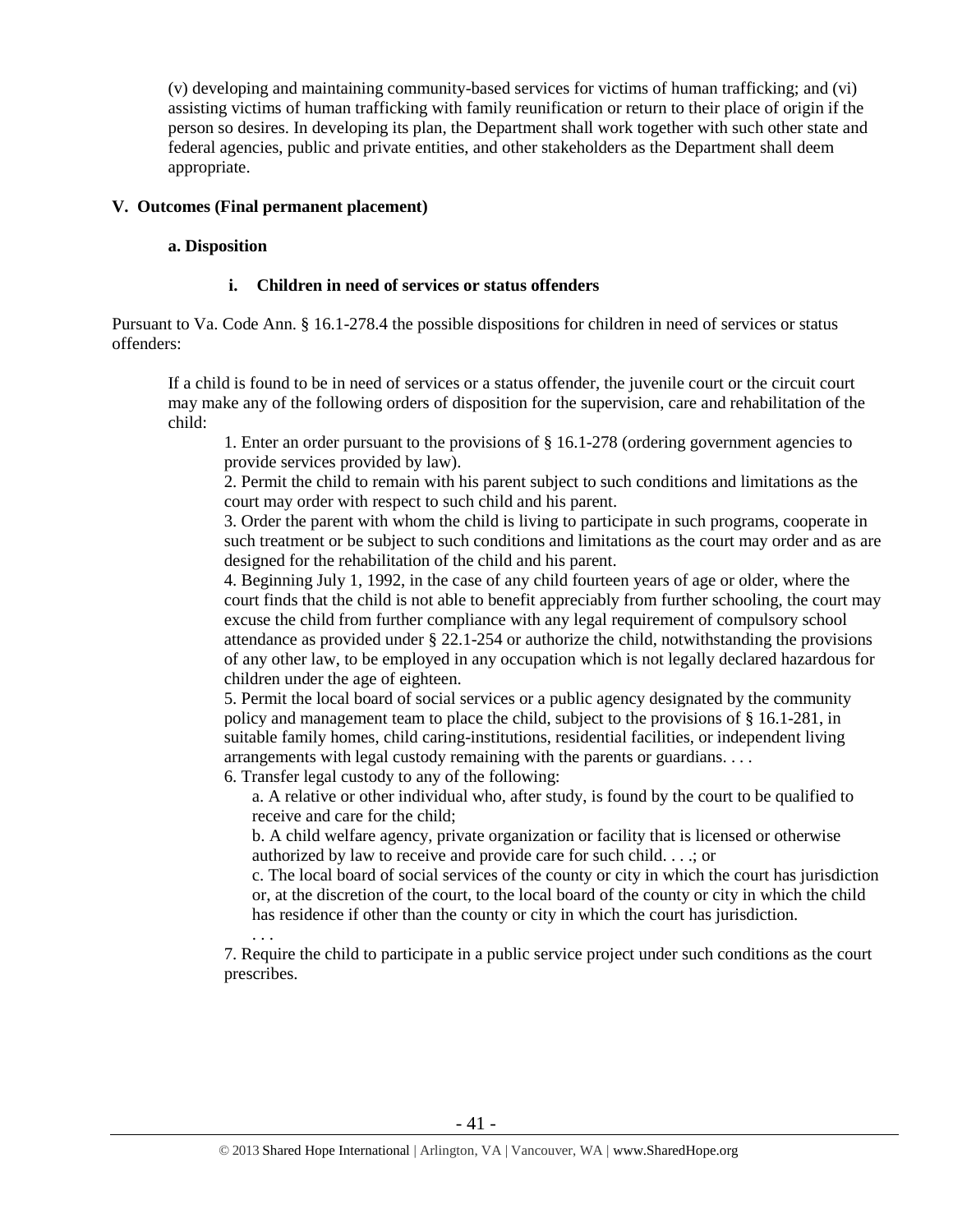(v) developing and maintaining community-based services for victims of human trafficking; and (vi) assisting victims of human trafficking with family reunification or return to their place of origin if the person so desires. In developing its plan, the Department shall work together with such other state and federal agencies, public and private entities, and other stakeholders as the Department shall deem appropriate.

## V. Outcomes (Final permanent placement)

### a. Disposition

#### i. Children in need of services or status offenders

Pursuant to Va. Code Ann. § 16.1-278.4 the possible dispositions for children in need of services or status offenders:

> If a child is found to be in need of services or a status offender, the juvenile court or the circuit court may make any of the following orders of disposition for the supervision, care and rehabilitation of the child:
>
> 1. Enter an order pursuant to the provisions of § 16.1-278 (ordering government agencies to provide services provided by law).
> 2. Permit the child to remain with his parent subject to such conditions and limitations as the court may order with respect to such child and his parent.
> 3. Order the parent with whom the child is living to participate in such programs, cooperate in such treatment or be subject to such conditions and limitations as the court may order and as are designed for the rehabilitation of the child and his parent.
> 4. Beginning July 1, 1992, in the case of any child fourteen years of age or older, where the court finds that the child is not able to benefit appreciably from further schooling, the court may excuse the child from further compliance with any legal requirement of compulsory school attendance as provided under § 22.1-254 or authorize the child, notwithstanding the provisions of any other law, to be employed in any occupation which is not legally declared hazardous for children under the age of eighteen.
> 5. Permit the local board of social services or a public agency designated by the community policy and management team to place the child, subject to the provisions of § 16.1-281, in suitable family homes, child caring-institutions, residential facilities, or independent living arrangements with legal custody remaining with the parents or guardians. . . .
> 6. Transfer legal custody to any of the following:
>     a. A relative or other individual who, after study, is found by the court to be qualified to receive and care for the child;
>     b. A child welfare agency, private organization or facility that is licensed or otherwise authorized by law to receive and provide care for such child. . . .; or
>     c. The local board of social services of the county or city in which the court has jurisdiction or, at the discretion of the court, to the local board of the county or city in which the child has residence if other than the county or city in which the court has jurisdiction.
>     . . .
> 7. Require the child to participate in a public service project under such conditions as the court prescribes.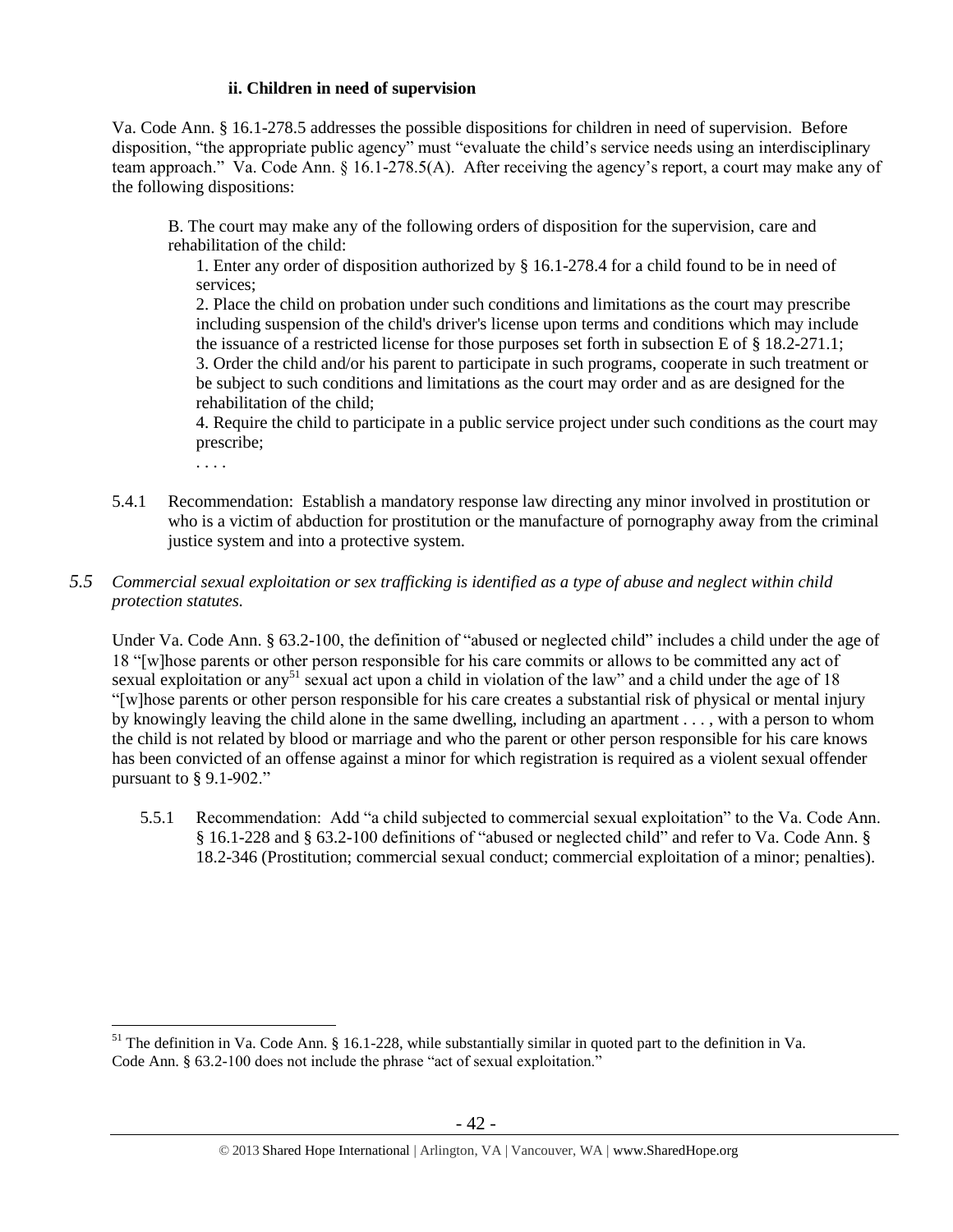#### ii. Children in need of supervision

Va. Code Ann. § 16.1-278.5 addresses the possible dispositions for children in need of supervision. Before disposition, "the appropriate public agency" must "evaluate the child's service needs using an interdisciplinary team approach." Va. Code Ann. § 16.1-278.5(A). After receiving the agency's report, a court may make any of the following dispositions:

> B. The court may make any of the following orders of disposition for the supervision, care and rehabilitation of the child:
>
> 1. Enter any order of disposition authorized by § 16.1-278.4 for a child found to be in need of services;
> 2. Place the child on probation under such conditions and limitations as the court may prescribe including suspension of the child's driver's license upon terms and conditions which may include the issuance of a restricted license for those purposes set forth in subsection E of § 18.2-271.1;
> 3. Order the child and/or his parent to participate in such programs, cooperate in such treatment or be subject to such conditions and limitations as the court may order and as are designed for the rehabilitation of the child;
> 4. Require the child to participate in a public service project under such conditions as the court may prescribe;
>
> . . . .

5.4.1 Recommendation: Establish a mandatory response law directing any minor involved in prostitution or who is a victim of abduction for prostitution or the manufacture of pornography away from the criminal justice system and into a protective system.

### *5.5 Commercial sexual exploitation or sex trafficking is identified as a type of abuse and neglect within child protection statutes.*

Under Va. Code Ann. § 63.2-100, the definition of "abused or neglected child" includes a child under the age of 18 "[w]hose parents or other person responsible for his care commits or allows to be committed any act of sexual exploitation or any[51] sexual act upon a child in violation of the law" and a child under the age of 18 "[w]hose parents or other person responsible for his care creates a substantial risk of physical or mental injury by knowingly leaving the child alone in the same dwelling, including an apartment . . . , with a person to whom the child is not related by blood or marriage and who the parent or other person responsible for his care knows has been convicted of an offense against a minor for which registration is required as a violent sexual offender pursuant to § 9.1-902."

5.5.1 Recommendation: Add "a child subjected to commercial sexual exploitation" to the Va. Code Ann. § 16.1-228 and § 63.2-100 definitions of "abused or neglected child" and refer to Va. Code Ann. § 18.2-346 (Prostitution; commercial sexual conduct; commercial exploitation of a minor; penalties).

---

[51] The definition in Va. Code Ann. § 16.1-228, while substantially similar in quoted part to the definition in Va. Code Ann. § 63.2-100 does not include the phrase "act of sexual exploitation."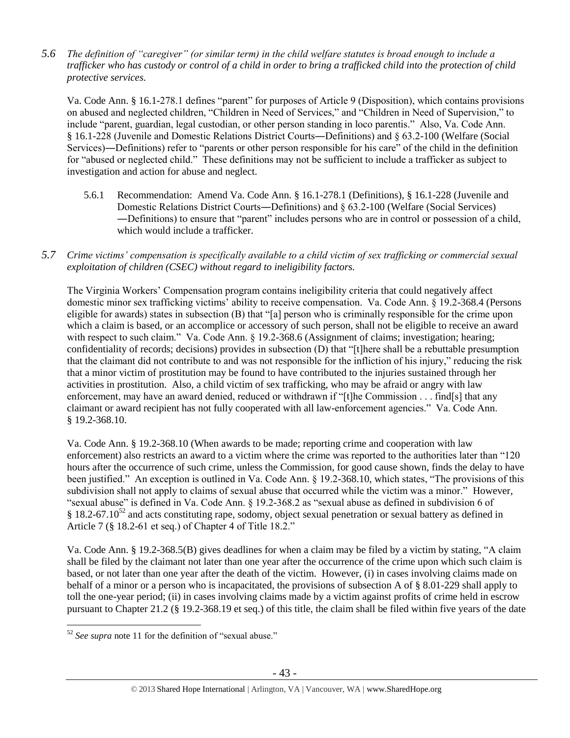*5.6 The definition of "caregiver" (or similar term) in the child welfare statutes is broad enough to include a trafficker who has custody or control of a child in order to bring a trafficked child into the protection of child protective services.*

Va. Code Ann. § 16.1-278.1 defines "parent" for purposes of Article 9 (Disposition), which contains provisions on abused and neglected children, "Children in Need of Services," and "Children in Need of Supervision," to include "parent, guardian, legal custodian, or other person standing in loco parentis." Also, Va. Code Ann. § 16.1-228 (Juvenile and Domestic Relations District Courts―Definitions) and § 63.2-100 (Welfare (Social Services)―Definitions) refer to "parents or other person responsible for his care" of the child in the definition for "abused or neglected child." These definitions may not be sufficient to include a trafficker as subject to investigation and action for abuse and neglect.

5.6.1 Recommendation: Amend Va. Code Ann. § 16.1-278.1 (Definitions), § 16.1-228 (Juvenile and Domestic Relations District Courts―Definitions) and § 63.2-100 (Welfare (Social Services) ―Definitions) to ensure that "parent" includes persons who are in control or possession of a child, which would include a trafficker.

*5.7 Crime victims' compensation is specifically available to a child victim of sex trafficking or commercial sexual exploitation of children (CSEC) without regard to ineligibility factors.*

The Virginia Workers' Compensation program contains ineligibility criteria that could negatively affect domestic minor sex trafficking victims' ability to receive compensation. Va. Code Ann. § 19.2-368.4 (Persons eligible for awards) states in subsection (B) that "[a] person who is criminally responsible for the crime upon which a claim is based, or an accomplice or accessory of such person, shall not be eligible to receive an award with respect to such claim." Va. Code Ann. § 19.2-368.6 (Assignment of claims; investigation; hearing; confidentiality of records; decisions) provides in subsection (D) that "[t]here shall be a rebuttable presumption that the claimant did not contribute to and was not responsible for the infliction of his injury," reducing the risk that a minor victim of prostitution may be found to have contributed to the injuries sustained through her activities in prostitution. Also, a child victim of sex trafficking, who may be afraid or angry with law enforcement, may have an award denied, reduced or withdrawn if "[t]he Commission . . . find[s] that any claimant or award recipient has not fully cooperated with all law-enforcement agencies." Va. Code Ann. § 19.2-368.10.

Va. Code Ann. § 19.2-368.10 (When awards to be made; reporting crime and cooperation with law enforcement) also restricts an award to a victim where the crime was reported to the authorities later than "120 hours after the occurrence of such crime, unless the Commission, for good cause shown, finds the delay to have been justified." An exception is outlined in Va. Code Ann. § 19.2-368.10, which states, "The provisions of this subdivision shall not apply to claims of sexual abuse that occurred while the victim was a minor." However, "sexual abuse" is defined in Va. Code Ann. § 19.2-368.2 as "sexual abuse as defined in subdivision 6 of § 18.2-67.10[52] and acts constituting rape, sodomy, object sexual penetration or sexual battery as defined in Article 7 (§ 18.2-61 et seq.) of Chapter 4 of Title 18.2."

Va. Code Ann. § 19.2-368.5(B) gives deadlines for when a claim may be filed by a victim by stating, "A claim shall be filed by the claimant not later than one year after the occurrence of the crime upon which such claim is based, or not later than one year after the death of the victim. However, (i) in cases involving claims made on behalf of a minor or a person who is incapacitated, the provisions of subsection A of § 8.01-229 shall apply to toll the one-year period; (ii) in cases involving claims made by a victim against profits of crime held in escrow pursuant to Chapter 21.2 (§ 19.2-368.19 et seq.) of this title, the claim shall be filed within five years of the date

---

[52] *See supra* note 11 for the definition of "sexual abuse."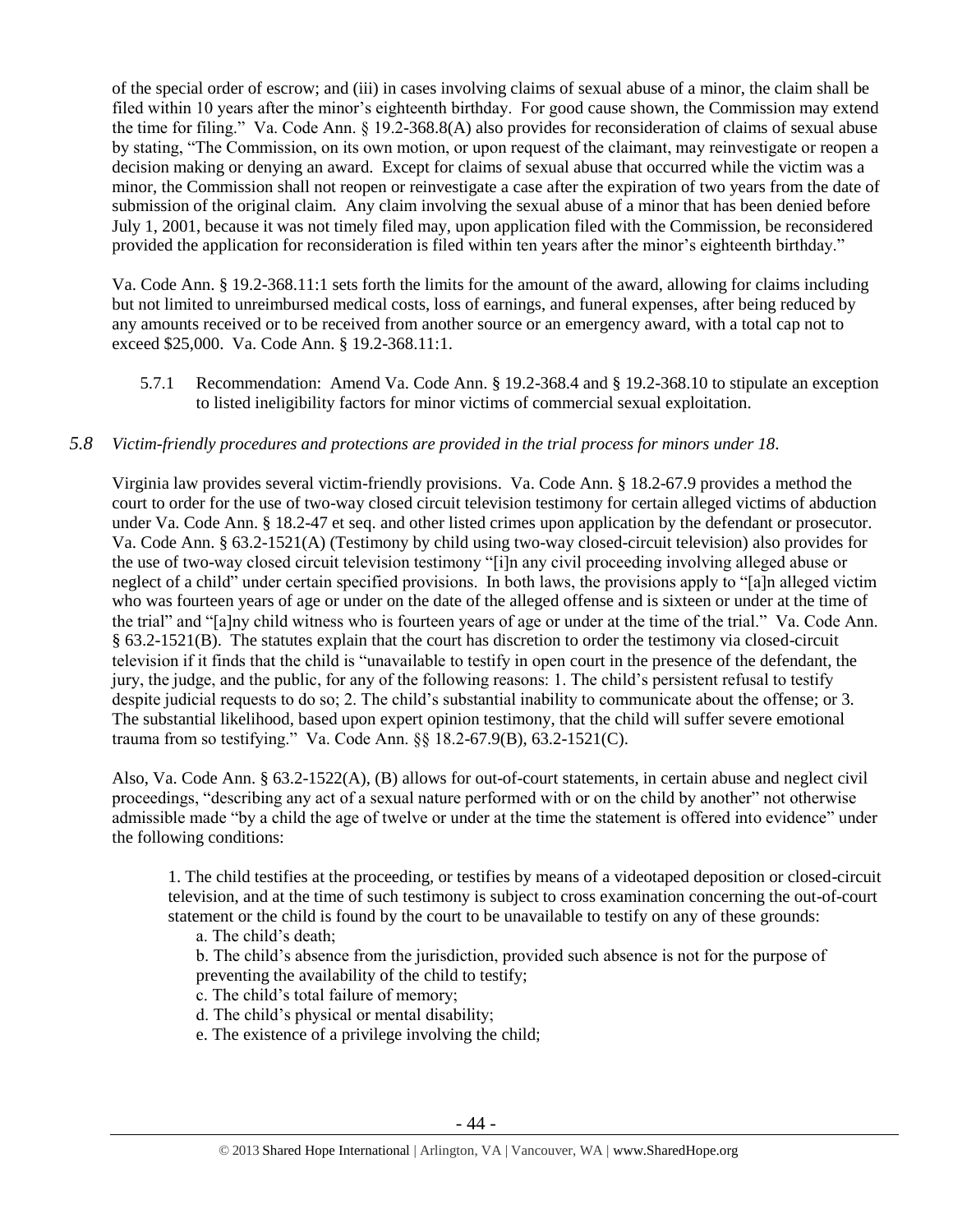of the special order of escrow; and (iii) in cases involving claims of sexual abuse of a minor, the claim shall be filed within 10 years after the minor's eighteenth birthday. For good cause shown, the Commission may extend the time for filing." Va. Code Ann. § 19.2-368.8(A) also provides for reconsideration of claims of sexual abuse by stating, "The Commission, on its own motion, or upon request of the claimant, may reinvestigate or reopen a decision making or denying an award. Except for claims of sexual abuse that occurred while the victim was a minor, the Commission shall not reopen or reinvestigate a case after the expiration of two years from the date of submission of the original claim. Any claim involving the sexual abuse of a minor that has been denied before July 1, 2001, because it was not timely filed may, upon application filed with the Commission, be reconsidered provided the application for reconsideration is filed within ten years after the minor's eighteenth birthday."

Va. Code Ann. § 19.2-368.11:1 sets forth the limits for the amount of the award, allowing for claims including but not limited to unreimbursed medical costs, loss of earnings, and funeral expenses, after being reduced by any amounts received or to be received from another source or an emergency award, with a total cap not to exceed $25,000. Va. Code Ann. § 19.2-368.11:1.

5.7.1 Recommendation: Amend Va. Code Ann. § 19.2-368.4 and § 19.2-368.10 to stipulate an exception to listed ineligibility factors for minor victims of commercial sexual exploitation.

## *5.8 Victim-friendly procedures and protections are provided in the trial process for minors under 18.*

Virginia law provides several victim-friendly provisions. Va. Code Ann. § 18.2-67.9 provides a method the court to order for the use of two-way closed circuit television testimony for certain alleged victims of abduction under Va. Code Ann. § 18.2-47 et seq. and other listed crimes upon application by the defendant or prosecutor. Va. Code Ann. § 63.2-1521(A) (Testimony by child using two-way closed-circuit television) also provides for the use of two-way closed circuit television testimony "[i]n any civil proceeding involving alleged abuse or neglect of a child" under certain specified provisions. In both laws, the provisions apply to "[a]n alleged victim who was fourteen years of age or under on the date of the alleged offense and is sixteen or under at the time of the trial" and "[a]ny child witness who is fourteen years of age or under at the time of the trial." Va. Code Ann. § 63.2-1521(B). The statutes explain that the court has discretion to order the testimony via closed-circuit television if it finds that the child is "unavailable to testify in open court in the presence of the defendant, the jury, the judge, and the public, for any of the following reasons: 1. The child's persistent refusal to testify despite judicial requests to do so; 2. The child's substantial inability to communicate about the offense; or 3. The substantial likelihood, based upon expert opinion testimony, that the child will suffer severe emotional trauma from so testifying." Va. Code Ann. §§ 18.2-67.9(B), 63.2-1521(C).

Also, Va. Code Ann. § 63.2-1522(A), (B) allows for out-of-court statements, in certain abuse and neglect civil proceedings, "describing any act of a sexual nature performed with or on the child by another" not otherwise admissible made "by a child the age of twelve or under at the time the statement is offered into evidence" under the following conditions:

> 1. The child testifies at the proceeding, or testifies by means of a videotaped deposition or closed-circuit television, and at the time of such testimony is subject to cross examination concerning the out-of-court statement or the child is found by the court to be unavailable to testify on any of these grounds:
>
> a. The child's death;
>
> b. The child's absence from the jurisdiction, provided such absence is not for the purpose of preventing the availability of the child to testify;
>
> c. The child's total failure of memory;
>
> d. The child's physical or mental disability;
>
> e. The existence of a privilege involving the child;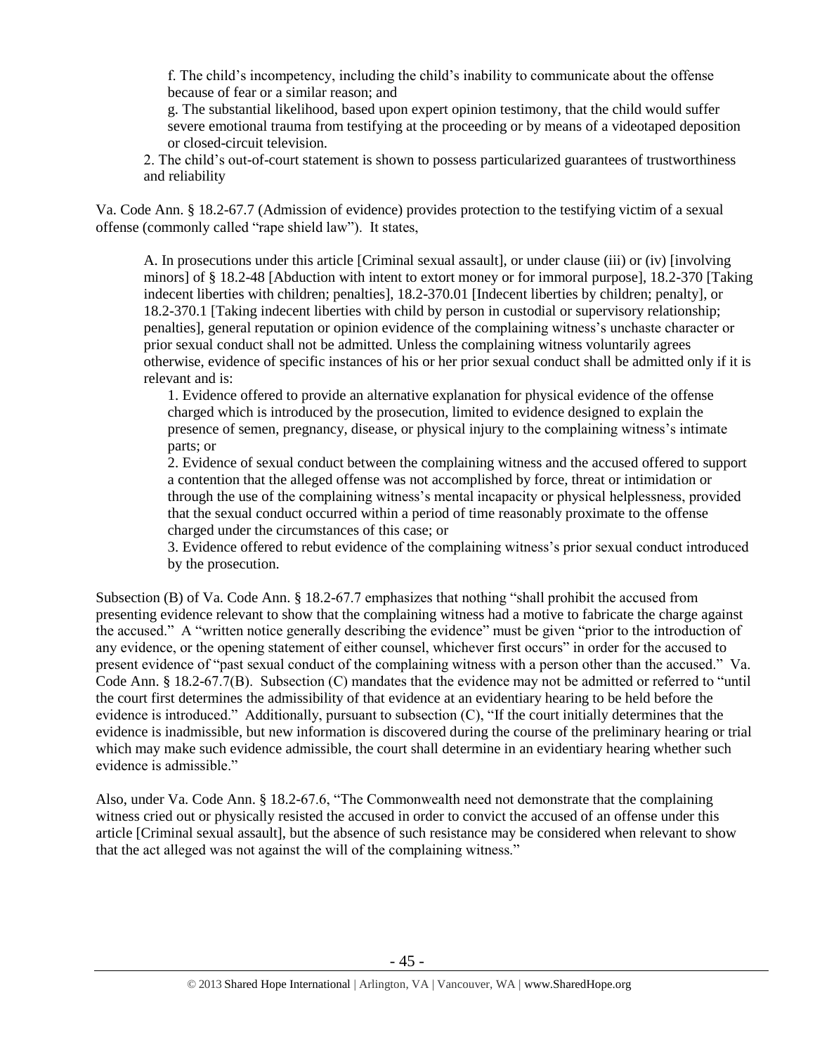f. The child's incompetency, including the child's inability to communicate about the offense because of fear or a similar reason; and

g. The substantial likelihood, based upon expert opinion testimony, that the child would suffer severe emotional trauma from testifying at the proceeding or by means of a videotaped deposition or closed-circuit television.

2. The child's out-of-court statement is shown to possess particularized guarantees of trustworthiness and reliability

Va. Code Ann. § 18.2-67.7 (Admission of evidence) provides protection to the testifying victim of a sexual offense (commonly called "rape shield law"). It states,

> A. In prosecutions under this article [Criminal sexual assault], or under clause (iii) or (iv) [involving minors] of § 18.2-48 [Abduction with intent to extort money or for immoral purpose], 18.2-370 [Taking indecent liberties with children; penalties], 18.2-370.01 [Indecent liberties by children; penalty], or 18.2-370.1 [Taking indecent liberties with child by person in custodial or supervisory relationship; penalties], general reputation or opinion evidence of the complaining witness's unchaste character or prior sexual conduct shall not be admitted. Unless the complaining witness voluntarily agrees otherwise, evidence of specific instances of his or her prior sexual conduct shall be admitted only if it is relevant and is:
>
> 1. Evidence offered to provide an alternative explanation for physical evidence of the offense charged which is introduced by the prosecution, limited to evidence designed to explain the presence of semen, pregnancy, disease, or physical injury to the complaining witness's intimate parts; or
>
> 2. Evidence of sexual conduct between the complaining witness and the accused offered to support a contention that the alleged offense was not accomplished by force, threat or intimidation or through the use of the complaining witness's mental incapacity or physical helplessness, provided that the sexual conduct occurred within a period of time reasonably proximate to the offense charged under the circumstances of this case; or
>
> 3. Evidence offered to rebut evidence of the complaining witness's prior sexual conduct introduced by the prosecution.

Subsection (B) of Va. Code Ann. § 18.2-67.7 emphasizes that nothing "shall prohibit the accused from presenting evidence relevant to show that the complaining witness had a motive to fabricate the charge against the accused." A "written notice generally describing the evidence" must be given "prior to the introduction of any evidence, or the opening statement of either counsel, whichever first occurs" in order for the accused to present evidence of "past sexual conduct of the complaining witness with a person other than the accused." Va. Code Ann. § 18.2-67.7(B). Subsection (C) mandates that the evidence may not be admitted or referred to "until the court first determines the admissibility of that evidence at an evidentiary hearing to be held before the evidence is introduced." Additionally, pursuant to subsection (C), "If the court initially determines that the evidence is inadmissible, but new information is discovered during the course of the preliminary hearing or trial which may make such evidence admissible, the court shall determine in an evidentiary hearing whether such evidence is admissible."

Also, under Va. Code Ann. § 18.2-67.6, "The Commonwealth need not demonstrate that the complaining witness cried out or physically resisted the accused in order to convict the accused of an offense under this article [Criminal sexual assault], but the absence of such resistance may be considered when relevant to show that the act alleged was not against the will of the complaining witness."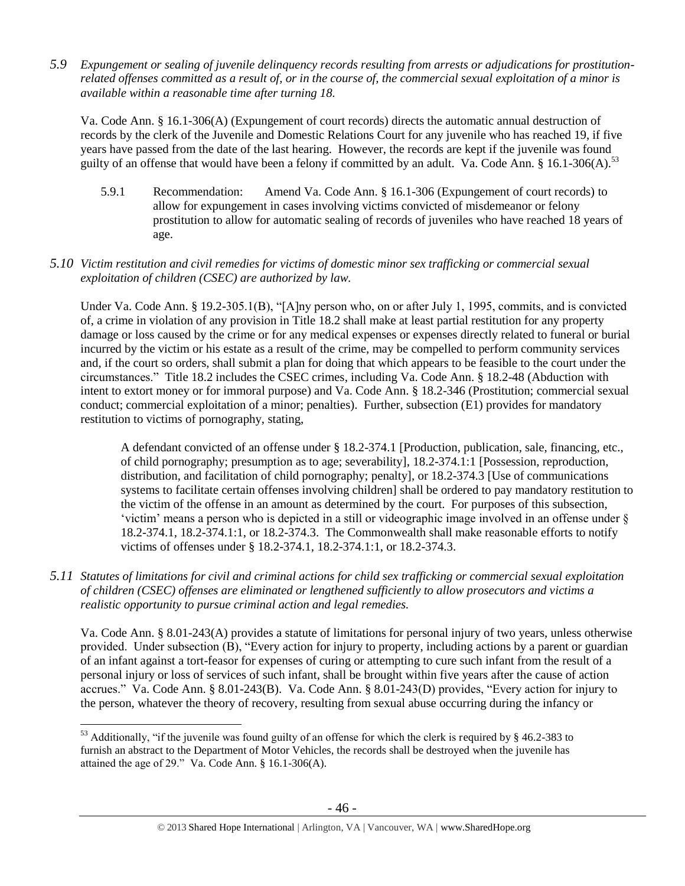*5.9 Expungement or sealing of juvenile delinquency records resulting from arrests or adjudications for prostitution-related offenses committed as a result of, or in the course of, the commercial sexual exploitation of a minor is available within a reasonable time after turning 18.*

Va. Code Ann. § 16.1-306(A) (Expungement of court records) directs the automatic annual destruction of records by the clerk of the Juvenile and Domestic Relations Court for any juvenile who has reached 19, if five years have passed from the date of the last hearing. However, the records are kept if the juvenile was found guilty of an offense that would have been a felony if committed by an adult. Va. Code Ann. § 16.1-306(A).[53]

5.9.1 Recommendation: Amend Va. Code Ann. § 16.1-306 (Expungement of court records) to allow for expungement in cases involving victims convicted of misdemeanor or felony prostitution to allow for automatic sealing of records of juveniles who have reached 18 years of age.

*5.10 Victim restitution and civil remedies for victims of domestic minor sex trafficking or commercial sexual exploitation of children (CSEC) are authorized by law.*

Under Va. Code Ann. § 19.2-305.1(B), "[A]ny person who, on or after July 1, 1995, commits, and is convicted of, a crime in violation of any provision in Title 18.2 shall make at least partial restitution for any property damage or loss caused by the crime or for any medical expenses or expenses directly related to funeral or burial incurred by the victim or his estate as a result of the crime, may be compelled to perform community services and, if the court so orders, shall submit a plan for doing that which appears to be feasible to the court under the circumstances." Title 18.2 includes the CSEC crimes, including Va. Code Ann. § 18.2-48 (Abduction with intent to extort money or for immoral purpose) and Va. Code Ann. § 18.2-346 (Prostitution; commercial sexual conduct; commercial exploitation of a minor; penalties). Further, subsection (E1) provides for mandatory restitution to victims of pornography, stating,

> A defendant convicted of an offense under § 18.2-374.1 [Production, publication, sale, financing, etc., of child pornography; presumption as to age; severability], 18.2-374.1:1 [Possession, reproduction, distribution, and facilitation of child pornography; penalty], or 18.2-374.3 [Use of communications systems to facilitate certain offenses involving children] shall be ordered to pay mandatory restitution to the victim of the offense in an amount as determined by the court. For purposes of this subsection, 'victim' means a person who is depicted in a still or videographic image involved in an offense under § 18.2-374.1, 18.2-374.1:1, or 18.2-374.3. The Commonwealth shall make reasonable efforts to notify victims of offenses under § 18.2-374.1, 18.2-374.1:1, or 18.2-374.3.

*5.11 Statutes of limitations for civil and criminal actions for child sex trafficking or commercial sexual exploitation of children (CSEC) offenses are eliminated or lengthened sufficiently to allow prosecutors and victims a realistic opportunity to pursue criminal action and legal remedies.*

Va. Code Ann. § 8.01-243(A) provides a statute of limitations for personal injury of two years, unless otherwise provided. Under subsection (B), "Every action for injury to property, including actions by a parent or guardian of an infant against a tort-feasor for expenses of curing or attempting to cure such infant from the result of a personal injury or loss of services of such infant, shall be brought within five years after the cause of action accrues." Va. Code Ann. § 8.01-243(B). Va. Code Ann. § 8.01-243(D) provides, "Every action for injury to the person, whatever the theory of recovery, resulting from sexual abuse occurring during the infancy or

---

[53] Additionally, "if the juvenile was found guilty of an offense for which the clerk is required by § 46.2-383 to furnish an abstract to the Department of Motor Vehicles, the records shall be destroyed when the juvenile has attained the age of 29." Va. Code Ann. § 16.1-306(A).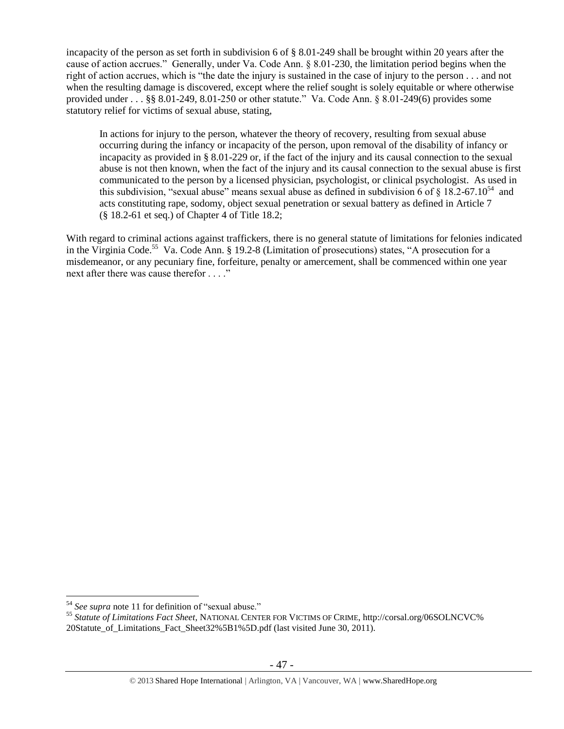incapacity of the person as set forth in subdivision 6 of § 8.01-249 shall be brought within 20 years after the cause of action accrues." Generally, under Va. Code Ann. § 8.01-230, the limitation period begins when the right of action accrues, which is "the date the injury is sustained in the case of injury to the person . . . and not when the resulting damage is discovered, except where the relief sought is solely equitable or where otherwise provided under . . . §§ 8.01-249, 8.01-250 or other statute." Va. Code Ann. § 8.01-249(6) provides some statutory relief for victims of sexual abuse, stating,

> In actions for injury to the person, whatever the theory of recovery, resulting from sexual abuse occurring during the infancy or incapacity of the person, upon removal of the disability of infancy or incapacity as provided in § 8.01-229 or, if the fact of the injury and its causal connection to the sexual abuse is not then known, when the fact of the injury and its causal connection to the sexual abuse is first communicated to the person by a licensed physician, psychologist, or clinical psychologist. As used in this subdivision, "sexual abuse" means sexual abuse as defined in subdivision 6 of § 18.2-67.10[54] and acts constituting rape, sodomy, object sexual penetration or sexual battery as defined in Article 7 (§ 18.2-61 et seq.) of Chapter 4 of Title 18.2;

With regard to criminal actions against traffickers, there is no general statute of limitations for felonies indicated in the Virginia Code.[55] Va. Code Ann. § 19.2-8 (Limitation of prosecutions) states, "A prosecution for a misdemeanor, or any pecuniary fine, forfeiture, penalty or amercement, shall be commenced within one year next after there was cause therefor . . . ."

---

[54] *See supra* note 11 for definition of "sexual abuse."

[55] *Statute of Limitations Fact Sheet*, NATIONAL CENTER FOR VICTIMS OF CRIME, http://corsal.org/06SOLNCVC%20Statute_of_Limitations_Fact_Sheet32%5B1%5D.pdf (last visited June 30, 2011).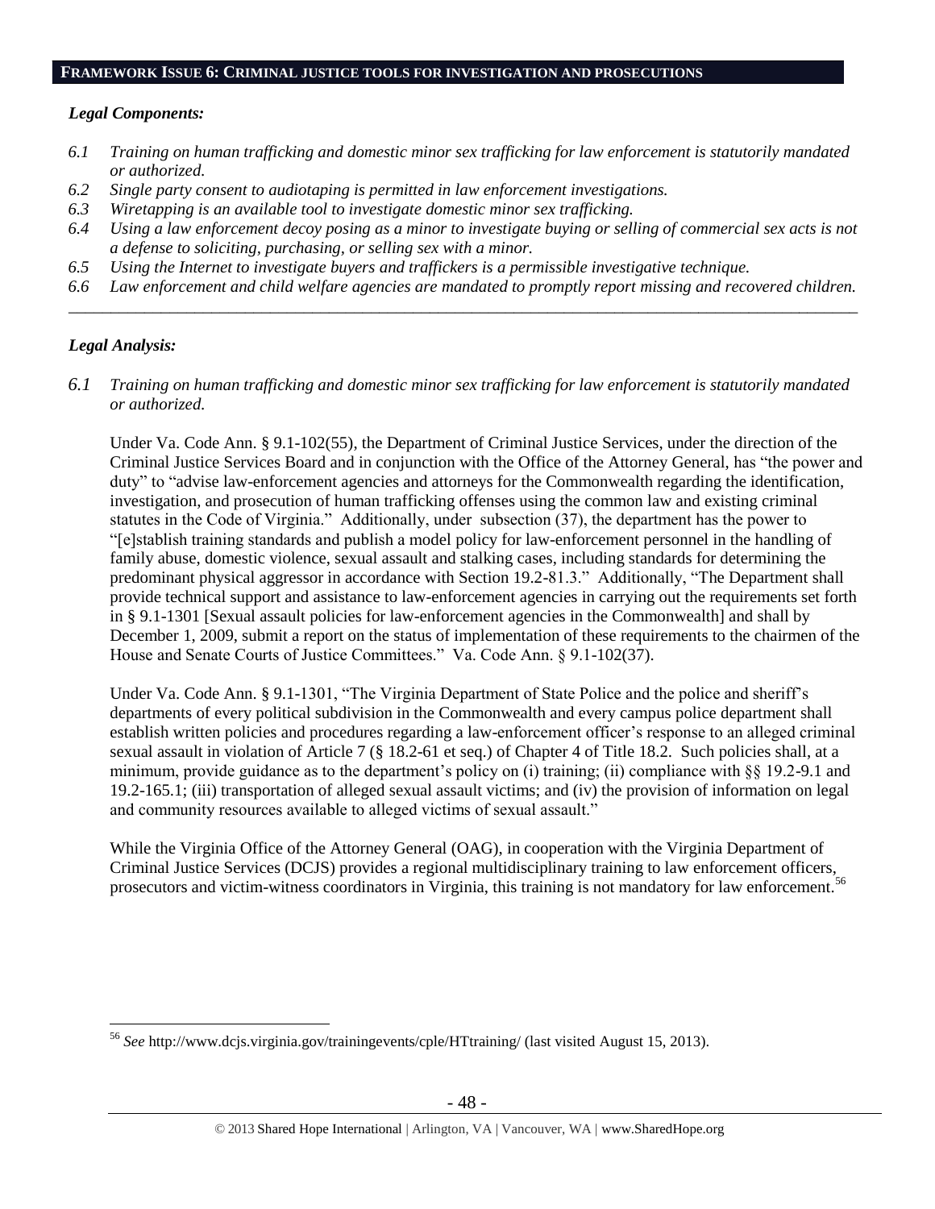## FRAMEWORK ISSUE 6: CRIMINAL JUSTICE TOOLS FOR INVESTIGATION AND PROSECUTIONS

### *Legal Components:*

*6.1 Training on human trafficking and domestic minor sex trafficking for law enforcement is statutorily mandated or authorized.*

*6.2 Single party consent to audiotaping is permitted in law enforcement investigations.*

*6.3 Wiretapping is an available tool to investigate domestic minor sex trafficking.*

*6.4 Using a law enforcement decoy posing as a minor to investigate buying or selling of commercial sex acts is not a defense to soliciting, purchasing, or selling sex with a minor.*

*6.5 Using the Internet to investigate buyers and traffickers is a permissible investigative technique.*

*6.6 Law enforcement and child welfare agencies are mandated to promptly report missing and recovered children.*

---

### *Legal Analysis:*

*6.1 Training on human trafficking and domestic minor sex trafficking for law enforcement is statutorily mandated or authorized.*

Under Va. Code Ann. § 9.1-102(55), the Department of Criminal Justice Services, under the direction of the Criminal Justice Services Board and in conjunction with the Office of the Attorney General, has "the power and duty" to "advise law-enforcement agencies and attorneys for the Commonwealth regarding the identification, investigation, and prosecution of human trafficking offenses using the common law and existing criminal statutes in the Code of Virginia." Additionally, under subsection (37), the department has the power to "[e]stablish training standards and publish a model policy for law-enforcement personnel in the handling of family abuse, domestic violence, sexual assault and stalking cases, including standards for determining the predominant physical aggressor in accordance with Section 19.2-81.3." Additionally, "The Department shall provide technical support and assistance to law-enforcement agencies in carrying out the requirements set forth in § 9.1-1301 [Sexual assault policies for law-enforcement agencies in the Commonwealth] and shall by December 1, 2009, submit a report on the status of implementation of these requirements to the chairmen of the House and Senate Courts of Justice Committees." Va. Code Ann. § 9.1-102(37).

Under Va. Code Ann. § 9.1-1301, "The Virginia Department of State Police and the police and sheriff's departments of every political subdivision in the Commonwealth and every campus police department shall establish written policies and procedures regarding a law-enforcement officer's response to an alleged criminal sexual assault in violation of Article 7 (§ 18.2-61 et seq.) of Chapter 4 of Title 18.2. Such policies shall, at a minimum, provide guidance as to the department's policy on (i) training; (ii) compliance with §§ 19.2-9.1 and 19.2-165.1; (iii) transportation of alleged sexual assault victims; and (iv) the provision of information on legal and community resources available to alleged victims of sexual assault."

While the Virginia Office of the Attorney General (OAG), in cooperation with the Virginia Department of Criminal Justice Services (DCJS) provides a regional multidisciplinary training to law enforcement officers, prosecutors and victim-witness coordinators in Virginia, this training is not mandatory for law enforcement.[56]

---

[56] *See* http://www.dcjs.virginia.gov/trainingevents/cple/HTtraining/ (last visited August 15, 2013).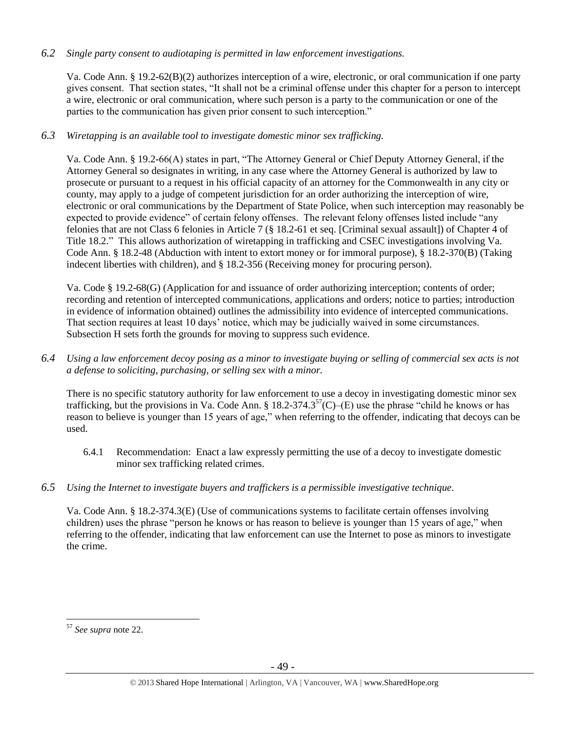*6.2 Single party consent to audiotaping is permitted in law enforcement investigations.*

Va. Code Ann. § 19.2-62(B)(2) authorizes interception of a wire, electronic, or oral communication if one party gives consent. That section states, "It shall not be a criminal offense under this chapter for a person to intercept a wire, electronic or oral communication, where such person is a party to the communication or one of the parties to the communication has given prior consent to such interception."

*6.3 Wiretapping is an available tool to investigate domestic minor sex trafficking.*

Va. Code Ann. § 19.2-66(A) states in part, "The Attorney General or Chief Deputy Attorney General, if the Attorney General so designates in writing, in any case where the Attorney General is authorized by law to prosecute or pursuant to a request in his official capacity of an attorney for the Commonwealth in any city or county, may apply to a judge of competent jurisdiction for an order authorizing the interception of wire, electronic or oral communications by the Department of State Police, when such interception may reasonably be expected to provide evidence" of certain felony offenses. The relevant felony offenses listed include "any felonies that are not Class 6 felonies in Article 7 (§ 18.2-61 et seq. [Criminal sexual assault]) of Chapter 4 of Title 18.2." This allows authorization of wiretapping in trafficking and CSEC investigations involving Va. Code Ann. § 18.2-48 (Abduction with intent to extort money or for immoral purpose), § 18.2-370(B) (Taking indecent liberties with children), and § 18.2-356 (Receiving money for procuring person).

Va. Code § 19.2-68(G) (Application for and issuance of order authorizing interception; contents of order; recording and retention of intercepted communications, applications and orders; notice to parties; introduction in evidence of information obtained) outlines the admissibility into evidence of intercepted communications. That section requires at least 10 days' notice, which may be judicially waived in some circumstances. Subsection H sets forth the grounds for moving to suppress such evidence.

*6.4 Using a law enforcement decoy posing as a minor to investigate buying or selling of commercial sex acts is not a defense to soliciting, purchasing, or selling sex with a minor.*

There is no specific statutory authority for law enforcement to use a decoy in investigating domestic minor sex trafficking, but the provisions in Va. Code Ann. § 18.2-374.3[57](C)–(E) use the phrase "child he knows or has reason to believe is younger than 15 years of age," when referring to the offender, indicating that decoys can be used.

6.4.1 Recommendation: Enact a law expressly permitting the use of a decoy to investigate domestic minor sex trafficking related crimes.

*6.5 Using the Internet to investigate buyers and traffickers is a permissible investigative technique.*

Va. Code Ann. § 18.2-374.3(E) (Use of communications systems to facilitate certain offenses involving children) uses the phrase "person he knows or has reason to believe is younger than 15 years of age," when referring to the offender, indicating that law enforcement can use the Internet to pose as minors to investigate the crime.

---

[57] *See supra* note 22.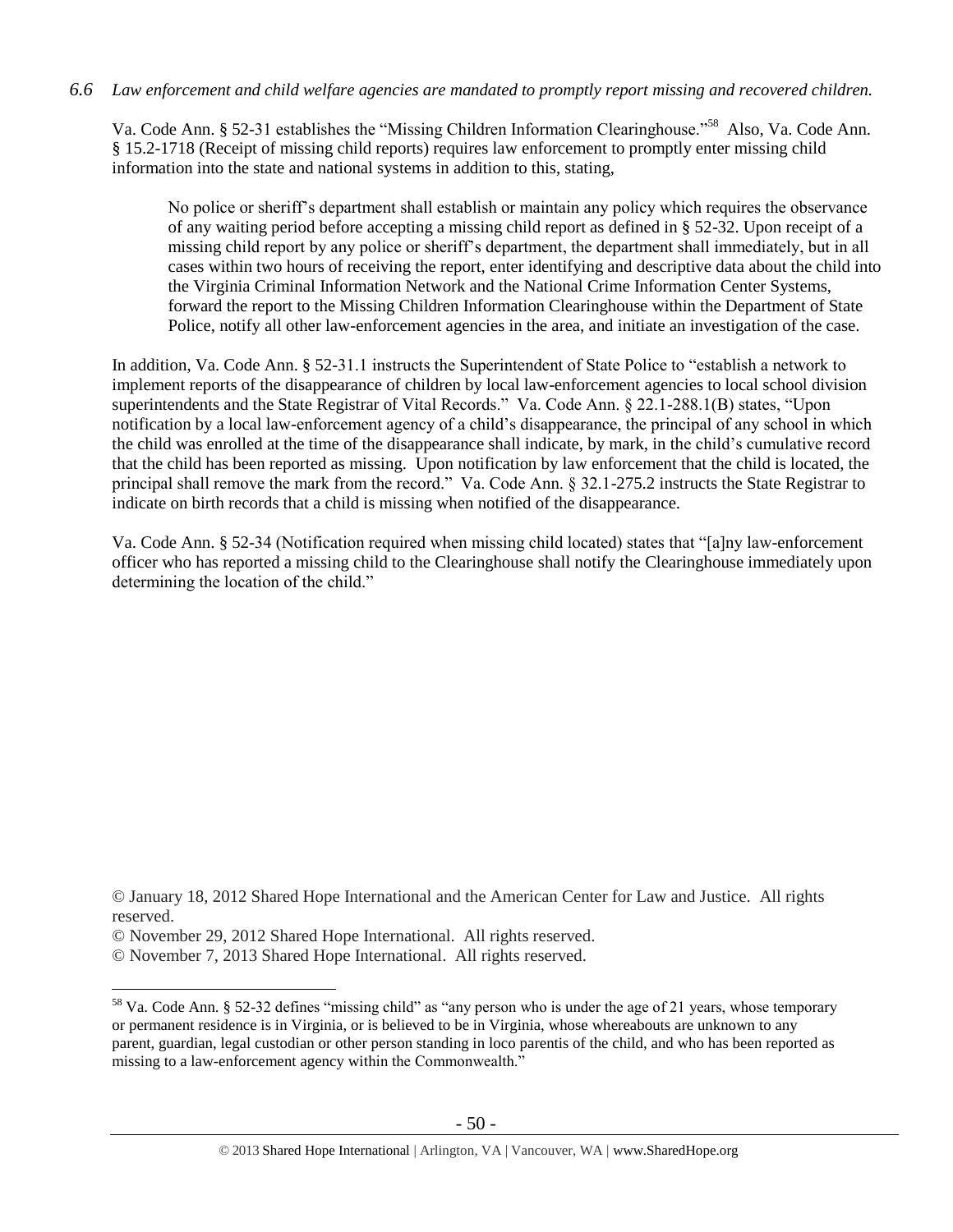*6.6 Law enforcement and child welfare agencies are mandated to promptly report missing and recovered children.*

Va. Code Ann. § 52-31 establishes the "Missing Children Information Clearinghouse."[58] Also, Va. Code Ann. § 15.2-1718 (Receipt of missing child reports) requires law enforcement to promptly enter missing child information into the state and national systems in addition to this, stating,

> No police or sheriff's department shall establish or maintain any policy which requires the observance of any waiting period before accepting a missing child report as defined in § 52-32. Upon receipt of a missing child report by any police or sheriff's department, the department shall immediately, but in all cases within two hours of receiving the report, enter identifying and descriptive data about the child into the Virginia Criminal Information Network and the National Crime Information Center Systems, forward the report to the Missing Children Information Clearinghouse within the Department of State Police, notify all other law-enforcement agencies in the area, and initiate an investigation of the case.

In addition, Va. Code Ann. § 52-31.1 instructs the Superintendent of State Police to "establish a network to implement reports of the disappearance of children by local law-enforcement agencies to local school division superintendents and the State Registrar of Vital Records." Va. Code Ann. § 22.1-288.1(B) states, "Upon notification by a local law-enforcement agency of a child's disappearance, the principal of any school in which the child was enrolled at the time of the disappearance shall indicate, by mark, in the child's cumulative record that the child has been reported as missing. Upon notification by law enforcement that the child is located, the principal shall remove the mark from the record." Va. Code Ann. § 32.1-275.2 instructs the State Registrar to indicate on birth records that a child is missing when notified of the disappearance.

Va. Code Ann. § 52-34 (Notification required when missing child located) states that "[a]ny law-enforcement officer who has reported a missing child to the Clearinghouse shall notify the Clearinghouse immediately upon determining the location of the child."

© January 18, 2012 Shared Hope International and the American Center for Law and Justice. All rights reserved.
© November 29, 2012 Shared Hope International. All rights reserved.
© November 7, 2013 Shared Hope International. All rights reserved.

---

[58] Va. Code Ann. § 52-32 defines "missing child" as "any person who is under the age of 21 years, whose temporary or permanent residence is in Virginia, or is believed to be in Virginia, whose whereabouts are unknown to any parent, guardian, legal custodian or other person standing in loco parentis of the child, and who has been reported as missing to a law-enforcement agency within the Commonwealth."